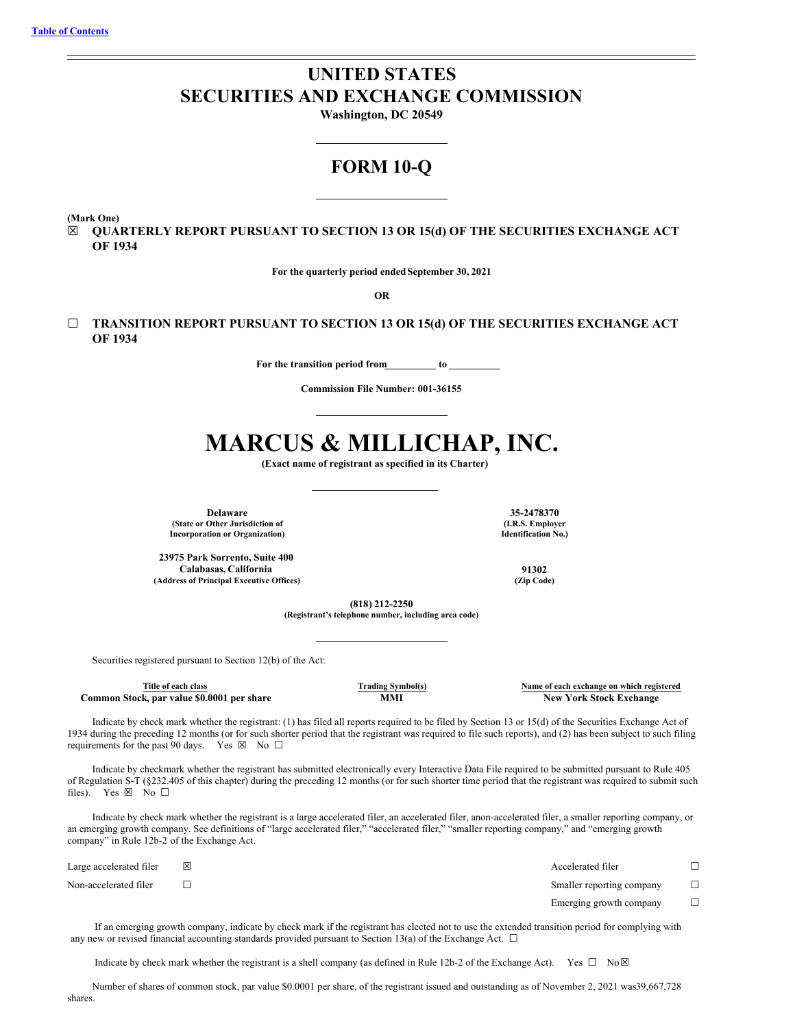[Table of Contents](#)

# UNITED STATES
# SECURITIES AND EXCHANGE COMMISSION

**Washington, DC 20549**

## FORM 10-Q

**(Mark One)**

☒ **QUARTERLY REPORT PURSUANT TO SECTION 13 OR 15(d) OF THE SECURITIES EXCHANGE ACT OF 1934**

**For the quarterly period ended September 30, 2021**

**OR**

☐ **TRANSITION REPORT PURSUANT TO SECTION 13 OR 15(d) OF THE SECURITIES EXCHANGE ACT OF 1934**

**For the transition period from\_\_\_\_\_\_\_\_\_\_ to \_\_\_\_\_\_\_\_\_\_**

**Commission File Number: 001-36155**

# MARCUS & MILLICHAP, INC.

**(Exact name of registrant as specified in its Charter)**

| | |
|---|---|
| **Delaware**<br>**(State or Other Jurisdiction of Incorporation or Organization)** | **35-2478370**<br>**(I.R.S. Employer Identification No.)** |
| **23975 Park Sorrento, Suite 400**<br>**Calabasas, California**<br>**(Address of Principal Executive Offices)** | **91302**<br>**(Zip Code)** |

**(818) 212-2250**
**(Registrant's telephone number, including area code)**

Securities registered pursuant to Section 12(b) of the Act:

| Title of each class | Trading Symbol(s) | Name of each exchange on which registered |
|---|---|---|
| **Common Stock, par value $0.0001 per share** | **MMI** | **New York Stock Exchange** |

Indicate by check mark whether the registrant: (1) has filed all reports required to be filed by Section 13 or 15(d) of the Securities Exchange Act of 1934 during the preceding 12 months (or for such shorter period that the registrant was required to file such reports), and (2) has been subject to such filing requirements for the past 90 days. Yes ☒ No ☐

Indicate by checkmark whether the registrant has submitted electronically every Interactive Data File required to be submitted pursuant to Rule 405 of Regulation S-T (§232.405 of this chapter) during the preceding 12 months (or for such shorter time period that the registrant was required to submit such files). Yes ☒ No ☐

Indicate by check mark whether the registrant is a large accelerated filer, an accelerated filer, anon-accelerated filer, a smaller reporting company, or an emerging growth company. See definitions of "large accelerated filer," "accelerated filer," "smaller reporting company," and "emerging growth company" in Rule 12b-2 of the Exchange Act.

| | | | |
|---|---|---|---|
| Large accelerated filer | ☒ | Accelerated filer | ☐ |
| Non-accelerated filer | ☐ | Smaller reporting company | ☐ |
| | | Emerging growth company | ☐ |

If an emerging growth company, indicate by check mark if the registrant has elected not to use the extended transition period for complying with any new or revised financial accounting standards provided pursuant to Section 13(a) of the Exchange Act. ☐

Indicate by check mark whether the registrant is a shell company (as defined in Rule 12b-2 of the Exchange Act). Yes ☐ No☒

Number of shares of common stock, par value $0.0001 per share, of the registrant issued and outstanding as of November 2, 2021 was39,667,728 shares.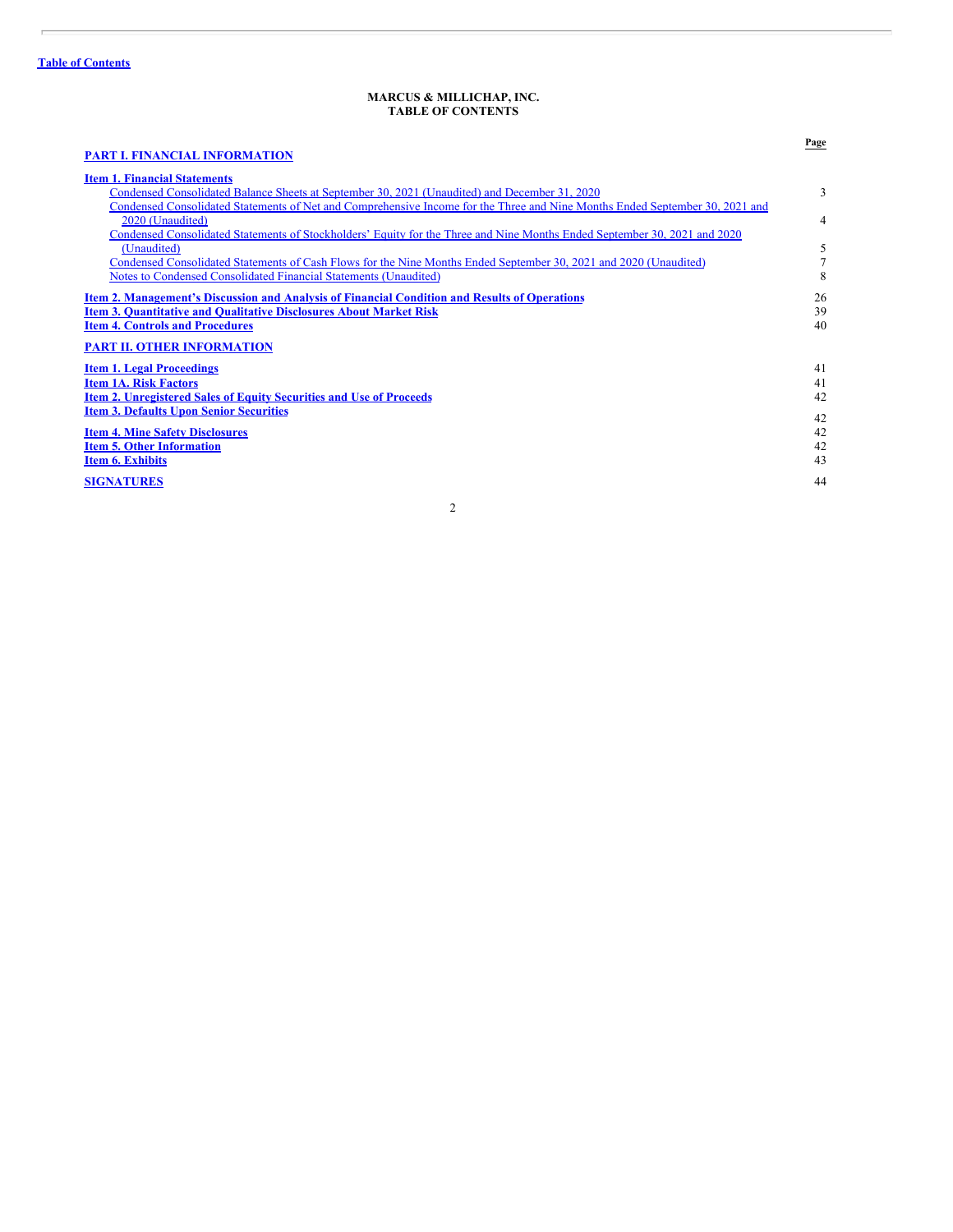[Table of Contents](#)

**MARCUS & MILLICHAP, INC.**
**TABLE OF CONTENTS**

| | Page |
|---|---|
| **PART I. FINANCIAL INFORMATION** | |
| **Item 1. Financial Statements** | |
| Condensed Consolidated Balance Sheets at September 30, 2021 (Unaudited) and December 31, 2020 | 3 |
| Condensed Consolidated Statements of Net and Comprehensive Income for the Three and Nine Months Ended September 30, 2021 and 2020 (Unaudited) | 4 |
| Condensed Consolidated Statements of Stockholders' Equity for the Three and Nine Months Ended September 30, 2021 and 2020 (Unaudited) | 5 |
| Condensed Consolidated Statements of Cash Flows for the Nine Months Ended September 30, 2021 and 2020 (Unaudited) | 7 |
| Notes to Condensed Consolidated Financial Statements (Unaudited) | 8 |
| **Item 2. Management's Discussion and Analysis of Financial Condition and Results of Operations** | 26 |
| **Item 3. Quantitative and Qualitative Disclosures About Market Risk** | 39 |
| **Item 4. Controls and Procedures** | 40 |
| **PART II. OTHER INFORMATION** | |
| **Item 1. Legal Proceedings** | 41 |
| **Item 1A. Risk Factors** | 41 |
| **Item 2. Unregistered Sales of Equity Securities and Use of Proceeds** | 42 |
| **Item 3. Defaults Upon Senior Securities** | 42 |
| **Item 4. Mine Safety Disclosures** | 42 |
| **Item 5. Other Information** | 42 |
| **Item 6. Exhibits** | 43 |
| **SIGNATURES** | 44 |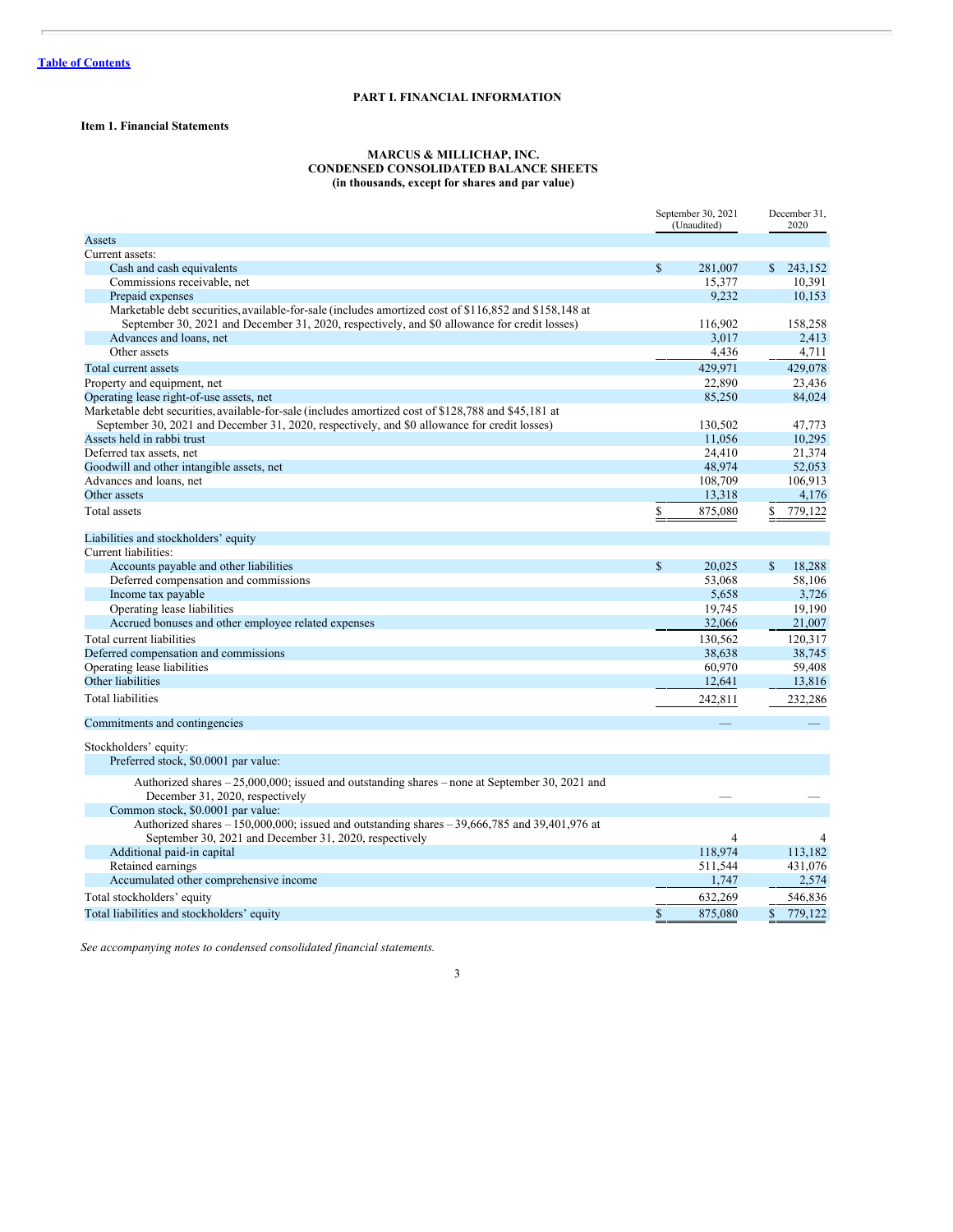[Table of Contents](#)

# PART I. FINANCIAL INFORMATION

## Item 1. Financial Statements

**MARCUS & MILLICHAP, INC.**
**CONDENSED CONSOLIDATED BALANCE SHEETS**
**(in thousands, except for shares and par value)**

| | September 30, 2021 (Unaudited) | December 31, 2020 |
|---|---|---|
| **Assets** | | |
| Current assets: | | |
| Cash and cash equivalents | $ 281,007 | $ 243,152 |
| Commissions receivable, net | 15,377 | 10,391 |
| Prepaid expenses | 9,232 | 10,153 |
| Marketable debt securities, available-for-sale (includes amortized cost of $116,852 and $158,148 at September 30, 2021 and December 31, 2020, respectively, and $0 allowance for credit losses) | 116,902 | 158,258 |
| Advances and loans, net | 3,017 | 2,413 |
| Other assets | 4,436 | 4,711 |
| Total current assets | 429,971 | 429,078 |
| Property and equipment, net | 22,890 | 23,436 |
| Operating lease right-of-use assets, net | 85,250 | 84,024 |
| Marketable debt securities, available-for-sale (includes amortized cost of $128,788 and $45,181 at September 30, 2021 and December 31, 2020, respectively, and $0 allowance for credit losses) | 130,502 | 47,773 |
| Assets held in rabbi trust | 11,056 | 10,295 |
| Deferred tax assets, net | 24,410 | 21,374 |
| Goodwill and other intangible assets, net | 48,974 | 52,053 |
| Advances and loans, net | 108,709 | 106,913 |
| Other assets | 13,318 | 4,176 |
| Total assets | $ 875,080 | $ 779,122 |
| **Liabilities and stockholders' equity** | | |
| Current liabilities: | | |
| Accounts payable and other liabilities | $ 20,025 | $ 18,288 |
| Deferred compensation and commissions | 53,068 | 58,106 |
| Income tax payable | 5,658 | 3,726 |
| Operating lease liabilities | 19,745 | 19,190 |
| Accrued bonuses and other employee related expenses | 32,066 | 21,007 |
| Total current liabilities | 130,562 | 120,317 |
| Deferred compensation and commissions | 38,638 | 38,745 |
| Operating lease liabilities | 60,970 | 59,408 |
| Other liabilities | 12,641 | 13,816 |
| Total liabilities | 242,811 | 232,286 |
| Commitments and contingencies | — | — |
| Stockholders' equity: | | |
| Preferred stock, $0.0001 par value: | | |
| Authorized shares – 25,000,000; issued and outstanding shares – none at September 30, 2021 and December 31, 2020, respectively | — | — |
| Common stock, $0.0001 par value: | | |
| Authorized shares – 150,000,000; issued and outstanding shares – 39,666,785 and 39,401,976 at September 30, 2021 and December 31, 2020, respectively | 4 | 4 |
| Additional paid-in capital | 118,974 | 113,182 |
| Retained earnings | 511,544 | 431,076 |
| Accumulated other comprehensive income | 1,747 | 2,574 |
| Total stockholders' equity | 632,269 | 546,836 |
| Total liabilities and stockholders' equity | $ 875,080 | $ 779,122 |

*See accompanying notes to condensed consolidated financial statements.*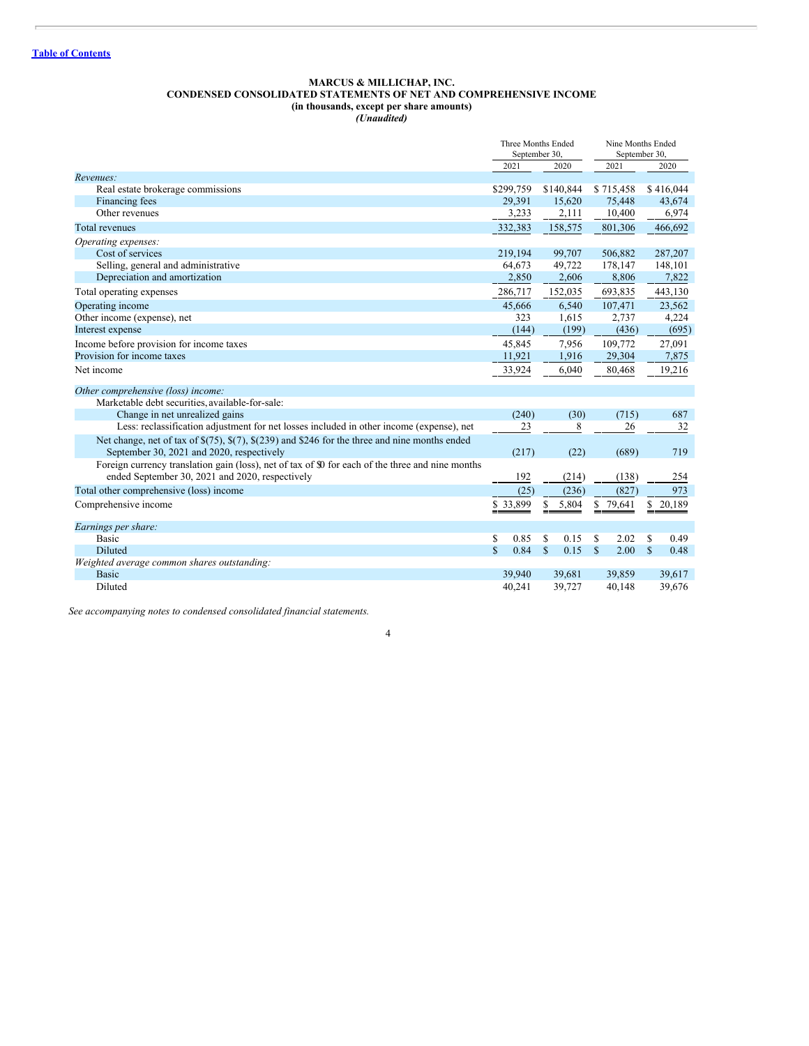[Table of Contents](#)

**MARCUS & MILLICHAP, INC.**
**CONDENSED CONSOLIDATED STATEMENTS OF NET AND COMPREHENSIVE INCOME**
**(in thousands, except per share amounts)**
***(Unaudited)***

| | Three Months Ended September 30, | | Nine Months Ended September 30, | |
|---|---|---|---|---|
| | 2021 | 2020 | 2021 | 2020 |
| *Revenues:* | | | | |
| Real estate brokerage commissions | $299,759 | $140,844 | $ 715,458 | $ 416,044 |
| Financing fees | 29,391 | 15,620 | 75,448 | 43,674 |
| Other revenues | 3,233 | 2,111 | 10,400 | 6,974 |
| Total revenues | 332,383 | 158,575 | 801,306 | 466,692 |
| *Operating expenses:* | | | | |
| Cost of services | 219,194 | 99,707 | 506,882 | 287,207 |
| Selling, general and administrative | 64,673 | 49,722 | 178,147 | 148,101 |
| Depreciation and amortization | 2,850 | 2,606 | 8,806 | 7,822 |
| Total operating expenses | 286,717 | 152,035 | 693,835 | 443,130 |
| Operating income | 45,666 | 6,540 | 107,471 | 23,562 |
| Other income (expense), net | 323 | 1,615 | 2,737 | 4,224 |
| Interest expense | (144) | (199) | (436) | (695) |
| Income before provision for income taxes | 45,845 | 7,956 | 109,772 | 27,091 |
| Provision for income taxes | 11,921 | 1,916 | 29,304 | 7,875 |
| Net income | 33,924 | 6,040 | 80,468 | 19,216 |
| *Other comprehensive (loss) income:* | | | | |
| Marketable debt securities, available-for-sale: | | | | |
| Change in net unrealized gains | (240) | (30) | (715) | 687 |
| Less: reclassification adjustment for net losses included in other income (expense), net | 23 | 8 | 26 | 32 |
| Net change, net of tax of $(75), $(7), $(239) and $246 for the three and nine months ended September 30, 2021 and 2020, respectively | (217) | (22) | (689) | 719 |
| Foreign currency translation gain (loss), net of tax of $0 for each of the three and nine months ended September 30, 2021 and 2020, respectively | 192 | (214) | (138) | 254 |
| Total other comprehensive (loss) income | (25) | (236) | (827) | 973 |
| Comprehensive income | $ 33,899 | $ 5,804 | $ 79,641 | $ 20,189 |
| *Earnings per share:* | | | | |
| Basic | $ 0.85 | $ 0.15 | $ 2.02 | $ 0.49 |
| Diluted | $ 0.84 | $ 0.15 | $ 2.00 | $ 0.48 |
| *Weighted average common shares outstanding:* | | | | |
| Basic | 39,940 | 39,681 | 39,859 | 39,617 |
| Diluted | 40,241 | 39,727 | 40,148 | 39,676 |

*See accompanying notes to condensed consolidated financial statements.*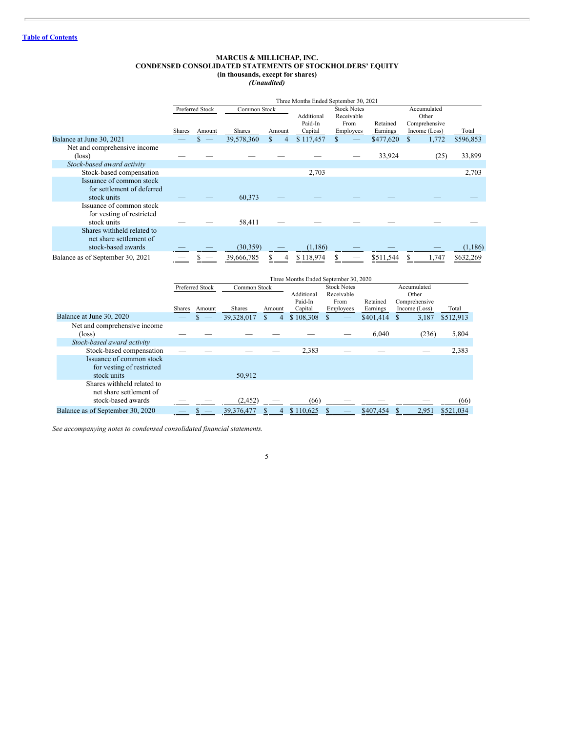[Table of Contents](#)

**MARCUS & MILLICHAP, INC.**
**CONDENSED CONSOLIDATED STATEMENTS OF STOCKHOLDERS' EQUITY**
**(in thousands, except for shares)**
***(Unaudited)***

| | Three Months Ended September 30, 2021 | | | | | | | | |
|---|---|---|---|---|---|---|---|---|---|
| | Preferred Stock | | Common Stock | | Additional Paid-In Capital | Stock Notes Receivable From Employees | Retained Earnings | Accumulated Other Comprehensive Income (Loss) | Total |
| | Shares | Amount | Shares | Amount | | | | | |
| Balance at June 30, 2021 | — | $ — | 39,578,360 | $ 4 | $ 117,457 | $ — | $477,620 | $ 1,772 | $596,853 |
| Net and comprehensive income (loss) | — | — | — | — | — | — | 33,924 | (25) | 33,899 |
| *Stock-based award activity* | | | | | | | | | |
| Stock-based compensation | — | — | — | — | 2,703 | — | — | — | 2,703 |
| Issuance of common stock for settlement of deferred stock units | — | — | 60,373 | — | — | — | — | — | — |
| Issuance of common stock for vesting of restricted stock units | — | — | 58,411 | — | — | — | — | — | — |
| Shares withheld related to net share settlement of stock-based awards | — | — | (30,359) | — | (1,186) | — | — | — | (1,186) |
| Balance as of September 30, 2021 | — | $ — | 39,666,785 | $ 4 | $ 118,974 | $ — | $511,544 | $ 1,747 | $632,269 |

| | Three Months Ended September 30, 2020 | | | | | | | | |
|---|---|---|---|---|---|---|---|---|---|
| | Preferred Stock | | Common Stock | | Additional Paid-In Capital | Stock Notes Receivable From Employees | Retained Earnings | Accumulated Other Comprehensive Income (Loss) | Total |
| | Shares | Amount | Shares | Amount | | | | | |
| Balance at June 30, 2020 | — | $ — | 39,328,017 | $ 4 | $ 108,308 | $ — | $401,414 | $ 3,187 | $512,913 |
| Net and comprehensive income (loss) | — | — | — | — | — | — | 6,040 | (236) | 5,804 |
| *Stock-based award activity* | | | | | | | | | |
| Stock-based compensation | — | — | — | — | 2,383 | — | — | — | 2,383 |
| Issuance of common stock for vesting of restricted stock units | — | — | 50,912 | — | — | — | — | — | — |
| Shares withheld related to net share settlement of stock-based awards | — | — | (2,452) | — | (66) | — | — | — | (66) |
| Balance as of September 30, 2020 | — | $ — | 39,376,477 | $ 4 | $ 110,625 | $ — | $407,454 | $ 2,951 | $521,034 |

*See accompanying notes to condensed consolidated financial statements.*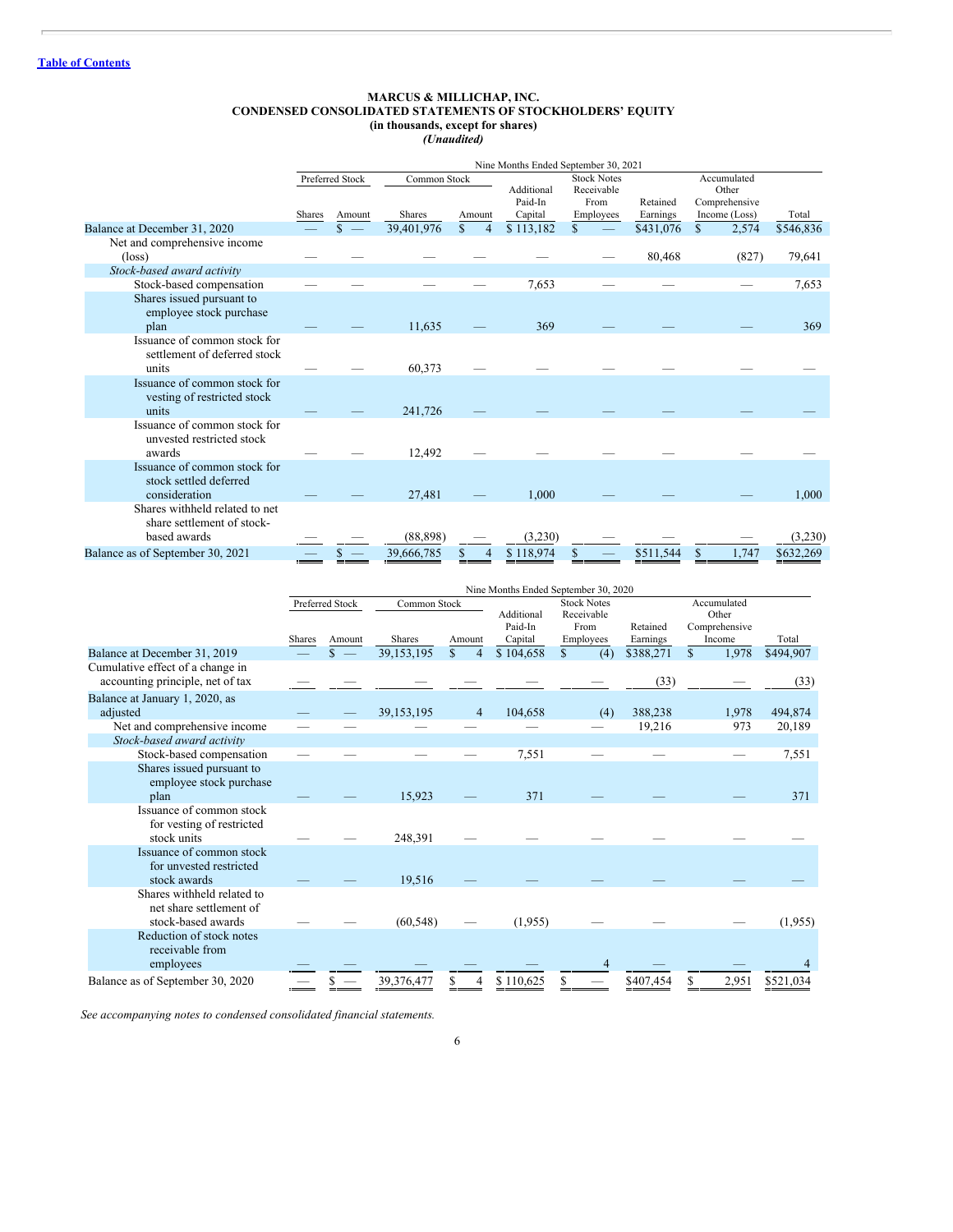**MARCUS & MILLICHAP, INC.**
**CONDENSED CONSOLIDATED STATEMENTS OF STOCKHOLDERS' EQUITY**
**(in thousands, except for shares)**
***(Unaudited)***

| | Nine Months Ended September 30, 2021 | | | | | | | | |
|---|---|---|---|---|---|---|---|---|---|
| | Preferred Stock | | Common Stock | | Additional Paid-In Capital | Stock Notes Receivable From Employees | Retained Earnings | Accumulated Other Comprehensive Income (Loss) | Total |
| | Shares | Amount | Shares | Amount | | | | | |
| Balance at December 31, 2020 | — | $ — | 39,401,976 | $ 4 | $ 113,182 | $ — | $431,076 | $ 2,574 | $546,836 |
| Net and comprehensive income (loss) | — | — | — | — | — | — | 80,468 | (827) | 79,641 |
| *Stock-based award activity* | | | | | | | | | |
| Stock-based compensation | — | — | — | — | 7,653 | — | — | — | 7,653 |
| Shares issued pursuant to employee stock purchase plan | — | — | 11,635 | — | 369 | — | — | — | 369 |
| Issuance of common stock for settlement of deferred stock units | — | — | 60,373 | — | — | — | — | — | — |
| Issuance of common stock for vesting of restricted stock units | — | — | 241,726 | — | — | — | — | — | — |
| Issuance of common stock for unvested restricted stock awards | — | — | 12,492 | — | — | — | — | — | — |
| Issuance of common stock for stock settled deferred consideration | — | — | 27,481 | — | 1,000 | — | — | — | 1,000 |
| Shares withheld related to net share settlement of stock-based awards | — | — | (88,898) | — | (3,230) | — | — | — | (3,230) |
| Balance as of September 30, 2021 | — | $ — | 39,666,785 | $ 4 | $ 118,974 | $ — | $511,544 | $ 1,747 | $632,269 |

| | Nine Months Ended September 30, 2020 | | | | | | | | |
|---|---|---|---|---|---|---|---|---|---|
| | Preferred Stock | | Common Stock | | Additional Paid-In Capital | Stock Notes Receivable From Employees | Retained Earnings | Accumulated Other Comprehensive Income | Total |
| | Shares | Amount | Shares | Amount | | | | | |
| Balance at December 31, 2019 | — | $ — | 39,153,195 | $ 4 | $ 104,658 | $ (4) | $388,271 | $ 1,978 | $494,907 |
| Cumulative effect of a change in accounting principle, net of tax | — | — | — | — | — | — | (33) | — | (33) |
| Balance at January 1, 2020, as adjusted | — | — | 39,153,195 | 4 | 104,658 | (4) | 388,238 | 1,978 | 494,874 |
| Net and comprehensive income | — | — | — | — | — | — | 19,216 | 973 | 20,189 |
| *Stock-based award activity* | | | | | | | | | |
| Stock-based compensation | — | — | — | — | 7,551 | — | — | — | 7,551 |
| Shares issued pursuant to employee stock purchase plan | — | — | 15,923 | — | 371 | — | — | — | 371 |
| Issuance of common stock for vesting of restricted stock units | — | — | 248,391 | — | — | — | — | — | — |
| Issuance of common stock for unvested restricted stock awards | — | — | 19,516 | — | — | — | — | — | — |
| Shares withheld related to net share settlement of stock-based awards | — | — | (60,548) | — | (1,955) | — | — | — | (1,955) |
| Reduction of stock notes receivable from employees | — | — | — | — | — | 4 | — | — | 4 |
| Balance as of September 30, 2020 | — | $ — | 39,376,477 | $ 4 | $ 110,625 | $ — | $407,454 | $ 2,951 | $521,034 |

*See accompanying notes to condensed consolidated financial statements.*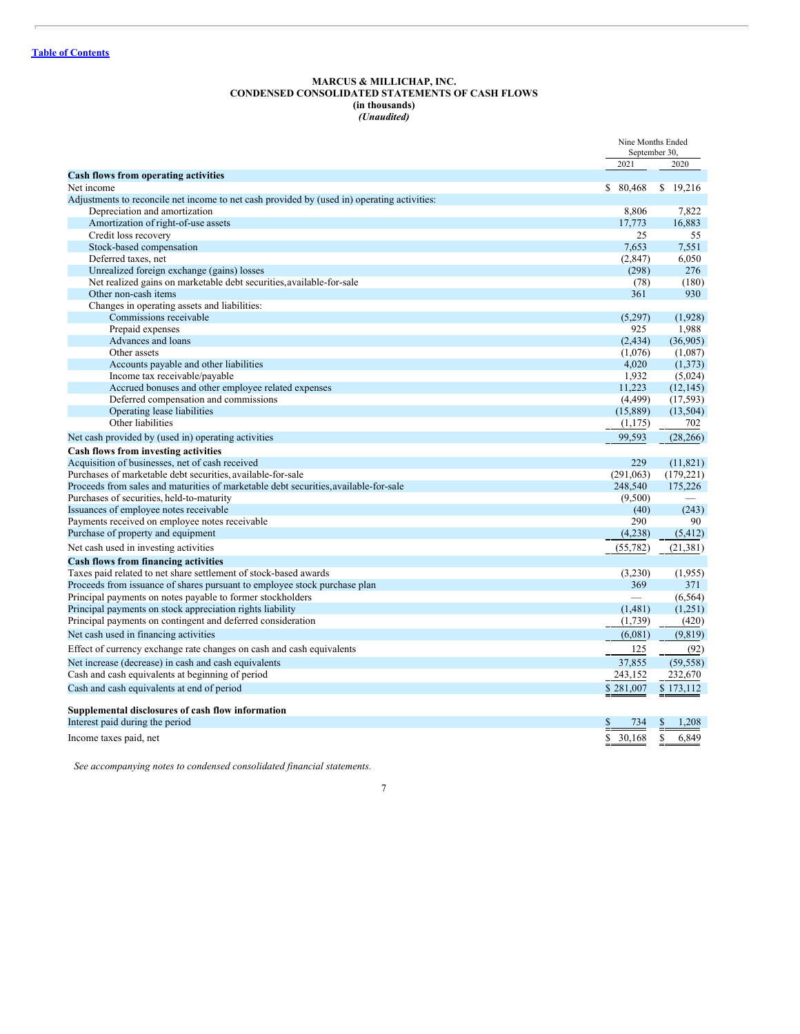[Table of Contents](#)

**MARCUS & MILLICHAP, INC.**
**CONDENSED CONSOLIDATED STATEMENTS OF CASH FLOWS**
**(in thousands)**
***(Unaudited)***

| | Nine Months Ended September 30, | |
|---|---|---|
| | 2021 | 2020 |
| **Cash flows from operating activities** | | |
| Net income | $ 80,468 | $ 19,216 |
| Adjustments to reconcile net income to net cash provided by (used in) operating activities: | | |
| Depreciation and amortization | 8,806 | 7,822 |
| Amortization of right-of-use assets | 17,773 | 16,883 |
| Credit loss recovery | 25 | 55 |
| Stock-based compensation | 7,653 | 7,551 |
| Deferred taxes, net | (2,847) | 6,050 |
| Unrealized foreign exchange (gains) losses | (298) | 276 |
| Net realized gains on marketable debt securities, available-for-sale | (78) | (180) |
| Other non-cash items | 361 | 930 |
| Changes in operating assets and liabilities: | | |
| Commissions receivable | (5,297) | (1,928) |
| Prepaid expenses | 925 | 1,988 |
| Advances and loans | (2,434) | (36,905) |
| Other assets | (1,076) | (1,087) |
| Accounts payable and other liabilities | 4,020 | (1,373) |
| Income tax receivable/payable | 1,932 | (5,024) |
| Accrued bonuses and other employee related expenses | 11,223 | (12,145) |
| Deferred compensation and commissions | (4,499) | (17,593) |
| Operating lease liabilities | (15,889) | (13,504) |
| Other liabilities | (1,175) | 702 |
| Net cash provided by (used in) operating activities | 99,593 | (28,266) |
| **Cash flows from investing activities** | | |
| Acquisition of businesses, net of cash received | 229 | (11,821) |
| Purchases of marketable debt securities, available-for-sale | (291,063) | (179,221) |
| Proceeds from sales and maturities of marketable debt securities, available-for-sale | 248,540 | 175,226 |
| Purchases of securities, held-to-maturity | (9,500) | — |
| Issuances of employee notes receivable | (40) | (243) |
| Payments received on employee notes receivable | 290 | 90 |
| Purchase of property and equipment | (4,238) | (5,412) |
| Net cash used in investing activities | (55,782) | (21,381) |
| **Cash flows from financing activities** | | |
| Taxes paid related to net share settlement of stock-based awards | (3,230) | (1,955) |
| Proceeds from issuance of shares pursuant to employee stock purchase plan | 369 | 371 |
| Principal payments on notes payable to former stockholders | — | (6,564) |
| Principal payments on stock appreciation rights liability | (1,481) | (1,251) |
| Principal payments on contingent and deferred consideration | (1,739) | (420) |
| Net cash used in financing activities | (6,081) | (9,819) |
| Effect of currency exchange rate changes on cash and cash equivalents | 125 | (92) |
| Net increase (decrease) in cash and cash equivalents | 37,855 | (59,558) |
| Cash and cash equivalents at beginning of period | 243,152 | 232,670 |
| Cash and cash equivalents at end of period | $ 281,007 | $ 173,112 |
| | | |
| **Supplemental disclosures of cash flow information** | | |
| Interest paid during the period | $ 734 | $ 1,208 |
| Income taxes paid, net | $ 30,168 | $ 6,849 |

*See accompanying notes to condensed consolidated financial statements.*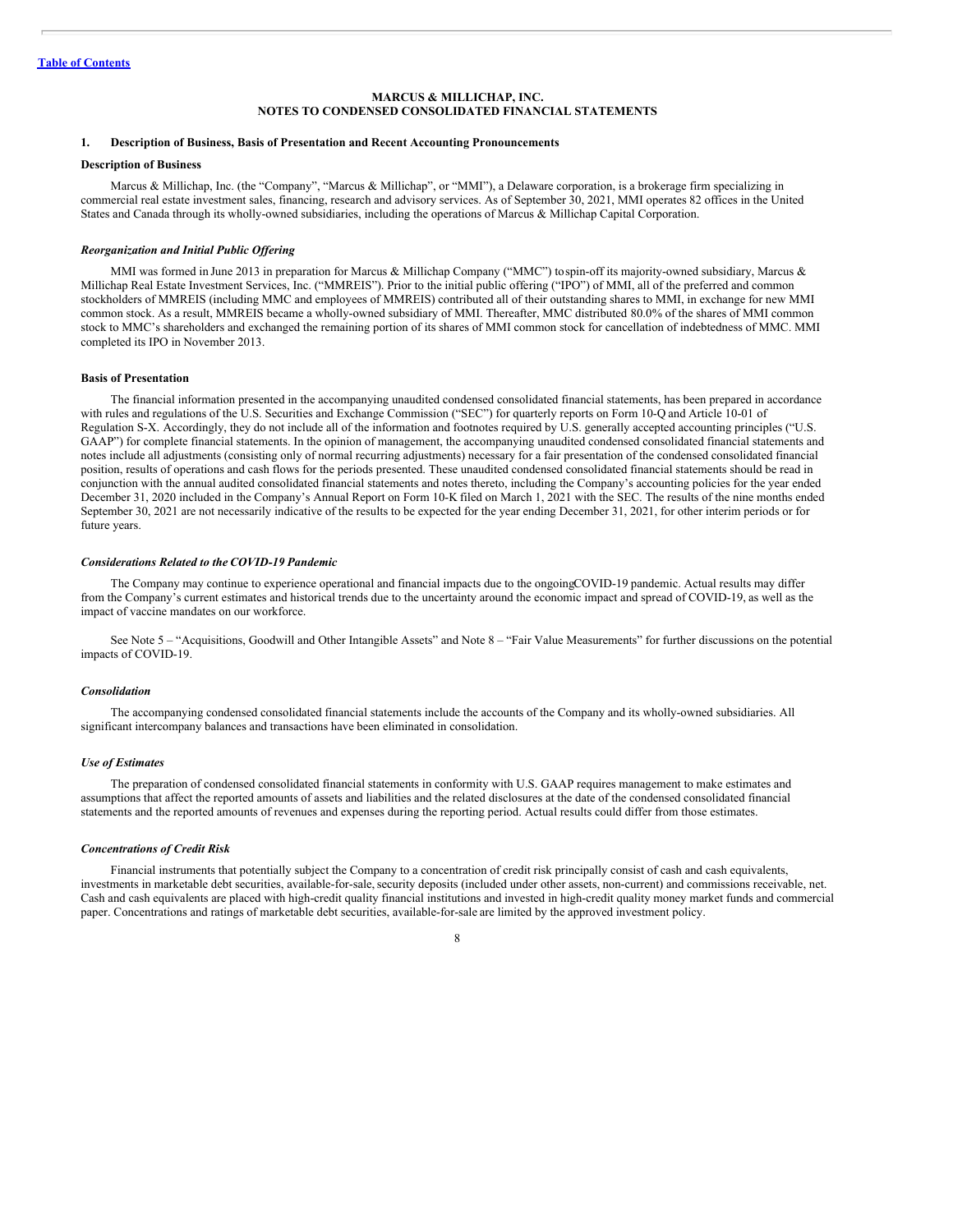[Table of Contents](#)

**MARCUS & MILLICHAP, INC.**
**NOTES TO CONDENSED CONSOLIDATED FINANCIAL STATEMENTS**

## 1. Description of Business, Basis of Presentation and Recent Accounting Pronouncements

### Description of Business

Marcus & Millichap, Inc. (the "Company", "Marcus & Millichap", or "MMI"), a Delaware corporation, is a brokerage firm specializing in commercial real estate investment sales, financing, research and advisory services. As of September 30, 2021, MMI operates 82 offices in the United States and Canada through its wholly-owned subsidiaries, including the operations of Marcus & Millichap Capital Corporation.

*Reorganization and Initial Public Offering*

MMI was formed in June 2013 in preparation for Marcus & Millichap Company ("MMC") to spin-off its majority-owned subsidiary, Marcus & Millichap Real Estate Investment Services, Inc. ("MMREIS"). Prior to the initial public offering ("IPO") of MMI, all of the preferred and common stockholders of MMREIS (including MMC and employees of MMREIS) contributed all of their outstanding shares to MMI, in exchange for new MMI common stock. As a result, MMREIS became a wholly-owned subsidiary of MMI. Thereafter, MMC distributed 80.0% of the shares of MMI common stock to MMC's shareholders and exchanged the remaining portion of its shares of MMI common stock for cancellation of indebtedness of MMC. MMI completed its IPO in November 2013.

### Basis of Presentation

The financial information presented in the accompanying unaudited condensed consolidated financial statements, has been prepared in accordance with rules and regulations of the U.S. Securities and Exchange Commission ("SEC") for quarterly reports on Form 10-Q and Article 10-01 of Regulation S-X. Accordingly, they do not include all of the information and footnotes required by U.S. generally accepted accounting principles ("U.S. GAAP") for complete financial statements. In the opinion of management, the accompanying unaudited condensed consolidated financial statements and notes include all adjustments (consisting only of normal recurring adjustments) necessary for a fair presentation of the condensed consolidated financial position, results of operations and cash flows for the periods presented. These unaudited condensed consolidated financial statements should be read in conjunction with the annual audited consolidated financial statements and notes thereto, including the Company's accounting policies for the year ended December 31, 2020 included in the Company's Annual Report on Form 10-K filed on March 1, 2021 with the SEC. The results of the nine months ended September 30, 2021 are not necessarily indicative of the results to be expected for the year ending December 31, 2021, for other interim periods or for future years.

*Considerations Related to the COVID-19 Pandemic*

The Company may continue to experience operational and financial impacts due to the ongoing COVID-19 pandemic. Actual results may differ from the Company's current estimates and historical trends due to the uncertainty around the economic impact and spread of COVID-19, as well as the impact of vaccine mandates on our workforce.

See Note 5 – "Acquisitions, Goodwill and Other Intangible Assets" and Note 8 – "Fair Value Measurements" for further discussions on the potential impacts of COVID-19.

*Consolidation*

The accompanying condensed consolidated financial statements include the accounts of the Company and its wholly-owned subsidiaries. All significant intercompany balances and transactions have been eliminated in consolidation.

*Use of Estimates*

The preparation of condensed consolidated financial statements in conformity with U.S. GAAP requires management to make estimates and assumptions that affect the reported amounts of assets and liabilities and the related disclosures at the date of the condensed consolidated financial statements and the reported amounts of revenues and expenses during the reporting period. Actual results could differ from those estimates.

*Concentrations of Credit Risk*

Financial instruments that potentially subject the Company to a concentration of credit risk principally consist of cash and cash equivalents, investments in marketable debt securities, available-for-sale, security deposits (included under other assets, non-current) and commissions receivable, net. Cash and cash equivalents are placed with high-credit quality financial institutions and invested in high-credit quality money market funds and commercial paper. Concentrations and ratings of marketable debt securities, available-for-sale are limited by the approved investment policy.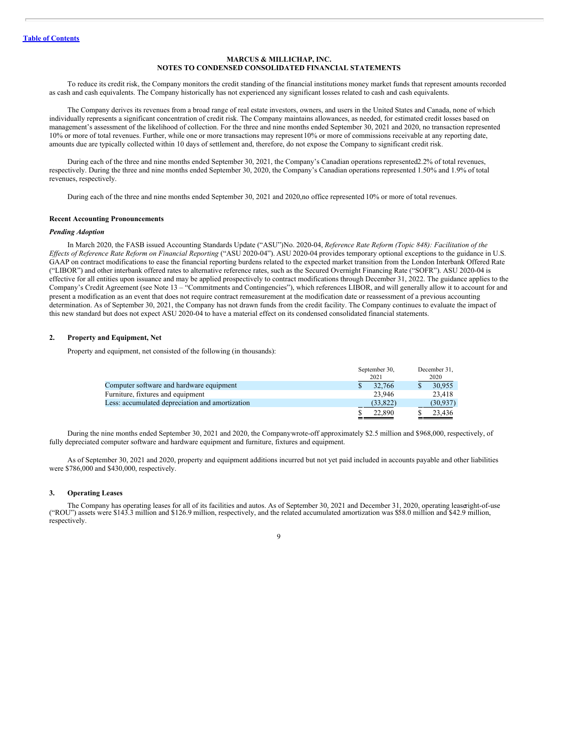**MARCUS & MILLICHAP, INC.**
**NOTES TO CONDENSED CONSOLIDATED FINANCIAL STATEMENTS**

To reduce its credit risk, the Company monitors the credit standing of the financial institutions money market funds that represent amounts recorded as cash and cash equivalents. The Company historically has not experienced any significant losses related to cash and cash equivalents.

The Company derives its revenues from a broad range of real estate investors, owners, and users in the United States and Canada, none of which individually represents a significant concentration of credit risk. The Company maintains allowances, as needed, for estimated credit losses based on management's assessment of the likelihood of collection. For the three and nine months ended September 30, 2021 and 2020, no transaction represented 10% or more of total revenues. Further, while one or more transactions may represent 10% or more of commissions receivable at any reporting date, amounts due are typically collected within 10 days of settlement and, therefore, do not expose the Company to significant credit risk.

During each of the three and nine months ended September 30, 2021, the Company's Canadian operations represented 2.2% of total revenues, respectively. During the three and nine months ended September 30, 2020, the Company's Canadian operations represented 1.50% and 1.9% of total revenues, respectively.

During each of the three and nine months ended September 30, 2021 and 2020, no office represented 10% or more of total revenues.

**Recent Accounting Pronouncements**

***Pending Adoption***

In March 2020, the FASB issued Accounting Standards Update ("ASU") No. 2020-04, *Reference Rate Reform (Topic 848): Facilitation of the Effects of Reference Rate Reform on Financial Reporting* ("ASU 2020-04"). ASU 2020-04 provides temporary optional exceptions to the guidance in U.S. GAAP on contract modifications to ease the financial reporting burdens related to the expected market transition from the London Interbank Offered Rate ("LIBOR") and other interbank offered rates to alternative reference rates, such as the Secured Overnight Financing Rate ("SOFR"). ASU 2020-04 is effective for all entities upon issuance and may be applied prospectively to contract modifications through December 31, 2022. The guidance applies to the Company's Credit Agreement (see Note 13 – "Commitments and Contingencies"), which references LIBOR, and will generally allow it to account for and present a modification as an event that does not require contract remeasurement at the modification date or reassessment of a previous accounting determination. As of September 30, 2021, the Company has not drawn funds from the credit facility. The Company continues to evaluate the impact of this new standard but does not expect ASU 2020-04 to have a material effect on its condensed consolidated financial statements.

## 2. Property and Equipment, Net

Property and equipment, net consisted of the following (in thousands):

| | September 30, 2021 | December 31, 2020 |
|---|---|---|
| Computer software and hardware equipment | $ 32,766 | $ 30,955 |
| Furniture, fixtures and equipment | 23,946 | 23,418 |
| Less: accumulated depreciation and amortization | (33,822) | (30,937) |
| | $ 22,890 | $ 23,436 |

During the nine months ended September 30, 2021 and 2020, the Company wrote-off approximately $2.5 million and $968,000, respectively, of fully depreciated computer software and hardware equipment and furniture, fixtures and equipment.

As of September 30, 2021 and 2020, property and equipment additions incurred but not yet paid included in accounts payable and other liabilities were $786,000 and $430,000, respectively.

## 3. Operating Leases

The Company has operating leases for all of its facilities and autos. As of September 30, 2021 and December 31, 2020, operating lease right-of-use ("ROU") assets were $143.3 million and $126.9 million, respectively, and the related accumulated amortization was $58.0 million and $42.9 million, respectively.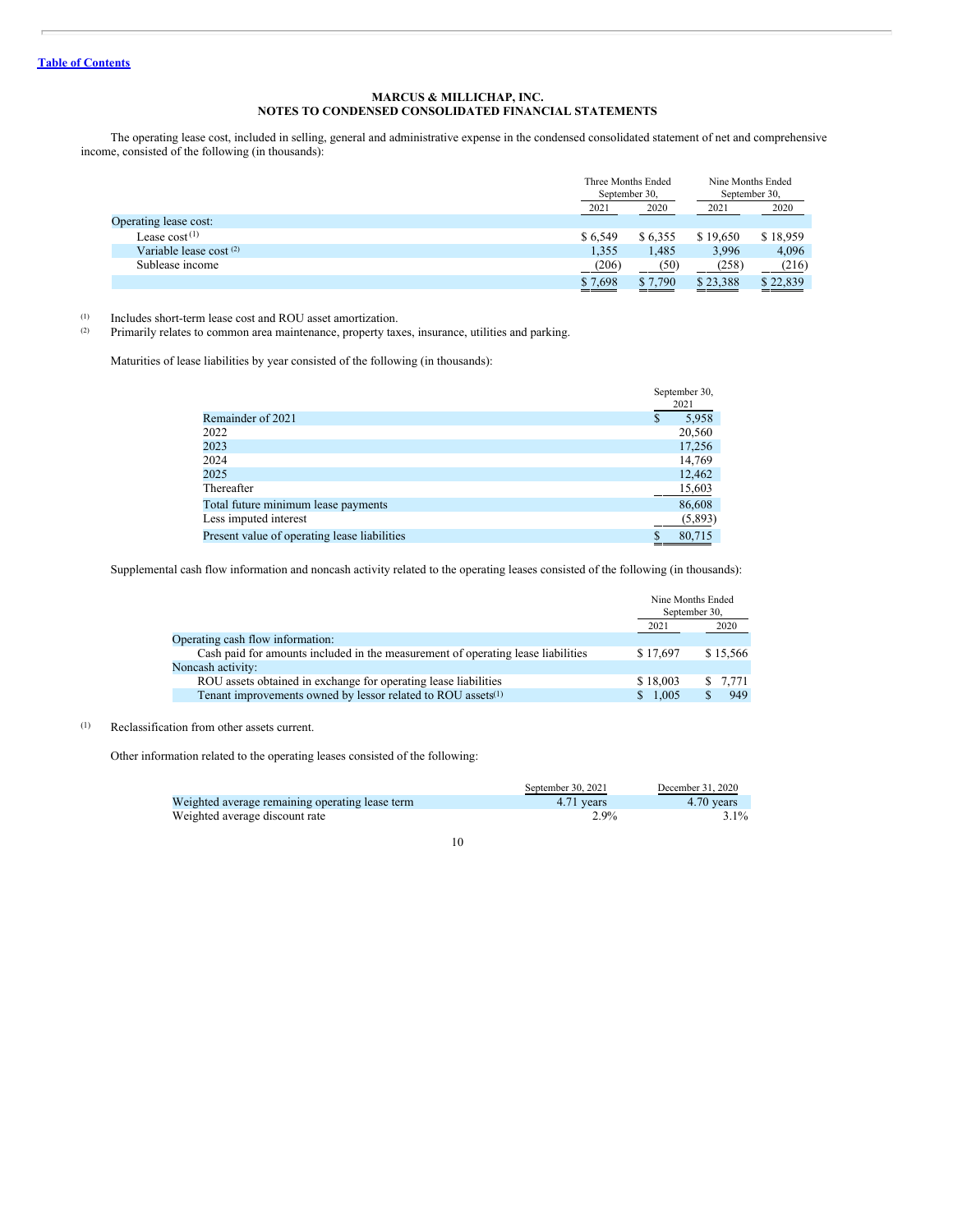**MARCUS & MILLICHAP, INC.**
**NOTES TO CONDENSED CONSOLIDATED FINANCIAL STATEMENTS**

The operating lease cost, included in selling, general and administrative expense in the condensed consolidated statement of net and comprehensive income, consisted of the following (in thousands):

| | Three Months Ended September 30, | | Nine Months Ended September 30, | |
|---|---|---|---|---|
| | 2021 | 2020 | 2021 | 2020 |
| Operating lease cost: | | | | |
| Lease cost [(1)] | $ 6,549 | $ 6,355 | $ 19,650 | $ 18,959 |
| Variable lease cost [(2)] | 1,355 | 1,485 | 3,996 | 4,096 |
| Sublease income | (206) | (50) | (258) | (216) |
| | $ 7,698 | $ 7,790 | $ 23,388 | $ 22,839 |

(1) Includes short-term lease cost and ROU asset amortization.
(2) Primarily relates to common area maintenance, property taxes, insurance, utilities and parking.

Maturities of lease liabilities by year consisted of the following (in thousands):

| | September 30, 2021 |
|---|---|
| Remainder of 2021 | $ 5,958 |
| 2022 | 20,560 |
| 2023 | 17,256 |
| 2024 | 14,769 |
| 2025 | 12,462 |
| Thereafter | 15,603 |
| Total future minimum lease payments | 86,608 |
| Less imputed interest | (5,893) |
| Present value of operating lease liabilities | $ 80,715 |

Supplemental cash flow information and noncash activity related to the operating leases consisted of the following (in thousands):

| | Nine Months Ended September 30, | |
|---|---|---|
| | 2021 | 2020 |
| Operating cash flow information: | | |
| Cash paid for amounts included in the measurement of operating lease liabilities | $ 17,697 | $ 15,566 |
| Noncash activity: | | |
| ROU assets obtained in exchange for operating lease liabilities | $ 18,003 | $ 7,771 |
| Tenant improvements owned by lessor related to ROU assets[(1)] | $ 1,005 | $ 949 |

(1) Reclassification from other assets current.

Other information related to the operating leases consisted of the following:

| | September 30, 2021 | December 31, 2020 |
|---|---|---|
| Weighted average remaining operating lease term | 4.71 years | 4.70 years |
| Weighted average discount rate | 2.9% | 3.1% |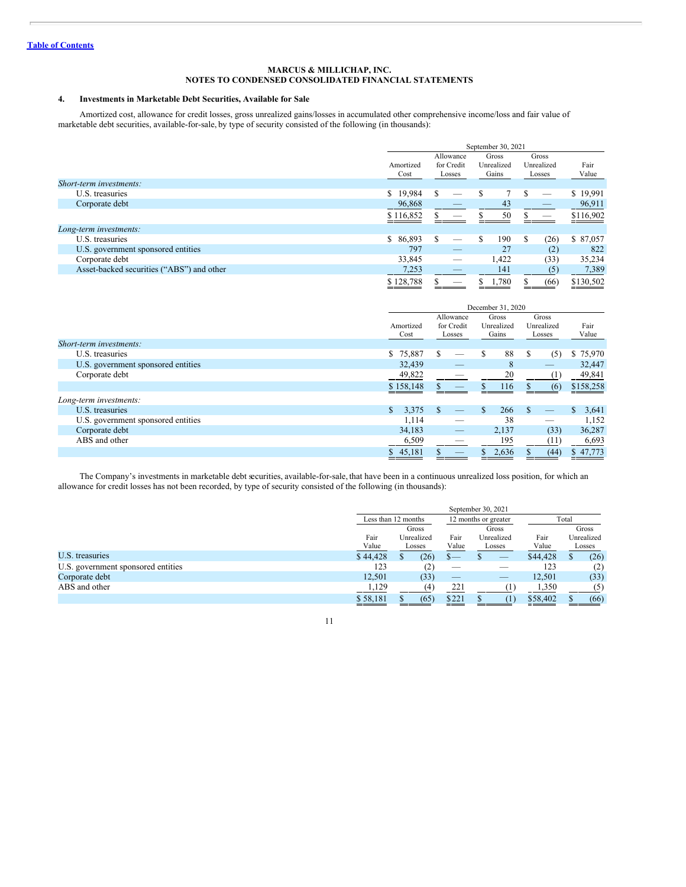**MARCUS & MILLICHAP, INC.**
**NOTES TO CONDENSED CONSOLIDATED FINANCIAL STATEMENTS**

### 4. Investments in Marketable Debt Securities, Available for Sale

Amortized cost, allowance for credit losses, gross unrealized gains/losses in accumulated other comprehensive income/loss and fair value of marketable debt securities, available-for-sale, by type of security consisted of the following (in thousands):

| | September 30, 2021 | | | | |
|---|---|---|---|---|---|
| | Amortized Cost | Allowance for Credit Losses | Gross Unrealized Gains | Gross Unrealized Losses | Fair Value |
| *Short-term investments:* | | | | | |
| U.S. treasuries | $ 19,984 | $ — | $ 7 | $ — | $ 19,991 |
| Corporate debt | 96,868 | — | 43 | — | 96,911 |
| | $ 116,852 | $ — | $ 50 | $ — | $116,902 |
| *Long-term investments:* | | | | | |
| U.S. treasuries | $ 86,893 | $ — | $ 190 | $ (26) | $ 87,057 |
| U.S. government sponsored entities | 797 | — | 27 | (2) | 822 |
| Corporate debt | 33,845 | — | 1,422 | (33) | 35,234 |
| Asset-backed securities ("ABS") and other | 7,253 | — | 141 | (5) | 7,389 |
| | $ 128,788 | $ — | $ 1,780 | $ (66) | $130,502 |

| | December 31, 2020 | | | | |
|---|---|---|---|---|---|
| | Amortized Cost | Allowance for Credit Losses | Gross Unrealized Gains | Gross Unrealized Losses | Fair Value |
| *Short-term investments:* | | | | | |
| U.S. treasuries | $ 75,887 | $ — | $ 88 | $ (5) | $ 75,970 |
| U.S. government sponsored entities | 32,439 | — | 8 | — | 32,447 |
| Corporate debt | 49,822 | — | 20 | (1) | 49,841 |
| | $ 158,148 | $ — | $ 116 | $ (6) | $158,258 |
| *Long-term investments:* | | | | | |
| U.S. treasuries | $ 3,375 | $ — | $ 266 | $ — | $ 3,641 |
| U.S. government sponsored entities | 1,114 | — | 38 | — | 1,152 |
| Corporate debt | 34,183 | — | 2,137 | (33) | 36,287 |
| ABS and other | 6,509 | — | 195 | (11) | 6,693 |
| | $ 45,181 | $ — | $ 2,636 | $ (44) | $ 47,773 |

The Company's investments in marketable debt securities, available-for-sale, that have been in a continuous unrealized loss position, for which an allowance for credit losses has not been recorded, by type of security consisted of the following (in thousands):

| | September 30, 2021 | | | | | |
|---|---|---|---|---|---|---|
| | Less than 12 months | | 12 months or greater | | Total | |
| | Fair Value | Gross Unrealized Losses | Fair Value | Gross Unrealized Losses | Fair Value | Gross Unrealized Losses |
| U.S. treasuries | $ 44,428 | $ (26) | $— | $ — | $44,428 | $ (26) |
| U.S. government sponsored entities | 123 | (2) | — | — | 123 | (2) |
| Corporate debt | 12,501 | (33) | — | — | 12,501 | (33) |
| ABS and other | 1,129 | (4) | 221 | (1) | 1,350 | (5) |
| | $ 58,181 | $ (65) | $221 | $ (1) | $58,402 | $ (66) |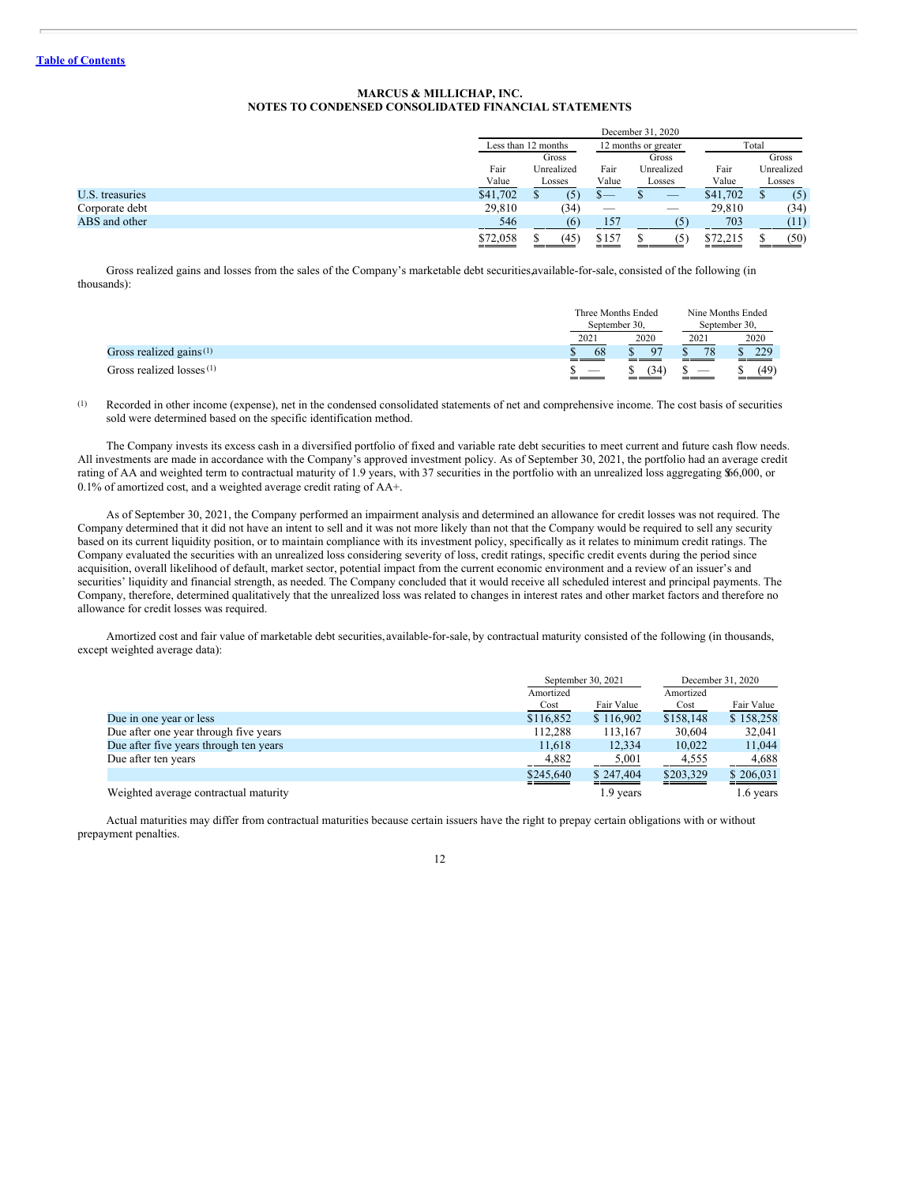| | December 31, 2020 | | | | | |
|---|---|---|---|---|---|---|
| | Less than 12 months | | 12 months or greater | | Total | |
| | Fair Value | Gross Unrealized Losses | Fair Value | Gross Unrealized Losses | Fair Value | Gross Unrealized Losses |
| U.S. treasuries | $41,702 | $ (5) | $— | $ — | $41,702 | $ (5) |
| Corporate debt | 29,810 | (34) | — | — | 29,810 | (34) |
| ABS and other | 546 | (6) | 157 | (5) | 703 | (11) |
| | $72,058 | $ (45) | $157 | $ (5) | $72,215 | $ (50) |

Gross realized gains and losses from the sales of the Company's marketable debt securities, available-for-sale, consisted of the following (in thousands):

| | Three Months Ended September 30, | | Nine Months Ended September 30, | |
|---|---|---|---|---|
| | 2021 | 2020 | 2021 | 2020 |
| Gross realized gains [(1)] | $ 68 | $ 97 | $ 78 | $ 229 |
| Gross realized losses [(1)] | $ — | $ (34) | $ — | $ (49) |

(1) Recorded in other income (expense), net in the condensed consolidated statements of net and comprehensive income. The cost basis of securities sold were determined based on the specific identification method.

The Company invests its excess cash in a diversified portfolio of fixed and variable rate debt securities to meet current and future cash flow needs. All investments are made in accordance with the Company's approved investment policy. As of September 30, 2021, the portfolio had an average credit rating of AA and weighted term to contractual maturity of 1.9 years, with 37 securities in the portfolio with an unrealized loss aggregating $66,000, or 0.1% of amortized cost, and a weighted average credit rating of AA+.

As of September 30, 2021, the Company performed an impairment analysis and determined an allowance for credit losses was not required. The Company determined that it did not have an intent to sell and it was not more likely than not that the Company would be required to sell any security based on its current liquidity position, or to maintain compliance with its investment policy, specifically as it relates to minimum credit ratings. The Company evaluated the securities with an unrealized loss considering severity of loss, credit ratings, specific credit events during the period since acquisition, overall likelihood of default, market sector, potential impact from the current economic environment and a review of an issuer's and securities' liquidity and financial strength, as needed. The Company concluded that it would receive all scheduled interest and principal payments. The Company, therefore, determined qualitatively that the unrealized loss was related to changes in interest rates and other market factors and therefore no allowance for credit losses was required.

Amortized cost and fair value of marketable debt securities, available-for-sale, by contractual maturity consisted of the following (in thousands, except weighted average data):

| | September 30, 2021 | | December 31, 2020 | |
|---|---|---|---|---|
| | Amortized Cost | Fair Value | Amortized Cost | Fair Value |
| Due in one year or less | $116,852 | $ 116,902 | $158,148 | $ 158,258 |
| Due after one year through five years | 112,288 | 113,167 | 30,604 | 32,041 |
| Due after five years through ten years | 11,618 | 12,334 | 10,022 | 11,044 |
| Due after ten years | 4,882 | 5,001 | 4,555 | 4,688 |
| | $245,640 | $ 247,404 | $203,329 | $ 206,031 |
| Weighted average contractual maturity | | 1.9 years | | 1.6 years |

Actual maturities may differ from contractual maturities because certain issuers have the right to prepay certain obligations with or without prepayment penalties.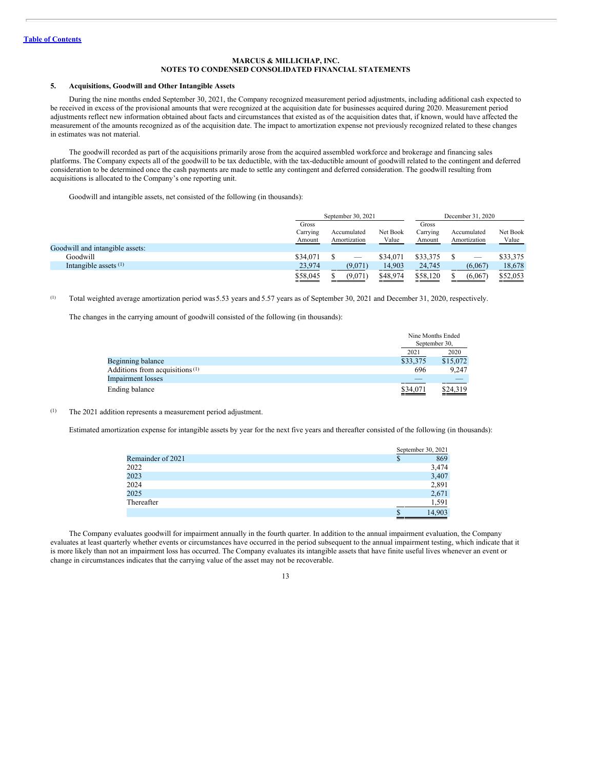MARCUS & MILLICHAP, INC.
NOTES TO CONDENSED CONSOLIDATED FINANCIAL STATEMENTS

## 5. Acquisitions, Goodwill and Other Intangible Assets

During the nine months ended September 30, 2021, the Company recognized measurement period adjustments, including additional cash expected to be received in excess of the provisional amounts that were recognized at the acquisition date for businesses acquired during 2020. Measurement period adjustments reflect new information obtained about facts and circumstances that existed as of the acquisition dates that, if known, would have affected the measurement of the amounts recognized as of the acquisition date. The impact to amortization expense not previously recognized related to these changes in estimates was not material.

The goodwill recorded as part of the acquisitions primarily arose from the acquired assembled workforce and brokerage and financing sales platforms. The Company expects all of the goodwill to be tax deductible, with the tax-deductible amount of goodwill related to the contingent and deferred consideration to be determined once the cash payments are made to settle any contingent and deferred consideration. The goodwill resulting from acquisitions is allocated to the Company's one reporting unit.

Goodwill and intangible assets, net consisted of the following (in thousands):

| | September 30, 2021 | | | December 31, 2020 | | |
|---|---|---|---|---|---|---|
| | Gross Carrying Amount | Accumulated Amortization | Net Book Value | Gross Carrying Amount | Accumulated Amortization | Net Book Value |
| Goodwill and intangible assets: | | | | | | |
| Goodwill | $34,071 | $ — | $34,071 | $33,375 | $ — | $33,375 |
| Intangible assets [1] | 23,974 | (9,071) | 14,903 | 24,745 | (6,067) | 18,678 |
| | $58,045 | $ (9,071) | $48,974 | $58,120 | $ (6,067) | $52,053 |

[1] Total weighted average amortization period was 5.53 years and 5.57 years as of September 30, 2021 and December 31, 2020, respectively.

The changes in the carrying amount of goodwill consisted of the following (in thousands):

| | Nine Months Ended September 30, | |
|---|---|---|
| | 2021 | 2020 |
| Beginning balance | $33,375 | $15,072 |
| Additions from acquisitions [1] | 696 | 9,247 |
| Impairment losses | — | — |
| Ending balance | $34,071 | $24,319 |

[1] The 2021 addition represents a measurement period adjustment.

Estimated amortization expense for intangible assets by year for the next five years and thereafter consisted of the following (in thousands):

| | September 30, 2021 |
|---|---|
| Remainder of 2021 | $ 869 |
| 2022 | 3,474 |
| 2023 | 3,407 |
| 2024 | 2,891 |
| 2025 | 2,671 |
| Thereafter | 1,591 |
| | $ 14,903 |

The Company evaluates goodwill for impairment annually in the fourth quarter. In addition to the annual impairment evaluation, the Company evaluates at least quarterly whether events or circumstances have occurred in the period subsequent to the annual impairment testing, which indicate that it is more likely than not an impairment loss has occurred. The Company evaluates its intangible assets that have finite useful lives whenever an event or change in circumstances indicates that the carrying value of the asset may not be recoverable.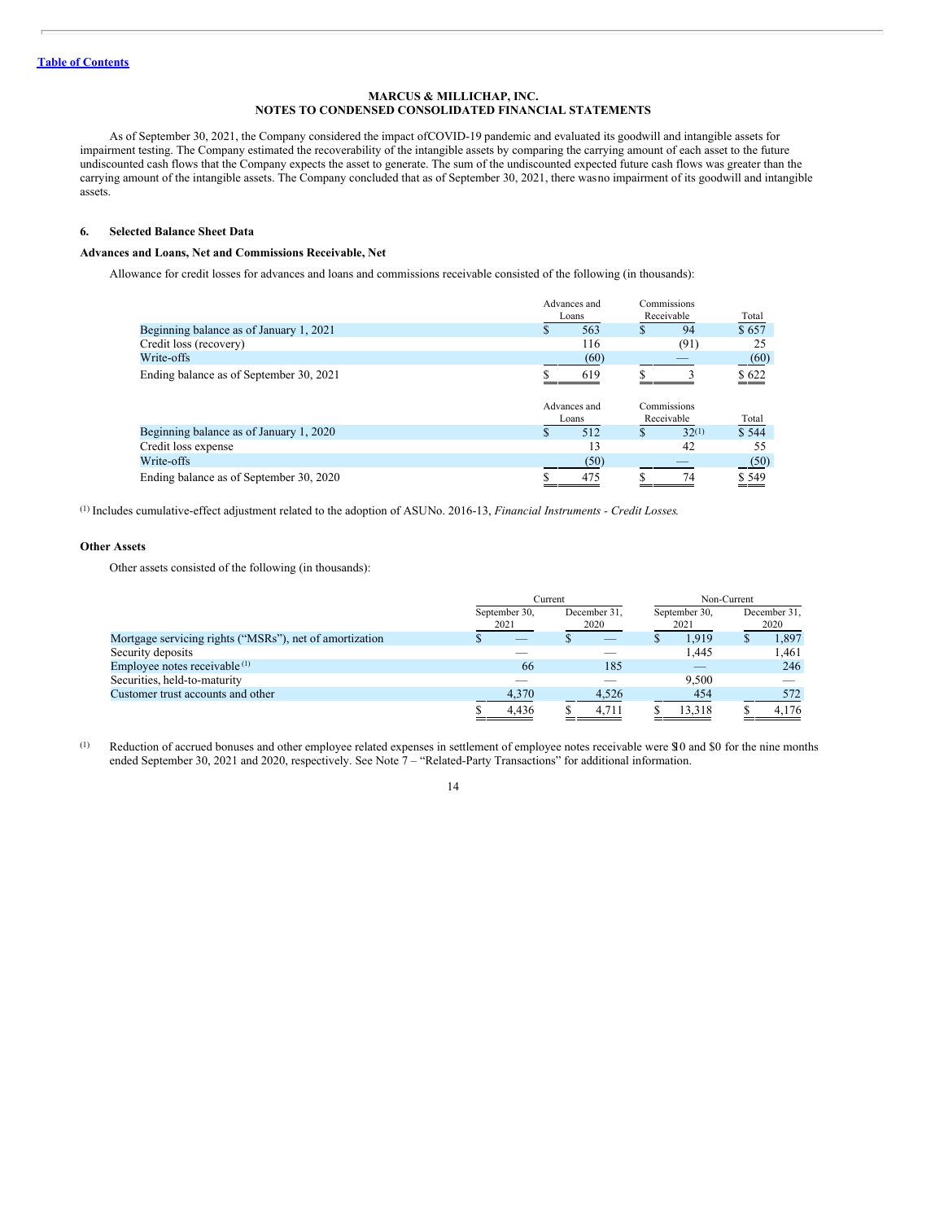MARCUS & MILLICHAP, INC.
NOTES TO CONDENSED CONSOLIDATED FINANCIAL STATEMENTS

As of September 30, 2021, the Company considered the impact of COVID-19 pandemic and evaluated its goodwill and intangible assets for impairment testing. The Company estimated the recoverability of the intangible assets by comparing the carrying amount of each asset to the future undiscounted cash flows that the Company expects the asset to generate. The sum of the undiscounted expected future cash flows was greater than the carrying amount of the intangible assets. The Company concluded that as of September 30, 2021, there was no impairment of its goodwill and intangible assets.

## 6. Selected Balance Sheet Data

### Advances and Loans, Net and Commissions Receivable, Net

Allowance for credit losses for advances and loans and commissions receivable consisted of the following (in thousands):

| | Advances and Loans | Commissions Receivable | Total |
|---|---|---|---|
| Beginning balance as of January 1, 2021 | $ 563 | $ 94 | $ 657 |
| Credit loss (recovery) | 116 | (91) | 25 |
| Write-offs | (60) | — | (60) |
| Ending balance as of September 30, 2021 | $ 619 | $ 3 | $ 622 |

| | Advances and Loans | Commissions Receivable | Total |
|---|---|---|---|
| Beginning balance as of January 1, 2020 | $ 512 | $ 32[(1)] | $ 544 |
| Credit loss expense | 13 | 42 | 55 |
| Write-offs | (50) | — | (50) |
| Ending balance as of September 30, 2020 | $ 475 | $ 74 | $ 549 |

(1) Includes cumulative-effect adjustment related to the adoption of ASU No. 2016-13, *Financial Instruments - Credit Losses*.

### Other Assets

Other assets consisted of the following (in thousands):

| | Current | | Non-Current | |
|---|---|---|---|---|
| | September 30, 2021 | December 31, 2020 | September 30, 2021 | December 31, 2020 |
| Mortgage servicing rights ("MSRs"), net of amortization | $ — | $ — | $ 1,919 | $ 1,897 |
| Security deposits | — | — | 1,445 | 1,461 |
| Employee notes receivable [(1)] | 66 | 185 | — | 246 |
| Securities, held-to-maturity | — | — | 9,500 | — |
| Customer trust accounts and other | 4,370 | 4,526 | 454 | 572 |
| | $ 4,436 | $ 4,711 | $ 13,318 | $ 4,176 |

(1) Reduction of accrued bonuses and other employee related expenses in settlement of employee notes receivable were $10 and $0 for the nine months ended September 30, 2021 and 2020, respectively. See Note 7 – "Related-Party Transactions" for additional information.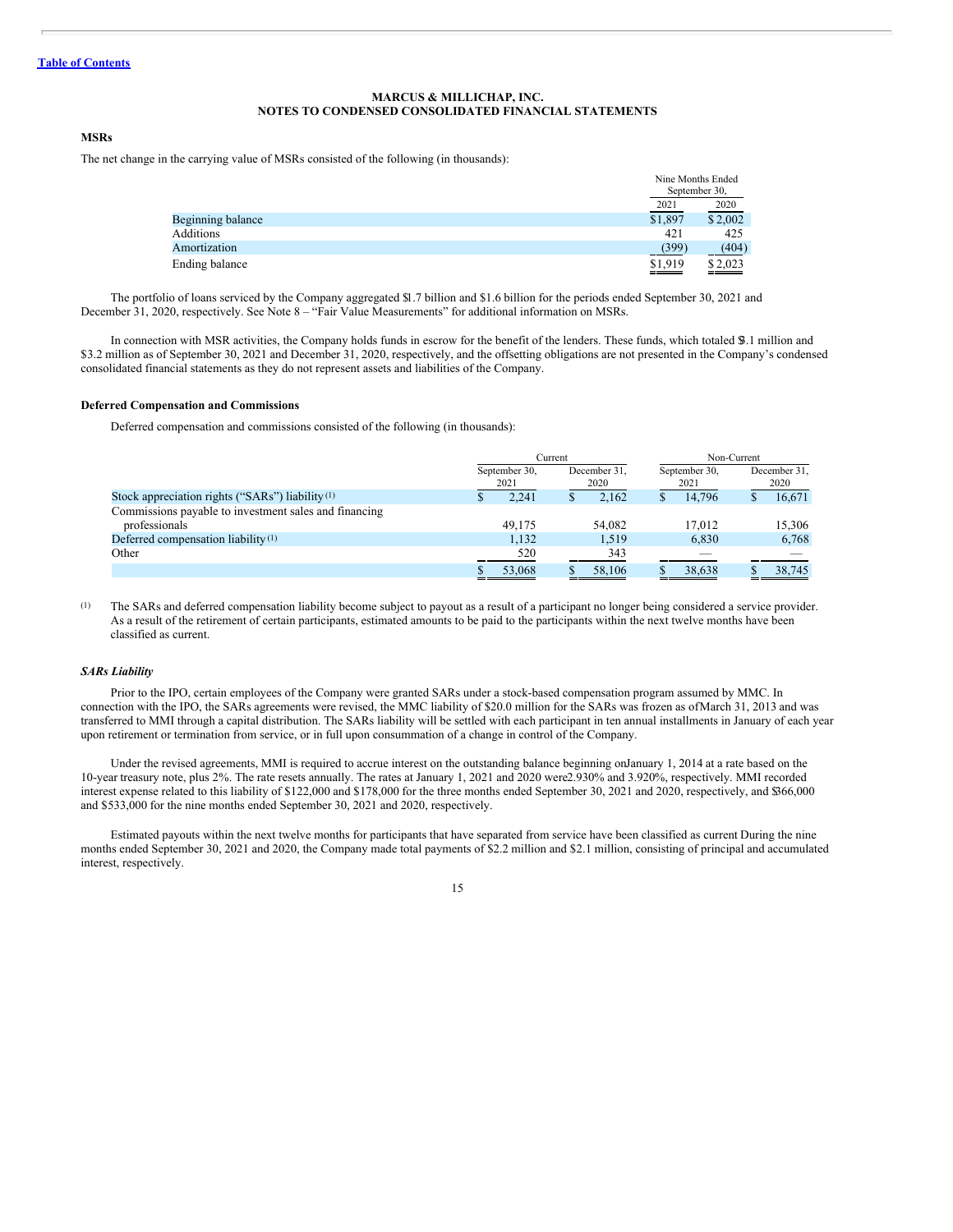**MARCUS & MILLICHAP, INC.**
**NOTES TO CONDENSED CONSOLIDATED FINANCIAL STATEMENTS**

### MSRs

The net change in the carrying value of MSRs consisted of the following (in thousands):

| | Nine Months Ended September 30, | |
|---|---|---|
| | 2021 | 2020 |
| Beginning balance | $1,897 | $ 2,002 |
| Additions | 421 | 425 |
| Amortization | (399) | (404) |
| Ending balance | $1,919 | $ 2,023 |

The portfolio of loans serviced by the Company aggregated $1.7 billion and $1.6 billion for the periods ended September 30, 2021 and December 31, 2020, respectively. See Note 8 – "Fair Value Measurements" for additional information on MSRs.

In connection with MSR activities, the Company holds funds in escrow for the benefit of the lenders. These funds, which totaled $3.1 million and $3.2 million as of September 30, 2021 and December 31, 2020, respectively, and the offsetting obligations are not presented in the Company's condensed consolidated financial statements as they do not represent assets and liabilities of the Company.

### Deferred Compensation and Commissions

Deferred compensation and commissions consisted of the following (in thousands):

| | Current | | Non-Current | |
|---|---|---|---|---|
| | September 30, 2021 | December 31, 2020 | September 30, 2021 | December 31, 2020 |
| Stock appreciation rights ("SARs") liability [(1)] | $ 2,241 | $ 2,162 | $ 14,796 | $ 16,671 |
| Commissions payable to investment sales and financing professionals | 49,175 | 54,082 | 17,012 | 15,306 |
| Deferred compensation liability [(1)] | 1,132 | 1,519 | 6,830 | 6,768 |
| Other | 520 | 343 | — | — |
| | $ 53,068 | $ 58,106 | $ 38,638 | $ 38,745 |

(1) The SARs and deferred compensation liability become subject to payout as a result of a participant no longer being considered a service provider. As a result of the retirement of certain participants, estimated amounts to be paid to the participants within the next twelve months have been classified as current.

#### *SARs Liability*

Prior to the IPO, certain employees of the Company were granted SARs under a stock-based compensation program assumed by MMC. In connection with the IPO, the SARs agreements were revised, the MMC liability of $20.0 million for the SARs was frozen as of March 31, 2013 and was transferred to MMI through a capital distribution. The SARs liability will be settled with each participant in ten annual installments in January of each year upon retirement or termination from service, or in full upon consummation of a change in control of the Company.

Under the revised agreements, MMI is required to accrue interest on the outstanding balance beginning on January 1, 2014 at a rate based on the 10-year treasury note, plus 2%. The rate resets annually. The rates at January 1, 2021 and 2020 were 2.930% and 3.920%, respectively. MMI recorded interest expense related to this liability of $122,000 and $178,000 for the three months ended September 30, 2021 and 2020, respectively, and $366,000 and $533,000 for the nine months ended September 30, 2021 and 2020, respectively.

Estimated payouts within the next twelve months for participants that have separated from service have been classified as current During the nine months ended September 30, 2021 and 2020, the Company made total payments of $2.2 million and $2.1 million, consisting of principal and accumulated interest, respectively.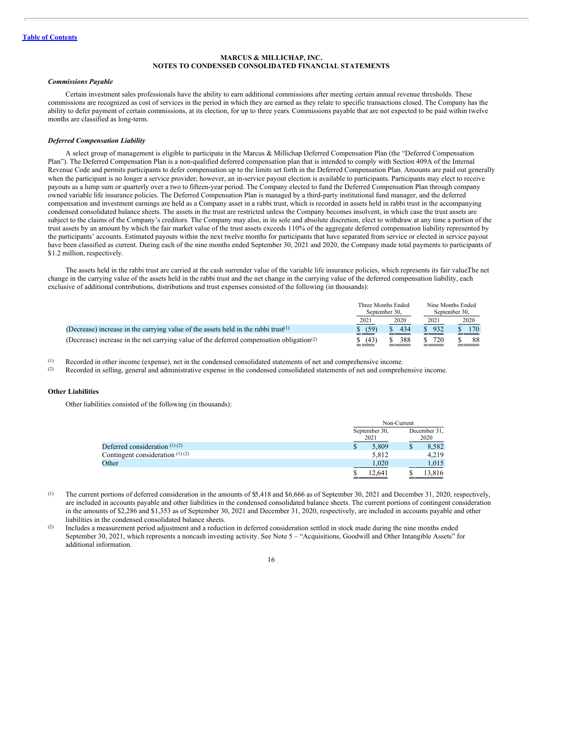Table of Contents

**MARCUS & MILLICHAP, INC.**
**NOTES TO CONDENSED CONSOLIDATED FINANCIAL STATEMENTS**

***Commissions Payable***

Certain investment sales professionals have the ability to earn additional commissions after meeting certain annual revenue thresholds. These commissions are recognized as cost of services in the period in which they are earned as they relate to specific transactions closed. The Company has the ability to defer payment of certain commissions, at its election, for up to three years. Commissions payable that are not expected to be paid within twelve months are classified as long-term.

***Deferred Compensation Liability***

A select group of management is eligible to participate in the Marcus & Millichap Deferred Compensation Plan (the "Deferred Compensation Plan"). The Deferred Compensation Plan is a non-qualified deferred compensation plan that is intended to comply with Section 409A of the Internal Revenue Code and permits participants to defer compensation up to the limits set forth in the Deferred Compensation Plan. Amounts are paid out generally when the participant is no longer a service provider; however, an in-service payout election is available to participants. Participants may elect to receive payouts as a lump sum or quarterly over a two to fifteen-year period. The Company elected to fund the Deferred Compensation Plan through company owned variable life insurance policies. The Deferred Compensation Plan is managed by a third-party institutional fund manager, and the deferred compensation and investment earnings are held as a Company asset in a rabbi trust, which is recorded in assets held in rabbi trust in the accompanying condensed consolidated balance sheets. The assets in the trust are restricted unless the Company becomes insolvent, in which case the trust assets are subject to the claims of the Company's creditors. The Company may also, in its sole and absolute discretion, elect to withdraw at any time a portion of the trust assets by an amount by which the fair market value of the trust assets exceeds 110% of the aggregate deferred compensation liability represented by the participants' accounts. Estimated payouts within the next twelve months for participants that have separated from service or elected in service payout have been classified as current. During each of the nine months ended September 30, 2021 and 2020, the Company made total payments to participants of $1.2 million, respectively.

The assets held in the rabbi trust are carried at the cash surrender value of the variable life insurance policies, which represents its fair valueThe net change in the carrying value of the assets held in the rabbi trust and the net change in the carrying value of the deferred compensation liability, each exclusive of additional contributions, distributions and trust expenses consisted of the following (in thousands):

| | Three Months Ended September 30, | | Nine Months Ended September 30, | |
|---|---|---|---|---|
| | 2021 | 2020 | 2021 | 2020 |
| (Decrease) increase in the carrying value of the assets held in the rabbi trust[(1)] | $ (59) | $ 434 | $ 932 | $ 170 |
| (Decrease) increase in the net carrying value of the deferred compensation obligation[(2)] | $ (43) | $ 388 | $ 720 | $ 88 |

(1) Recorded in other income (expense), net in the condensed consolidated statements of net and comprehensive income.
(2) Recorded in selling, general and administrative expense in the condensed consolidated statements of net and comprehensive income.

**Other Liabilities**

Other liabilities consisted of the following (in thousands):

| | Non-Current | |
|---|---|---|
| | September 30, 2021 | December 31, 2020 |
| Deferred consideration [(1) (2)] | $ 5,809 | $ 8,582 |
| Contingent consideration [(1) (2)] | 5,812 | 4,219 |
| Other | 1,020 | 1,015 |
| | $ 12,641 | $ 13,816 |

(1) The current portions of deferred consideration in the amounts of $5,418 and $6,666 as of September 30, 2021 and December 31, 2020, respectively, are included in accounts payable and other liabilities in the condensed consolidated balance sheets. The current portions of contingent consideration in the amounts of $2,286 and $1,353 as of September 30, 2021 and December 31, 2020, respectively, are included in accounts payable and other liabilities in the condensed consolidated balance sheets.
(2) Includes a measurement period adjustment and a reduction in deferred consideration settled in stock made during the nine months ended September 30, 2021, which represents a noncash investing activity. See Note 5 – "Acquisitions, Goodwill and Other Intangible Assets" for additional information.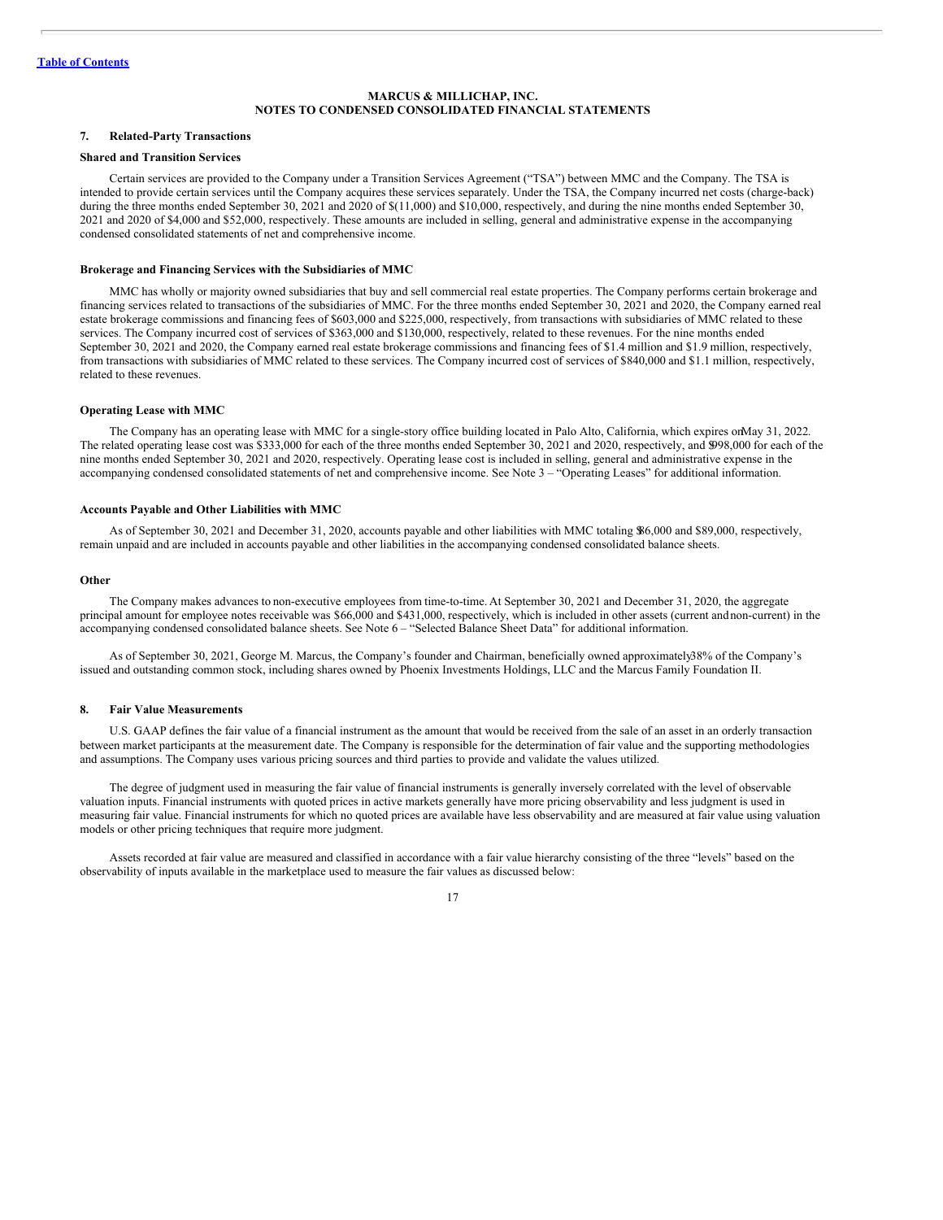**MARCUS & MILLICHAP, INC.**
**NOTES TO CONDENSED CONSOLIDATED FINANCIAL STATEMENTS**

### 7. Related-Party Transactions

**Shared and Transition Services**

Certain services are provided to the Company under a Transition Services Agreement ("TSA") between MMC and the Company. The TSA is intended to provide certain services until the Company acquires these services separately. Under the TSA, the Company incurred net costs (charge-back) during the three months ended September 30, 2021 and 2020 of $(11,000) and $10,000, respectively, and during the nine months ended September 30, 2021 and 2020 of $4,000 and $52,000, respectively. These amounts are included in selling, general and administrative expense in the accompanying condensed consolidated statements of net and comprehensive income.

**Brokerage and Financing Services with the Subsidiaries of MMC**

MMC has wholly or majority owned subsidiaries that buy and sell commercial real estate properties. The Company performs certain brokerage and financing services related to transactions of the subsidiaries of MMC. For the three months ended September 30, 2021 and 2020, the Company earned real estate brokerage commissions and financing fees of $603,000 and $225,000, respectively, from transactions with subsidiaries of MMC related to these services. The Company incurred cost of services of $363,000 and $130,000, respectively, related to these revenues. For the nine months ended September 30, 2021 and 2020, the Company earned real estate brokerage commissions and financing fees of $1.4 million and $1.9 million, respectively, from transactions with subsidiaries of MMC related to these services. The Company incurred cost of services of $840,000 and $1.1 million, respectively, related to these revenues.

**Operating Lease with MMC**

The Company has an operating lease with MMC for a single-story office building located in Palo Alto, California, which expires on May 31, 2022. The related operating lease cost was $333,000 for each of the three months ended September 30, 2021 and 2020, respectively, and $998,000 for each of the nine months ended September 30, 2021 and 2020, respectively. Operating lease cost is included in selling, general and administrative expense in the accompanying condensed consolidated statements of net and comprehensive income. See Note 3 – "Operating Leases" for additional information.

**Accounts Payable and Other Liabilities with MMC**

As of September 30, 2021 and December 31, 2020, accounts payable and other liabilities with MMC totaling $86,000 and $89,000, respectively, remain unpaid and are included in accounts payable and other liabilities in the accompanying condensed consolidated balance sheets.

**Other**

The Company makes advances to non-executive employees from time-to-time. At September 30, 2021 and December 31, 2020, the aggregate principal amount for employee notes receivable was $66,000 and $431,000, respectively, which is included in other assets (current and non-current) in the accompanying condensed consolidated balance sheets. See Note 6 – "Selected Balance Sheet Data" for additional information.

As of September 30, 2021, George M. Marcus, the Company's founder and Chairman, beneficially owned approximately 38% of the Company's issued and outstanding common stock, including shares owned by Phoenix Investments Holdings, LLC and the Marcus Family Foundation II.

### 8. Fair Value Measurements

U.S. GAAP defines the fair value of a financial instrument as the amount that would be received from the sale of an asset in an orderly transaction between market participants at the measurement date. The Company is responsible for the determination of fair value and the supporting methodologies and assumptions. The Company uses various pricing sources and third parties to provide and validate the values utilized.

The degree of judgment used in measuring the fair value of financial instruments is generally inversely correlated with the level of observable valuation inputs. Financial instruments with quoted prices in active markets generally have more pricing observability and less judgment is used in measuring fair value. Financial instruments for which no quoted prices are available have less observability and are measured at fair value using valuation models or other pricing techniques that require more judgment.

Assets recorded at fair value are measured and classified in accordance with a fair value hierarchy consisting of the three "levels" based on the observability of inputs available in the marketplace used to measure the fair values as discussed below: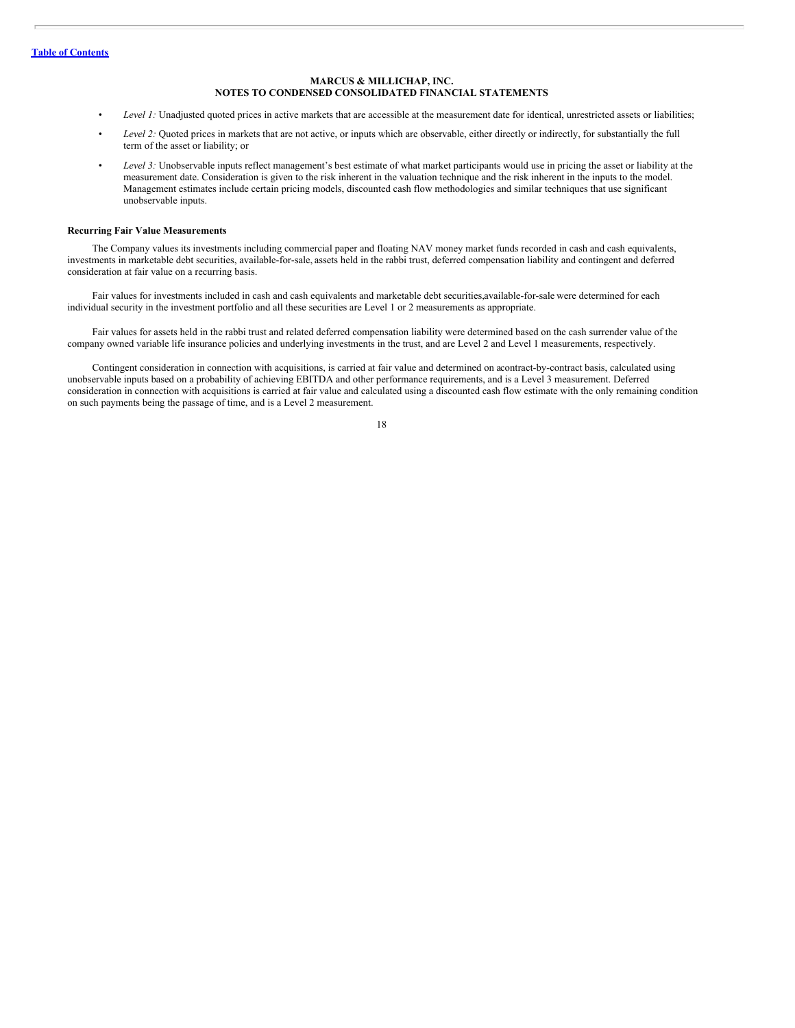- *Level 1:* Unadjusted quoted prices in active markets that are accessible at the measurement date for identical, unrestricted assets or liabilities;
- *Level 2:* Quoted prices in markets that are not active, or inputs which are observable, either directly or indirectly, for substantially the full term of the asset or liability; or
- *Level 3:* Unobservable inputs reflect management's best estimate of what market participants would use in pricing the asset or liability at the measurement date. Consideration is given to the risk inherent in the valuation technique and the risk inherent in the inputs to the model. Management estimates include certain pricing models, discounted cash flow methodologies and similar techniques that use significant unobservable inputs.

**Recurring Fair Value Measurements**

The Company values its investments including commercial paper and floating NAV money market funds recorded in cash and cash equivalents, investments in marketable debt securities, available-for-sale, assets held in the rabbi trust, deferred compensation liability and contingent and deferred consideration at fair value on a recurring basis.

Fair values for investments included in cash and cash equivalents and marketable debt securities, available-for-sale were determined for each individual security in the investment portfolio and all these securities are Level 1 or 2 measurements as appropriate.

Fair values for assets held in the rabbi trust and related deferred compensation liability were determined based on the cash surrender value of the company owned variable life insurance policies and underlying investments in the trust, and are Level 2 and Level 1 measurements, respectively.

Contingent consideration in connection with acquisitions, is carried at fair value and determined on a contract-by-contract basis, calculated using unobservable inputs based on a probability of achieving EBITDA and other performance requirements, and is a Level 3 measurement. Deferred consideration in connection with acquisitions is carried at fair value and calculated using a discounted cash flow estimate with the only remaining condition on such payments being the passage of time, and is a Level 2 measurement.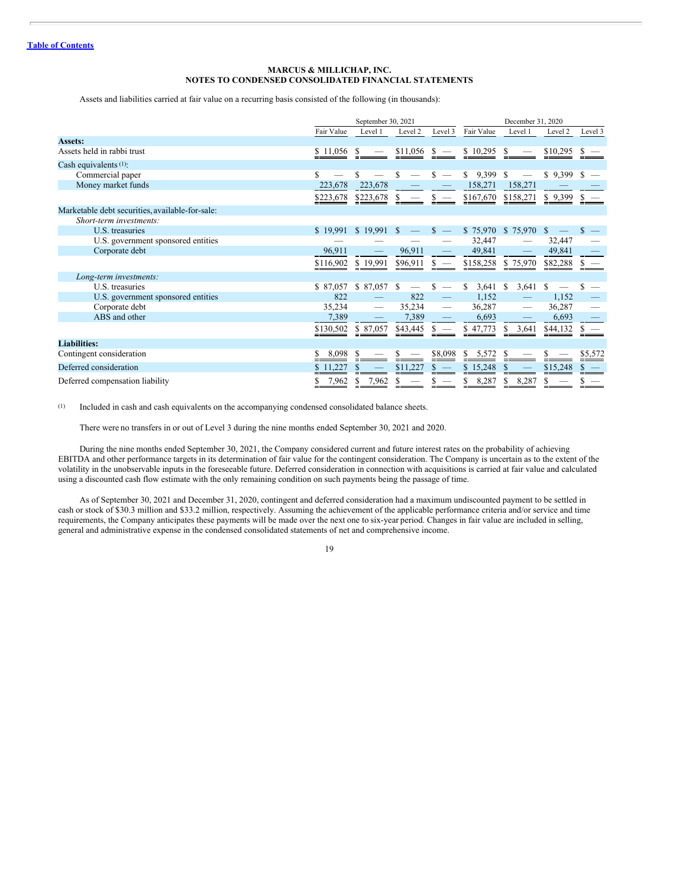**MARCUS & MILLICHAP, INC.**
**NOTES TO CONDENSED CONSOLIDATED FINANCIAL STATEMENTS**

Assets and liabilities carried at fair value on a recurring basis consisted of the following (in thousands):

| | September 30, 2021 | | | | December 31, 2020 | | | |
|---|---|---|---|---|---|---|---|---|
| | Fair Value | Level 1 | Level 2 | Level 3 | Fair Value | Level 1 | Level 2 | Level 3 |
| **Assets:** | | | | | | | | |
| Assets held in rabbi trust | $ 11,056 | $ — | $11,056 | $ — | $ 10,295 | $ — | $10,295 | $ — |
| Cash equivalents [(1)]: | | | | | | | | |
| Commercial paper | $ — | $ — | $ — | $ — | $ 9,399 | $ — | $ 9,399 | $ — |
| Money market funds | 223,678 | 223,678 | — | — | 158,271 | 158,271 | — | — |
| | $223,678 | $223,678 | $ — | $ — | $167,670 | $158,271 | $ 9,399 | $ — |
| Marketable debt securities, available-for-sale: | | | | | | | | |
| *Short-term investments:* | | | | | | | | |
| U.S. treasuries | $ 19,991 | $ 19,991 | $ — | $ — | $ 75,970 | $ 75,970 | $ — | $ — |
| U.S. government sponsored entities | — | — | — | — | 32,447 | — | 32,447 | — |
| Corporate debt | 96,911 | — | 96,911 | — | 49,841 | — | 49,841 | — |
| | $116,902 | $ 19,991 | $96,911 | $ — | $158,258 | $ 75,970 | $82,288 | $ — |
| *Long-term investments:* | | | | | | | | |
| U.S. treasuries | $ 87,057 | $ 87,057 | $ — | $ — | $ 3,641 | $ 3,641 | $ — | $ — |
| U.S. government sponsored entities | 822 | — | 822 | — | 1,152 | — | 1,152 | — |
| Corporate debt | 35,234 | — | 35,234 | — | 36,287 | — | 36,287 | — |
| ABS and other | 7,389 | — | 7,389 | — | 6,693 | — | 6,693 | — |
| | $130,502 | $ 87,057 | $43,445 | $ — | $ 47,773 | $ 3,641 | $44,132 | $ — |
| **Liabilities:** | | | | | | | | |
| Contingent consideration | $ 8,098 | $ — | $ — | $8,098 | $ 5,572 | $ — | $ — | $5,572 |
| Deferred consideration | $ 11,227 | $ — | $11,227 | $ — | $ 15,248 | $ — | $15,248 | $ — |
| Deferred compensation liability | $ 7,962 | $ 7,962 | $ — | $ — | $ 8,287 | $ 8,287 | $ — | $ — |

(1) Included in cash and cash equivalents on the accompanying condensed consolidated balance sheets.

There were no transfers in or out of Level 3 during the nine months ended September 30, 2021 and 2020.

During the nine months ended September 30, 2021, the Company considered current and future interest rates on the probability of achieving EBITDA and other performance targets in its determination of fair value for the contingent consideration. The Company is uncertain as to the extent of the volatility in the unobservable inputs in the foreseeable future. Deferred consideration in connection with acquisitions is carried at fair value and calculated using a discounted cash flow estimate with the only remaining condition on such payments being the passage of time.

As of September 30, 2021 and December 31, 2020, contingent and deferred consideration had a maximum undiscounted payment to be settled in cash or stock of $30.3 million and $33.2 million, respectively. Assuming the achievement of the applicable performance criteria and/or service and time requirements, the Company anticipates these payments will be made over the next one to six-year period. Changes in fair value are included in selling, general and administrative expense in the condensed consolidated statements of net and comprehensive income.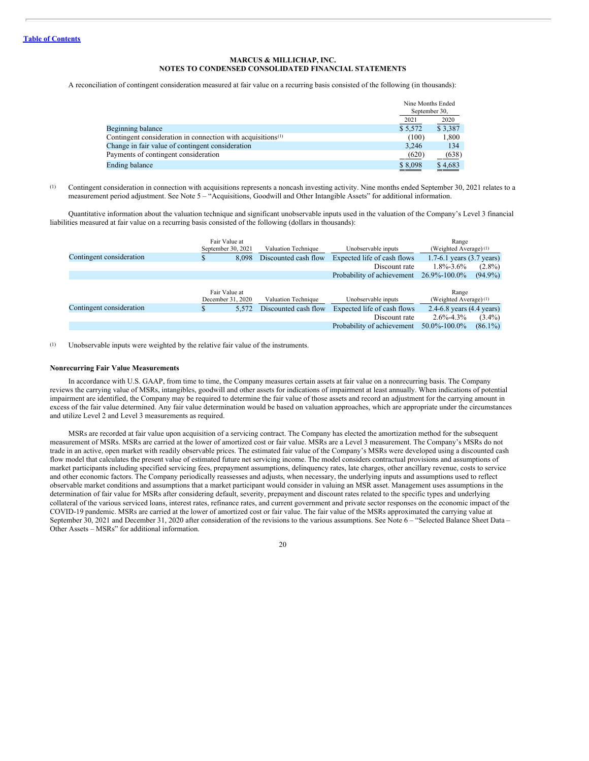**MARCUS & MILLICHAP, INC.**
**NOTES TO CONDENSED CONSOLIDATED FINANCIAL STATEMENTS**

A reconciliation of contingent consideration measured at fair value on a recurring basis consisted of the following (in thousands):

| | Nine Months Ended September 30, | |
|---|---|---|
| | 2021 | 2020 |
| Beginning balance | $ 5,572 | $ 3,387 |
| Contingent consideration in connection with acquisitions[(1)] | (100) | 1,800 |
| Change in fair value of contingent consideration | 3,246 | 134 |
| Payments of contingent consideration | (620) | (638) |
| Ending balance | $ 8,098 | $ 4,683 |

(1) Contingent consideration in connection with acquisitions represents a noncash investing activity. Nine months ended September 30, 2021 relates to a measurement period adjustment. See Note 5 – "Acquisitions, Goodwill and Other Intangible Assets" for additional information.

Quantitative information about the valuation technique and significant unobservable inputs used in the valuation of the Company's Level 3 financial liabilities measured at fair value on a recurring basis consisted of the following (dollars in thousands):

| | Fair Value at September 30, 2021 | Valuation Technique | Unobservable inputs | Range (Weighted Average)[(1)] |
|---|---|---|---|---|
| Contingent consideration | $ 8,098 | Discounted cash flow | Expected life of cash flows | 1.7-6.1 years (3.7 years) |
| | | | Discount rate | 1.8%-3.6% (2.8%) |
| | | | Probability of achievement | 26.9%-100.0% (94.9%) |

| | Fair Value at December 31, 2020 | Valuation Technique | Unobservable inputs | Range (Weighted Average)[(1)] |
|---|---|---|---|---|
| Contingent consideration | $ 5,572 | Discounted cash flow | Expected life of cash flows | 2.4-6.8 years (4.4 years) |
| | | | Discount rate | 2.6%-4.3% (3.4%) |
| | | | Probability of achievement | 50.0%-100.0% (86.1%) |

(1) Unobservable inputs were weighted by the relative fair value of the instruments.

**Nonrecurring Fair Value Measurements**

In accordance with U.S. GAAP, from time to time, the Company measures certain assets at fair value on a nonrecurring basis. The Company reviews the carrying value of MSRs, intangibles, goodwill and other assets for indications of impairment at least annually. When indications of potential impairment are identified, the Company may be required to determine the fair value of those assets and record an adjustment for the carrying amount in excess of the fair value determined. Any fair value determination would be based on valuation approaches, which are appropriate under the circumstances and utilize Level 2 and Level 3 measurements as required.

MSRs are recorded at fair value upon acquisition of a servicing contract. The Company has elected the amortization method for the subsequent measurement of MSRs. MSRs are carried at the lower of amortized cost or fair value. MSRs are a Level 3 measurement. The Company's MSRs do not trade in an active, open market with readily observable prices. The estimated fair value of the Company's MSRs were developed using a discounted cash flow model that calculates the present value of estimated future net servicing income. The model considers contractual provisions and assumptions of market participants including specified servicing fees, prepayment assumptions, delinquency rates, late charges, other ancillary revenue, costs to service and other economic factors. The Company periodically reassesses and adjusts, when necessary, the underlying inputs and assumptions used to reflect observable market conditions and assumptions that a market participant would consider in valuing an MSR asset. Management uses assumptions in the determination of fair value for MSRs after considering default, severity, prepayment and discount rates related to the specific types and underlying collateral of the various serviced loans, interest rates, refinance rates, and current government and private sector responses on the economic impact of the COVID-19 pandemic. MSRs are carried at the lower of amortized cost or fair value. The fair value of the MSRs approximated the carrying value at September 30, 2021 and December 31, 2020 after consideration of the revisions to the various assumptions. See Note 6 – "Selected Balance Sheet Data – Other Assets – MSRs" for additional information.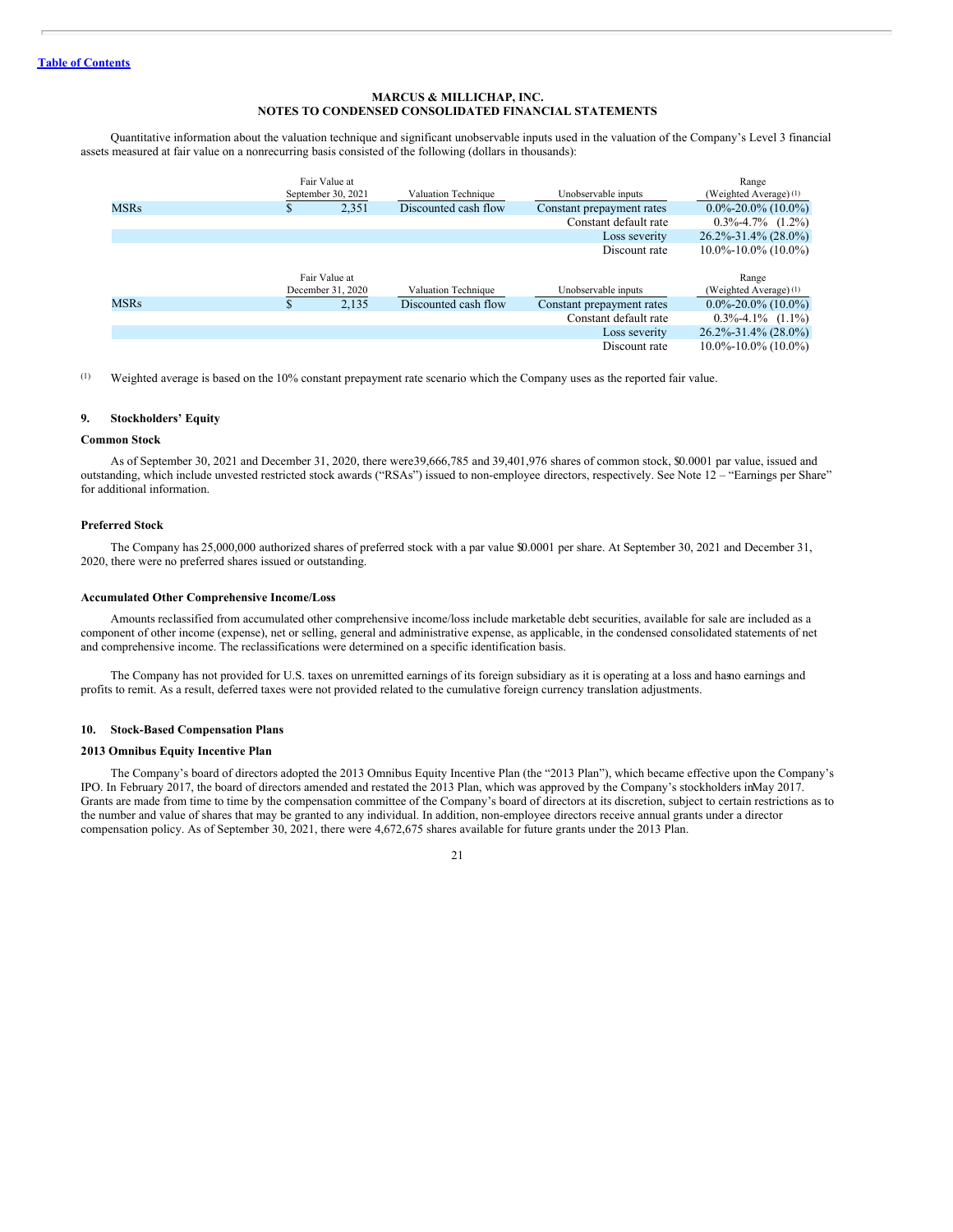MARCUS & MILLICHAP, INC.
NOTES TO CONDENSED CONSOLIDATED FINANCIAL STATEMENTS

Quantitative information about the valuation technique and significant unobservable inputs used in the valuation of the Company's Level 3 financial assets measured at fair value on a nonrecurring basis consisted of the following (dollars in thousands):

| | Fair Value at September 30, 2021 | Valuation Technique | Unobservable inputs | Range (Weighted Average) (1) |
|---|---|---|---|---|
| MSRs | $ 2,351 | Discounted cash flow | Constant prepayment rates | 0.0%-20.0% (10.0%) |
| | | | Constant default rate | 0.3%-4.7% (1.2%) |
| | | | Loss severity | 26.2%-31.4% (28.0%) |
| | | | Discount rate | 10.0%-10.0% (10.0%) |

| | Fair Value at December 31, 2020 | Valuation Technique | Unobservable inputs | Range (Weighted Average) (1) |
|---|---|---|---|---|
| MSRs | $ 2,135 | Discounted cash flow | Constant prepayment rates | 0.0%-20.0% (10.0%) |
| | | | Constant default rate | 0.3%-4.1% (1.1%) |
| | | | Loss severity | 26.2%-31.4% (28.0%) |
| | | | Discount rate | 10.0%-10.0% (10.0%) |

(1) Weighted average is based on the 10% constant prepayment rate scenario which the Company uses as the reported fair value.

## 9. Stockholders' Equity

### Common Stock

As of September 30, 2021 and December 31, 2020, there were 39,666,785 and 39,401,976 shares of common stock, $0.0001 par value, issued and outstanding, which include unvested restricted stock awards ("RSAs") issued to non-employee directors, respectively. See Note 12 – "Earnings per Share" for additional information.

### Preferred Stock

The Company has 25,000,000 authorized shares of preferred stock with a par value $0.0001 per share. At September 30, 2021 and December 31, 2020, there were no preferred shares issued or outstanding.

### Accumulated Other Comprehensive Income/Loss

Amounts reclassified from accumulated other comprehensive income/loss include marketable debt securities, available for sale are included as a component of other income (expense), net or selling, general and administrative expense, as applicable, in the condensed consolidated statements of net and comprehensive income. The reclassifications were determined on a specific identification basis.

The Company has not provided for U.S. taxes on unremitted earnings of its foreign subsidiary as it is operating at a loss and has no earnings and profits to remit. As a result, deferred taxes were not provided related to the cumulative foreign currency translation adjustments.

## 10. Stock-Based Compensation Plans

### 2013 Omnibus Equity Incentive Plan

The Company's board of directors adopted the 2013 Omnibus Equity Incentive Plan (the "2013 Plan"), which became effective upon the Company's IPO. In February 2017, the board of directors amended and restated the 2013 Plan, which was approved by the Company's stockholders in May 2017. Grants are made from time to time by the compensation committee of the Company's board of directors at its discretion, subject to certain restrictions as to the number and value of shares that may be granted to any individual. In addition, non-employee directors receive annual grants under a director compensation policy. As of September 30, 2021, there were 4,672,675 shares available for future grants under the 2013 Plan.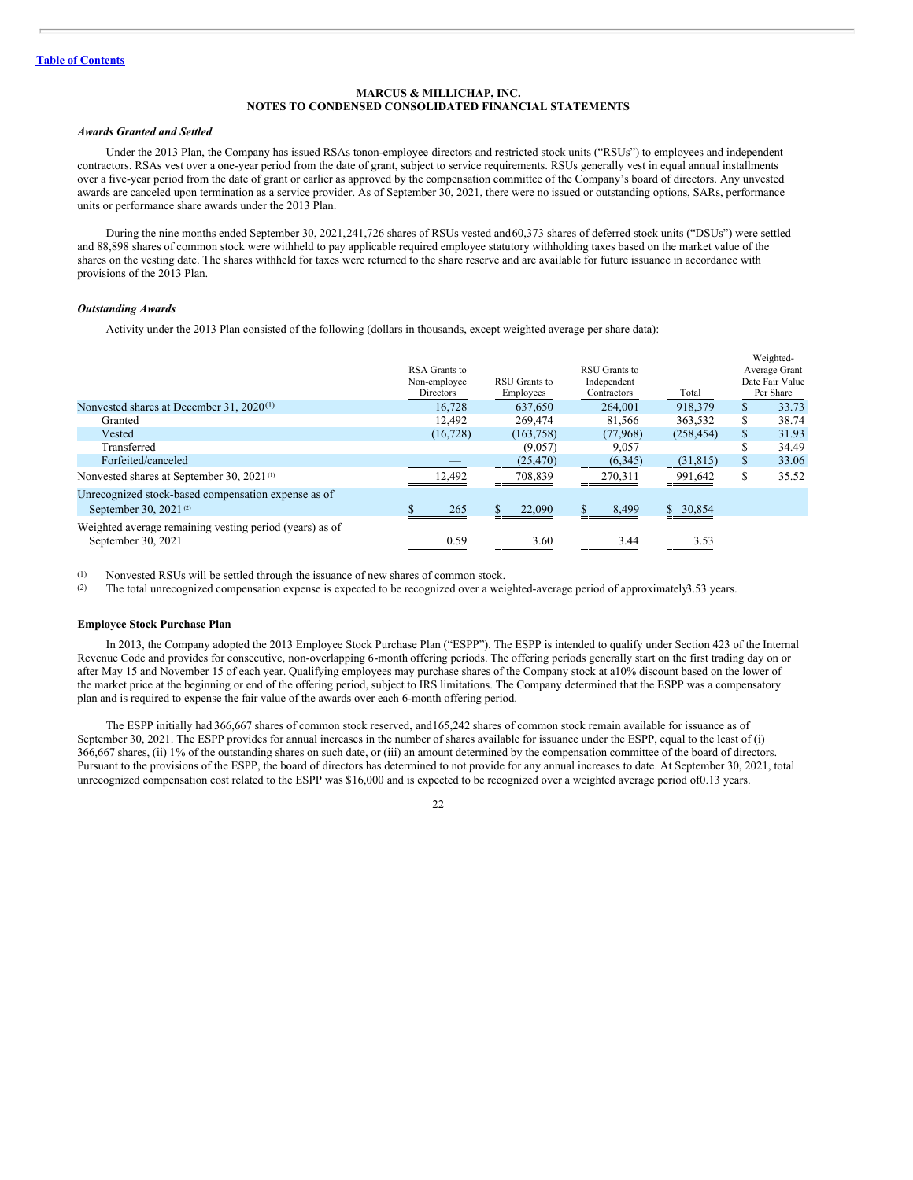**MARCUS & MILLICHAP, INC.**
**NOTES TO CONDENSED CONSOLIDATED FINANCIAL STATEMENTS**

***Awards Granted and Settled***

Under the 2013 Plan, the Company has issued RSAs tonon-employee directors and restricted stock units ("RSUs") to employees and independent contractors. RSAs vest over a one-year period from the date of grant, subject to service requirements. RSUs generally vest in equal annual installments over a five-year period from the date of grant or earlier as approved by the compensation committee of the Company's board of directors. Any unvested awards are canceled upon termination as a service provider. As of September 30, 2021, there were no issued or outstanding options, SARs, performance units or performance share awards under the 2013 Plan.

During the nine months ended September 30, 2021,241,726 shares of RSUs vested and60,373 shares of deferred stock units ("DSUs") were settled and 88,898 shares of common stock were withheld to pay applicable required employee statutory withholding taxes based on the market value of the shares on the vesting date. The shares withheld for taxes were returned to the share reserve and are available for future issuance in accordance with provisions of the 2013 Plan.

***Outstanding Awards***

Activity under the 2013 Plan consisted of the following (dollars in thousands, except weighted average per share data):

| | RSA Grants to Non-employee Directors | RSU Grants to Employees | RSU Grants to Independent Contractors | Total | Weighted-Average Grant Date Fair Value Per Share |
|---|---|---|---|---|---|
| Nonvested shares at December 31, 2020[(1)] | 16,728 | 637,650 | 264,001 | 918,379 | $ 33.73 |
| Granted | 12,492 | 269,474 | 81,566 | 363,532 | $ 38.74 |
| Vested | (16,728) | (163,758) | (77,968) | (258,454) | $ 31.93 |
| Transferred | — | (9,057) | 9,057 | — | $ 34.49 |
| Forfeited/canceled | — | (25,470) | (6,345) | (31,815) | $ 33.06 |
| Nonvested shares at September 30, 2021[(1)] | 12,492 | 708,839 | 270,311 | 991,642 | $ 35.52 |
| Unrecognized stock-based compensation expense as of September 30, 2021[(2)] | $ 265 | $ 22,090 | $ 8,499 | $ 30,854 | |
| Weighted average remaining vesting period (years) as of September 30, 2021 | 0.59 | 3.60 | 3.44 | 3.53 | |

(1) Nonvested RSUs will be settled through the issuance of new shares of common stock.

(2) The total unrecognized compensation expense is expected to be recognized over a weighted-average period of approximately3.53 years.

**Employee Stock Purchase Plan**

In 2013, the Company adopted the 2013 Employee Stock Purchase Plan ("ESPP"). The ESPP is intended to qualify under Section 423 of the Internal Revenue Code and provides for consecutive, non-overlapping 6-month offering periods. The offering periods generally start on the first trading day on or after May 15 and November 15 of each year. Qualifying employees may purchase shares of the Company stock at a10% discount based on the lower of the market price at the beginning or end of the offering period, subject to IRS limitations. The Company determined that the ESPP was a compensatory plan and is required to expense the fair value of the awards over each 6-month offering period.

The ESPP initially had 366,667 shares of common stock reserved, and165,242 shares of common stock remain available for issuance as of September 30, 2021. The ESPP provides for annual increases in the number of shares available for issuance under the ESPP, equal to the least of (i) 366,667 shares, (ii) 1% of the outstanding shares on such date, or (iii) an amount determined by the compensation committee of the board of directors. Pursuant to the provisions of the ESPP, the board of directors has determined to not provide for any annual increases to date. At September 30, 2021, total unrecognized compensation cost related to the ESPP was $16,000 and is expected to be recognized over a weighted average period of0.13 years.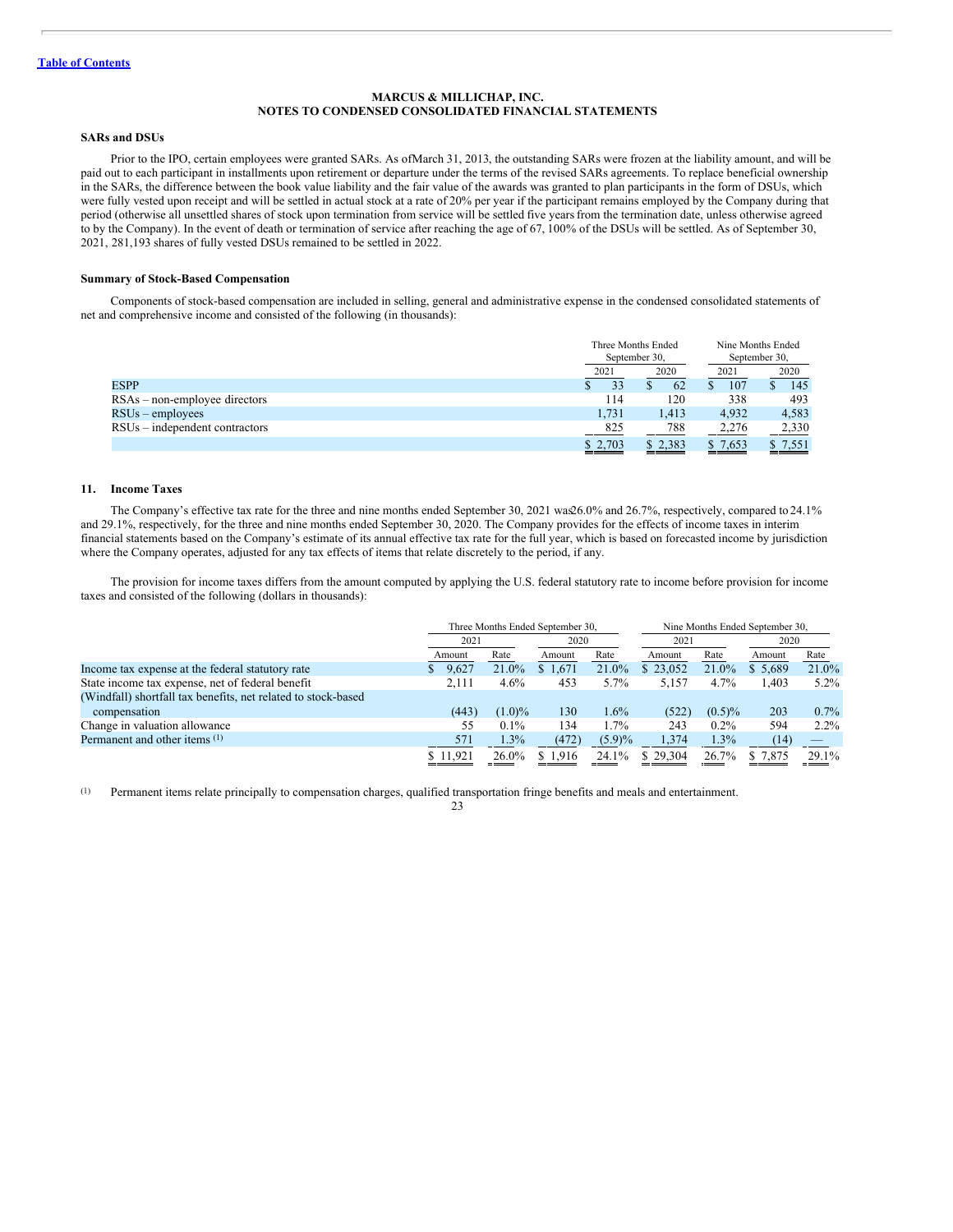### SARs and DSUs

Prior to the IPO, certain employees were granted SARs. As of March 31, 2013, the outstanding SARs were frozen at the liability amount, and will be paid out to each participant in installments upon retirement or departure under the terms of the revised SARs agreements. To replace beneficial ownership in the SARs, the difference between the book value liability and the fair value of the awards was granted to plan participants in the form of DSUs, which were fully vested upon receipt and will be settled in actual stock at a rate of 20% per year if the participant remains employed by the Company during that period (otherwise all unsettled shares of stock upon termination from service will be settled five years from the termination date, unless otherwise agreed to by the Company). In the event of death or termination of service after reaching the age of 67, 100% of the DSUs will be settled. As of September 30, 2021, 281,193 shares of fully vested DSUs remained to be settled in 2022.

### Summary of Stock-Based Compensation

Components of stock-based compensation are included in selling, general and administrative expense in the condensed consolidated statements of net and comprehensive income and consisted of the following (in thousands):

| | Three Months Ended September 30, | | Nine Months Ended September 30, | |
|---|---|---|---|---|
| | 2021 | 2020 | 2021 | 2020 |
| ESPP | $ 33 | $ 62 | $ 107 | $ 145 |
| RSAs – non-employee directors | 114 | 120 | 338 | 493 |
| RSUs – employees | 1,731 | 1,413 | 4,932 | 4,583 |
| RSUs – independent contractors | 825 | 788 | 2,276 | 2,330 |
| | $ 2,703 | $ 2,383 | $ 7,653 | $ 7,551 |

## 11. Income Taxes

The Company's effective tax rate for the three and nine months ended September 30, 2021 was 26.0% and 26.7%, respectively, compared to 24.1% and 29.1%, respectively, for the three and nine months ended September 30, 2020. The Company provides for the effects of income taxes in interim financial statements based on the Company's estimate of its annual effective tax rate for the full year, which is based on forecasted income by jurisdiction where the Company operates, adjusted for any tax effects of items that relate discretely to the period, if any.

The provision for income taxes differs from the amount computed by applying the U.S. federal statutory rate to income before provision for income taxes and consisted of the following (dollars in thousands):

| | Three Months Ended September 30, | | | | Nine Months Ended September 30, | | | |
|---|---|---|---|---|---|---|---|---|
| | 2021 | | 2020 | | 2021 | | 2020 | |
| | Amount | Rate | Amount | Rate | Amount | Rate | Amount | Rate |
| Income tax expense at the federal statutory rate | $ 9,627 | 21.0% | $ 1,671 | 21.0% | $ 23,052 | 21.0% | $ 5,689 | 21.0% |
| State income tax expense, net of federal benefit | 2,111 | 4.6% | 453 | 5.7% | 5,157 | 4.7% | 1,403 | 5.2% |
| (Windfall) shortfall tax benefits, net related to stock-based compensation | (443) | (1.0)% | 130 | 1.6% | (522) | (0.5)% | 203 | 0.7% |
| Change in valuation allowance | 55 | 0.1% | 134 | 1.7% | 243 | 0.2% | 594 | 2.2% |
| Permanent and other items [(1)] | 571 | 1.3% | (472) | (5.9)% | 1,374 | 1.3% | (14) | — |
| | $ 11,921 | 26.0% | $ 1,916 | 24.1% | $ 29,304 | 26.7% | $ 7,875 | 29.1% |

(1) Permanent items relate principally to compensation charges, qualified transportation fringe benefits and meals and entertainment.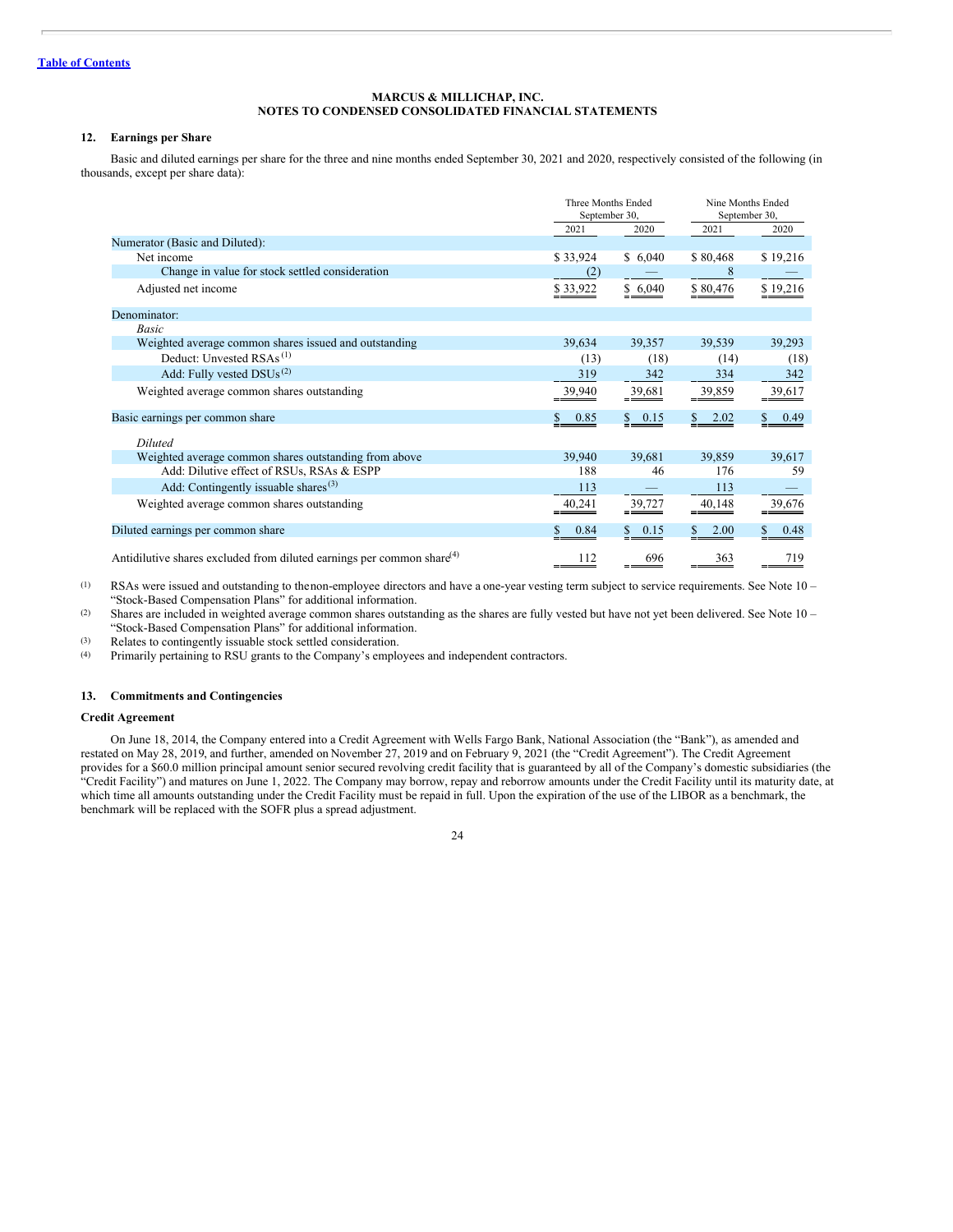[Table of Contents](#)

**MARCUS & MILLICHAP, INC.**
**NOTES TO CONDENSED CONSOLIDATED FINANCIAL STATEMENTS**

### 12. Earnings per Share

Basic and diluted earnings per share for the three and nine months ended September 30, 2021 and 2020, respectively consisted of the following (in thousands, except per share data):

| | Three Months Ended September 30, | | Nine Months Ended September 30, | |
|---|---|---|---|---|
| | 2021 | 2020 | 2021 | 2020 |
| Numerator (Basic and Diluted): | | | | |
| Net income | $ 33,924 | $ 6,040 | $ 80,468 | $ 19,216 |
| Change in value for stock settled consideration | (2) | — | 8 | — |
| Adjusted net income | $ 33,922 | $ 6,040 | $ 80,476 | $ 19,216 |
| Denominator: | | | | |
| *Basic* | | | | |
| Weighted average common shares issued and outstanding | 39,634 | 39,357 | 39,539 | 39,293 |
| Deduct: Unvested RSAs[(1)] | (13) | (18) | (14) | (18) |
| Add: Fully vested DSUs[(2)] | 319 | 342 | 334 | 342 |
| Weighted average common shares outstanding | 39,940 | 39,681 | 39,859 | 39,617 |
| Basic earnings per common share | $ 0.85 | $ 0.15 | $ 2.02 | $ 0.49 |
| *Diluted* | | | | |
| Weighted average common shares outstanding from above | 39,940 | 39,681 | 39,859 | 39,617 |
| Add: Dilutive effect of RSUs, RSAs & ESPP | 188 | 46 | 176 | 59 |
| Add: Contingently issuable shares[(3)] | 113 | — | 113 | — |
| Weighted average common shares outstanding | 40,241 | 39,727 | 40,148 | 39,676 |
| Diluted earnings per common share | $ 0.84 | $ 0.15 | $ 2.00 | $ 0.48 |
| Antidilutive shares excluded from diluted earnings per common share[(4)] | 112 | 696 | 363 | 719 |

(1) RSAs were issued and outstanding to thenon-employee directors and have a one-year vesting term subject to service requirements. See Note 10 – "Stock-Based Compensation Plans" for additional information.

(2) Shares are included in weighted average common shares outstanding as the shares are fully vested but have not yet been delivered. See Note 10 – "Stock-Based Compensation Plans" for additional information.

(3) Relates to contingently issuable stock settled consideration.

(4) Primarily pertaining to RSU grants to the Company's employees and independent contractors.

### 13. Commitments and Contingencies

**Credit Agreement**

On June 18, 2014, the Company entered into a Credit Agreement with Wells Fargo Bank, National Association (the "Bank"), as amended and restated on May 28, 2019, and further, amended on November 27, 2019 and on February 9, 2021 (the "Credit Agreement"). The Credit Agreement provides for a $60.0 million principal amount senior secured revolving credit facility that is guaranteed by all of the Company's domestic subsidiaries (the "Credit Facility") and matures on June 1, 2022. The Company may borrow, repay and reborrow amounts under the Credit Facility until its maturity date, at which time all amounts outstanding under the Credit Facility must be repaid in full. Upon the expiration of the use of the LIBOR as a benchmark, the benchmark will be replaced with the SOFR plus a spread adjustment.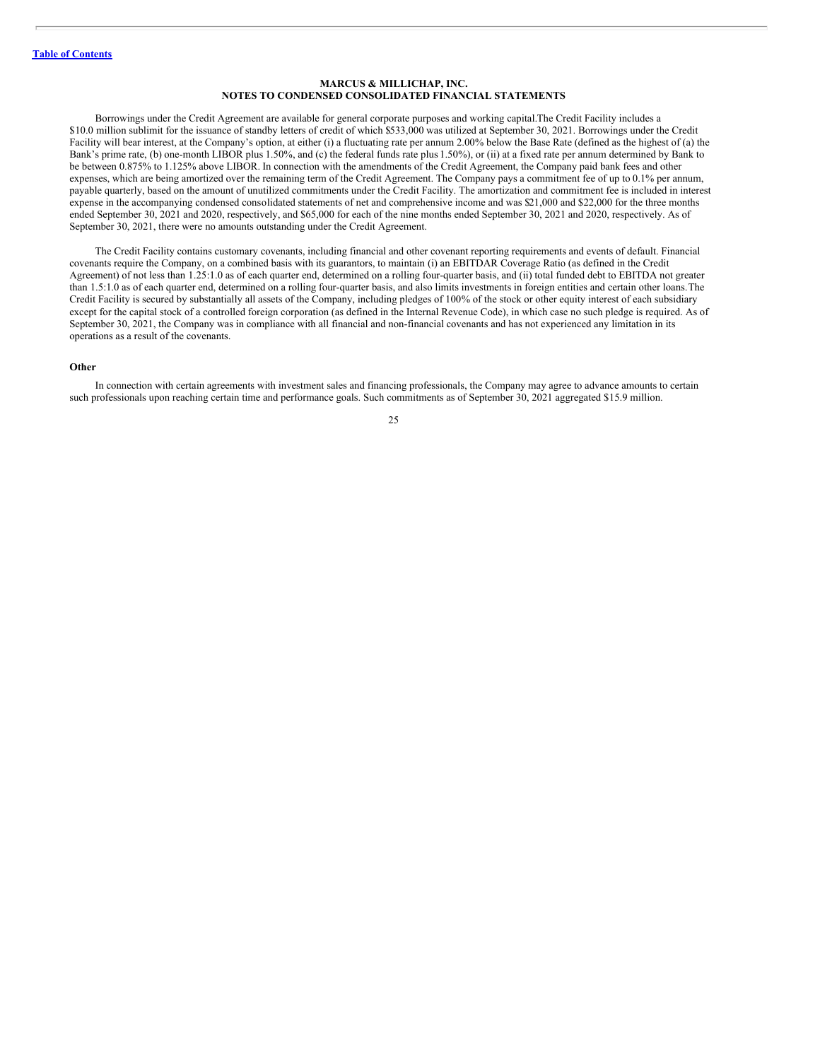**MARCUS & MILLICHAP, INC.**
**NOTES TO CONDENSED CONSOLIDATED FINANCIAL STATEMENTS**

Borrowings under the Credit Agreement are available for general corporate purposes and working capital.The Credit Facility includes a $10.0 million sublimit for the issuance of standby letters of credit of which $533,000 was utilized at September 30, 2021. Borrowings under the Credit Facility will bear interest, at the Company's option, at either (i) a fluctuating rate per annum 2.00% below the Base Rate (defined as the highest of (a) the Bank's prime rate, (b) one-month LIBOR plus 1.50%, and (c) the federal funds rate plus 1.50%), or (ii) at a fixed rate per annum determined by Bank to be between 0.875% to 1.125% above LIBOR. In connection with the amendments of the Credit Agreement, the Company paid bank fees and other expenses, which are being amortized over the remaining term of the Credit Agreement. The Company pays a commitment fee of up to 0.1% per annum, payable quarterly, based on the amount of unutilized commitments under the Credit Facility. The amortization and commitment fee is included in interest expense in the accompanying condensed consolidated statements of net and comprehensive income and was $21,000 and $22,000 for the three months ended September 30, 2021 and 2020, respectively, and $65,000 for each of the nine months ended September 30, 2021 and 2020, respectively. As of September 30, 2021, there were no amounts outstanding under the Credit Agreement.

The Credit Facility contains customary covenants, including financial and other covenant reporting requirements and events of default. Financial covenants require the Company, on a combined basis with its guarantors, to maintain (i) an EBITDAR Coverage Ratio (as defined in the Credit Agreement) of not less than 1.25:1.0 as of each quarter end, determined on a rolling four-quarter basis, and (ii) total funded debt to EBITDA not greater than 1.5:1.0 as of each quarter end, determined on a rolling four-quarter basis, and also limits investments in foreign entities and certain other loans.The Credit Facility is secured by substantially all assets of the Company, including pledges of 100% of the stock or other equity interest of each subsidiary except for the capital stock of a controlled foreign corporation (as defined in the Internal Revenue Code), in which case no such pledge is required. As of September 30, 2021, the Company was in compliance with all financial and non-financial covenants and has not experienced any limitation in its operations as a result of the covenants.

**Other**

In connection with certain agreements with investment sales and financing professionals, the Company may agree to advance amounts to certain such professionals upon reaching certain time and performance goals. Such commitments as of September 30, 2021 aggregated $15.9 million.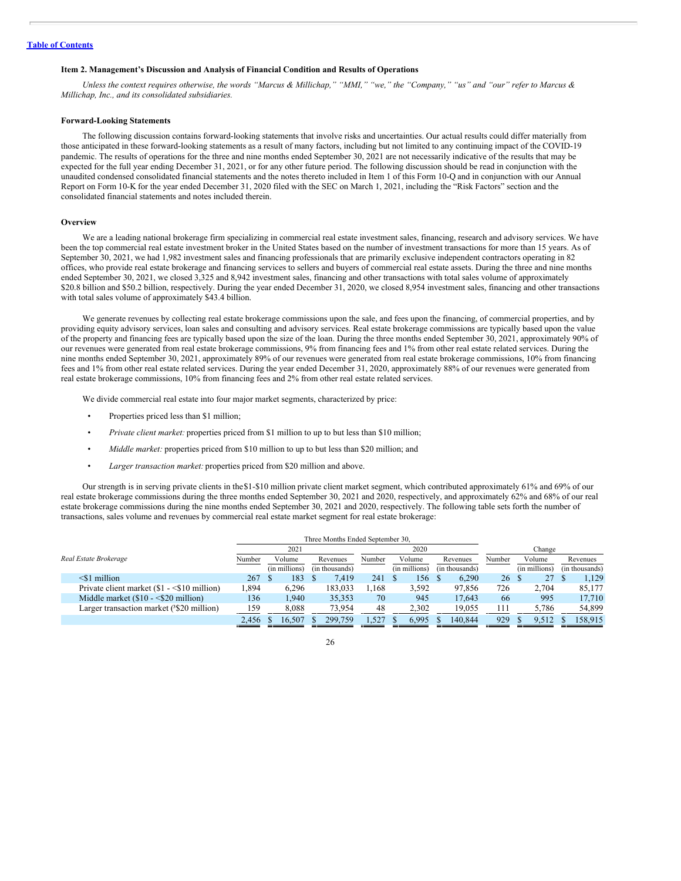[Table of Contents](#)

### Item 2. Management's Discussion and Analysis of Financial Condition and Results of Operations

*Unless the context requires otherwise, the words "Marcus & Millichap," "MMI," "we," the "Company," "us" and "our" refer to Marcus & Millichap, Inc., and its consolidated subsidiaries.*

#### Forward-Looking Statements

The following discussion contains forward-looking statements that involve risks and uncertainties. Our actual results could differ materially from those anticipated in these forward-looking statements as a result of many factors, including but not limited to any continuing impact of the COVID-19 pandemic. The results of operations for the three and nine months ended September 30, 2021 are not necessarily indicative of the results that may be expected for the full year ending December 31, 2021, or for any other future period. The following discussion should be read in conjunction with the unaudited condensed consolidated financial statements and the notes thereto included in Item 1 of this Form 10-Q and in conjunction with our Annual Report on Form 10-K for the year ended December 31, 2020 filed with the SEC on March 1, 2021, including the "Risk Factors" section and the consolidated financial statements and notes included therein.

#### Overview

We are a leading national brokerage firm specializing in commercial real estate investment sales, financing, research and advisory services. We have been the top commercial real estate investment broker in the United States based on the number of investment transactions for more than 15 years. As of September 30, 2021, we had 1,982 investment sales and financing professionals that are primarily exclusive independent contractors operating in 82 offices, who provide real estate brokerage and financing services to sellers and buyers of commercial real estate assets. During the three and nine months ended September 30, 2021, we closed 3,325 and 8,942 investment sales, financing and other transactions with total sales volume of approximately $20.8 billion and $50.2 billion, respectively. During the year ended December 31, 2020, we closed 8,954 investment sales, financing and other transactions with total sales volume of approximately $43.4 billion.

We generate revenues by collecting real estate brokerage commissions upon the sale, and fees upon the financing, of commercial properties, and by providing equity advisory services, loan sales and consulting and advisory services. Real estate brokerage commissions are typically based upon the value of the property and financing fees are typically based upon the size of the loan. During the three months ended September 30, 2021, approximately 90% of our revenues were generated from real estate brokerage commissions, 9% from financing fees and 1% from other real estate related services. During the nine months ended September 30, 2021, approximately 89% of our revenues were generated from real estate brokerage commissions, 10% from financing fees and 1% from other real estate related services. During the year ended December 31, 2020, approximately 88% of our revenues were generated from real estate brokerage commissions, 10% from financing fees and 2% from other real estate related services.

We divide commercial real estate into four major market segments, characterized by price:

- Properties priced less than $1 million;
- *Private client market:* properties priced from $1 million to up to but less than $10 million;
- *Middle market:* properties priced from $10 million to up to but less than $20 million; and
- *Larger transaction market:* properties priced from $20 million and above.

Our strength is in serving private clients in the $1-$10 million private client market segment, which contributed approximately 61% and 69% of our real estate brokerage commissions during the three months ended September 30, 2021 and 2020, respectively, and approximately 62% and 68% of our real estate brokerage commissions during the nine months ended September 30, 2021 and 2020, respectively. The following table sets forth the number of transactions, sales volume and revenues by commercial real estate market segment for real estate brokerage:

| | Three Months Ended September 30, | | | | | | | | |
|---|---|---|---|---|---|---|---|---|---|
| | 2021 | | | 2020 | | | Change | | |
| *Real Estate Brokerage* | Number | Volume (in millions) | Revenues (in thousands) | Number | Volume (in millions) | Revenues (in thousands) | Number | Volume (in millions) | Revenues (in thousands) |
| <$1 million | 267 | $ 183 | $ 7,419 | 241 | $ 156 | $ 6,290 | 26 | $ 27 | $ 1,129 |
| Private client market ($1 - <$10 million) | 1,894 | 6,296 | 183,033 | 1,168 | 3,592 | 97,856 | 726 | 2,704 | 85,177 |
| Middle market ($10 - <$20 million) | 136 | 1,940 | 35,353 | 70 | 945 | 17,643 | 66 | 995 | 17,710 |
| Larger transaction market (≥$20 million) | 159 | 8,088 | 73,954 | 48 | 2,302 | 19,055 | 111 | 5,786 | 54,899 |
| | 2,456 | $ 16,507 | $ 299,759 | 1,527 | $ 6,995 | $ 140,844 | 929 | $ 9,512 | $ 158,915 |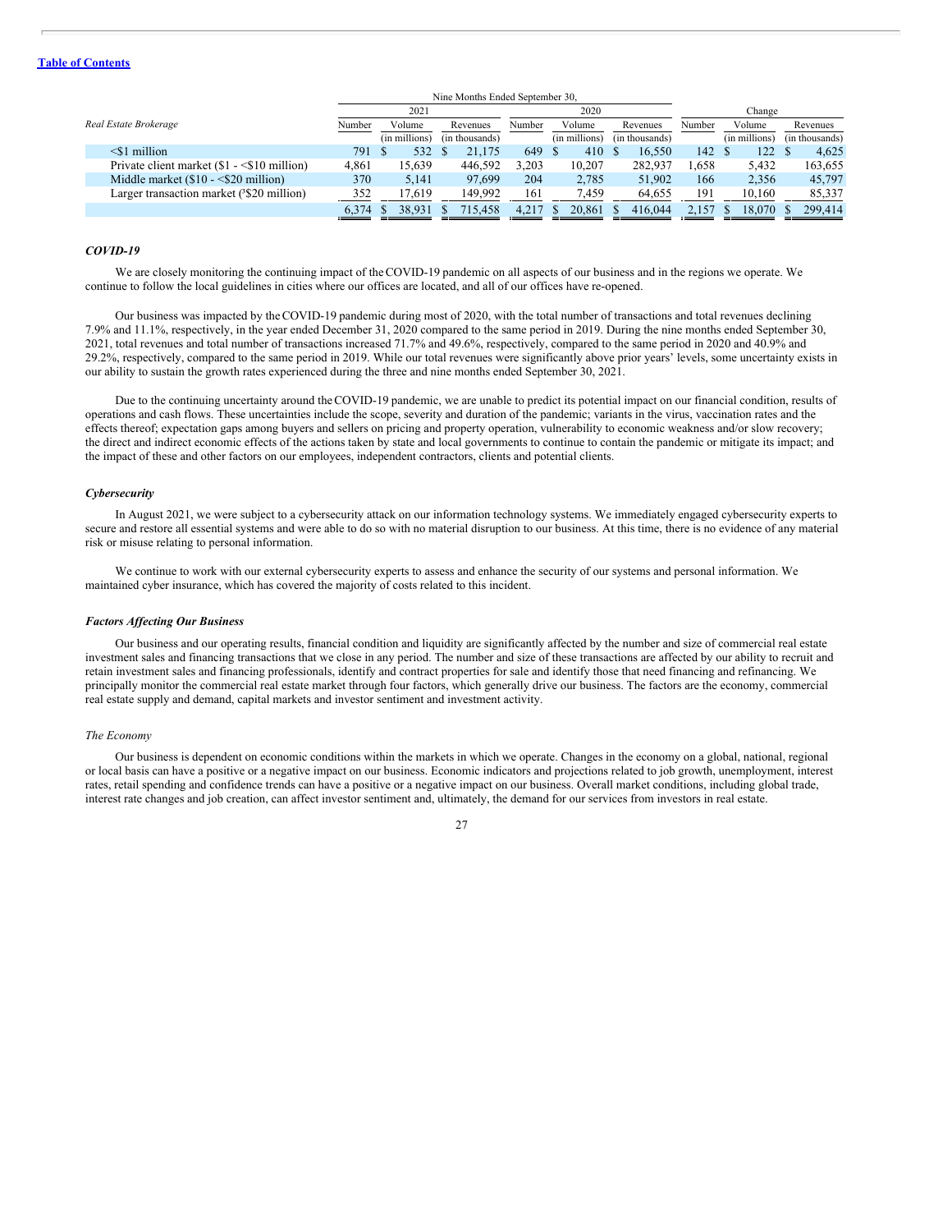| Real Estate Brokerage | Nine Months Ended September 30, | | | | | | | | |
|---|---|---|---|---|---|---|---|---|---|
| | 2021 | | | 2020 | | | Change | | |
| | Number | Volume (in millions) | Revenues (in thousands) | Number | Volume (in millions) | Revenues (in thousands) | Number | Volume (in millions) | Revenues (in thousands) |
| <$1 million | 791 | $ 532 | $ 21,175 | 649 | $ 410 | $ 16,550 | 142 | $ 122 | $ 4,625 |
| Private client market ($1 - <$10 million) | 4,861 | 15,639 | 446,592 | 3,203 | 10,207 | 282,937 | 1,658 | 5,432 | 163,655 |
| Middle market ($10 - <$20 million) | 370 | 5,141 | 97,699 | 204 | 2,785 | 51,902 | 166 | 2,356 | 45,797 |
| Larger transaction market (³$20 million) | 352 | 17,619 | 149,992 | 161 | 7,459 | 64,655 | 191 | 10,160 | 85,337 |
| | 6,374 | $ 38,931 | $ 715,458 | 4,217 | $ 20,861 | $ 416,044 | 2,157 | $ 18,070 | $ 299,414 |

### *COVID-19*

We are closely monitoring the continuing impact of the COVID-19 pandemic on all aspects of our business and in the regions we operate. We continue to follow the local guidelines in cities where our offices are located, and all of our offices have re-opened.

Our business was impacted by the COVID-19 pandemic during most of 2020, with the total number of transactions and total revenues declining 7.9% and 11.1%, respectively, in the year ended December 31, 2020 compared to the same period in 2019. During the nine months ended September 30, 2021, total revenues and total number of transactions increased 71.7% and 49.6%, respectively, compared to the same period in 2020 and 40.9% and 29.2%, respectively, compared to the same period in 2019. While our total revenues were significantly above prior years' levels, some uncertainty exists in our ability to sustain the growth rates experienced during the three and nine months ended September 30, 2021.

Due to the continuing uncertainty around the COVID-19 pandemic, we are unable to predict its potential impact on our financial condition, results of operations and cash flows. These uncertainties include the scope, severity and duration of the pandemic; variants in the virus, vaccination rates and the effects thereof; expectation gaps among buyers and sellers on pricing and property operation, vulnerability to economic weakness and/or slow recovery; the direct and indirect economic effects of the actions taken by state and local governments to continue to contain the pandemic or mitigate its impact; and the impact of these and other factors on our employees, independent contractors, clients and potential clients.

### *Cybersecurity*

In August 2021, we were subject to a cybersecurity attack on our information technology systems. We immediately engaged cybersecurity experts to secure and restore all essential systems and were able to do so with no material disruption to our business. At this time, there is no evidence of any material risk or misuse relating to personal information.

We continue to work with our external cybersecurity experts to assess and enhance the security of our systems and personal information. We maintained cyber insurance, which has covered the majority of costs related to this incident.

### *Factors Affecting Our Business*

Our business and our operating results, financial condition and liquidity are significantly affected by the number and size of commercial real estate investment sales and financing transactions that we close in any period. The number and size of these transactions are affected by our ability to recruit and retain investment sales and financing professionals, identify and contract properties for sale and identify those that need financing and refinancing. We principally monitor the commercial real estate market through four factors, which generally drive our business. The factors are the economy, commercial real estate supply and demand, capital markets and investor sentiment and investment activity.

#### *The Economy*

Our business is dependent on economic conditions within the markets in which we operate. Changes in the economy on a global, national, regional or local basis can have a positive or a negative impact on our business. Economic indicators and projections related to job growth, unemployment, interest rates, retail spending and confidence trends can have a positive or a negative impact on our business. Overall market conditions, including global trade, interest rate changes and job creation, can affect investor sentiment and, ultimately, the demand for our services from investors in real estate.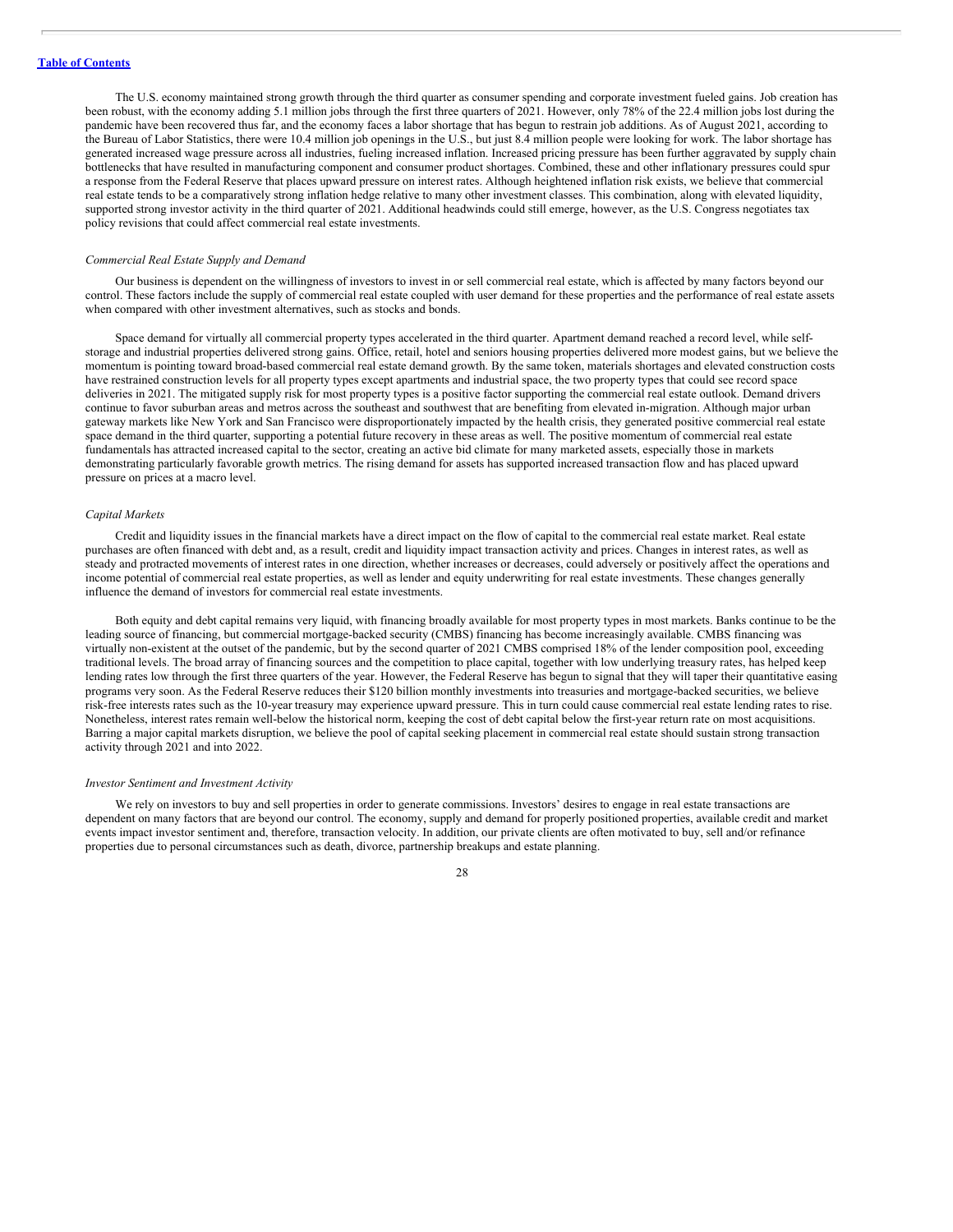The U.S. economy maintained strong growth through the third quarter as consumer spending and corporate investment fueled gains. Job creation has been robust, with the economy adding 5.1 million jobs through the first three quarters of 2021. However, only 78% of the 22.4 million jobs lost during the pandemic have been recovered thus far, and the economy faces a labor shortage that has begun to restrain job additions. As of August 2021, according to the Bureau of Labor Statistics, there were 10.4 million job openings in the U.S., but just 8.4 million people were looking for work. The labor shortage has generated increased wage pressure across all industries, fueling increased inflation. Increased pricing pressure has been further aggravated by supply chain bottlenecks that have resulted in manufacturing component and consumer product shortages. Combined, these and other inflationary pressures could spur a response from the Federal Reserve that places upward pressure on interest rates. Although heightened inflation risk exists, we believe that commercial real estate tends to be a comparatively strong inflation hedge relative to many other investment classes. This combination, along with elevated liquidity, supported strong investor activity in the third quarter of 2021. Additional headwinds could still emerge, however, as the U.S. Congress negotiates tax policy revisions that could affect commercial real estate investments.

*Commercial Real Estate Supply and Demand*

Our business is dependent on the willingness of investors to invest in or sell commercial real estate, which is affected by many factors beyond our control. These factors include the supply of commercial real estate coupled with user demand for these properties and the performance of real estate assets when compared with other investment alternatives, such as stocks and bonds.

Space demand for virtually all commercial property types accelerated in the third quarter. Apartment demand reached a record level, while self-storage and industrial properties delivered strong gains. Office, retail, hotel and seniors housing properties delivered more modest gains, but we believe the momentum is pointing toward broad-based commercial real estate demand growth. By the same token, materials shortages and elevated construction costs have restrained construction levels for all property types except apartments and industrial space, the two property types that could see record space deliveries in 2021. The mitigated supply risk for most property types is a positive factor supporting the commercial real estate outlook. Demand drivers continue to favor suburban areas and metros across the southeast and southwest that are benefiting from elevated in-migration. Although major urban gateway markets like New York and San Francisco were disproportionately impacted by the health crisis, they generated positive commercial real estate space demand in the third quarter, supporting a potential future recovery in these areas as well. The positive momentum of commercial real estate fundamentals has attracted increased capital to the sector, creating an active bid climate for many marketed assets, especially those in markets demonstrating particularly favorable growth metrics. The rising demand for assets has supported increased transaction flow and has placed upward pressure on prices at a macro level.

*Capital Markets*

Credit and liquidity issues in the financial markets have a direct impact on the flow of capital to the commercial real estate market. Real estate purchases are often financed with debt and, as a result, credit and liquidity impact transaction activity and prices. Changes in interest rates, as well as steady and protracted movements of interest rates in one direction, whether increases or decreases, could adversely or positively affect the operations and income potential of commercial real estate properties, as well as lender and equity underwriting for real estate investments. These changes generally influence the demand of investors for commercial real estate investments.

Both equity and debt capital remains very liquid, with financing broadly available for most property types in most markets. Banks continue to be the leading source of financing, but commercial mortgage-backed security (CMBS) financing has become increasingly available. CMBS financing was virtually non-existent at the outset of the pandemic, but by the second quarter of 2021 CMBS comprised 18% of the lender composition pool, exceeding traditional levels. The broad array of financing sources and the competition to place capital, together with low underlying treasury rates, has helped keep lending rates low through the first three quarters of the year. However, the Federal Reserve has begun to signal that they will taper their quantitative easing programs very soon. As the Federal Reserve reduces their $120 billion monthly investments into treasuries and mortgage-backed securities, we believe risk-free interests rates such as the 10-year treasury may experience upward pressure. This in turn could cause commercial real estate lending rates to rise. Nonetheless, interest rates remain well-below the historical norm, keeping the cost of debt capital below the first-year return rate on most acquisitions. Barring a major capital markets disruption, we believe the pool of capital seeking placement in commercial real estate should sustain strong transaction activity through 2021 and into 2022.

*Investor Sentiment and Investment Activity*

We rely on investors to buy and sell properties in order to generate commissions. Investors' desires to engage in real estate transactions are dependent on many factors that are beyond our control. The economy, supply and demand for properly positioned properties, available credit and market events impact investor sentiment and, therefore, transaction velocity. In addition, our private clients are often motivated to buy, sell and/or refinance properties due to personal circumstances such as death, divorce, partnership breakups and estate planning.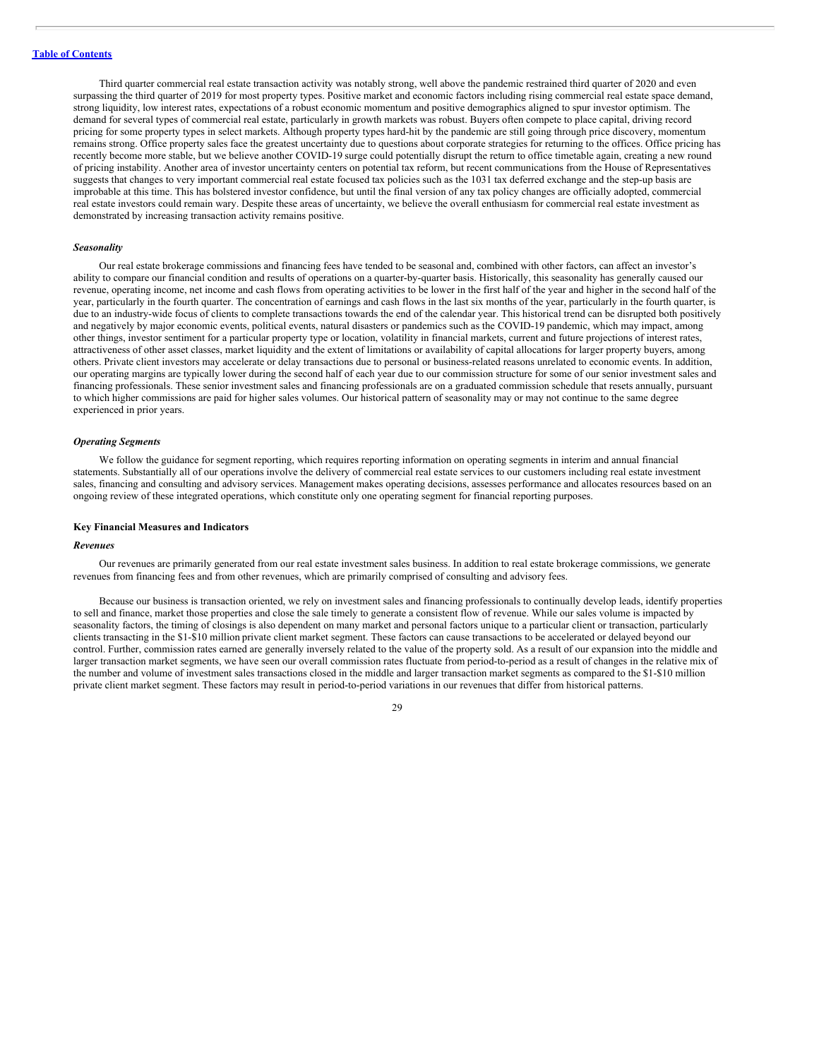Third quarter commercial real estate transaction activity was notably strong, well above the pandemic restrained third quarter of 2020 and even surpassing the third quarter of 2019 for most property types. Positive market and economic factors including rising commercial real estate space demand, strong liquidity, low interest rates, expectations of a robust economic momentum and positive demographics aligned to spur investor optimism. The demand for several types of commercial real estate, particularly in growth markets was robust. Buyers often compete to place capital, driving record pricing for some property types in select markets. Although property types hard-hit by the pandemic are still going through price discovery, momentum remains strong. Office property sales face the greatest uncertainty due to questions about corporate strategies for returning to the offices. Office pricing has recently become more stable, but we believe another COVID-19 surge could potentially disrupt the return to office timetable again, creating a new round of pricing instability. Another area of investor uncertainty centers on potential tax reform, but recent communications from the House of Representatives suggests that changes to very important commercial real estate focused tax policies such as the 1031 tax deferred exchange and the step-up basis are improbable at this time. This has bolstered investor confidence, but until the final version of any tax policy changes are officially adopted, commercial real estate investors could remain wary. Despite these areas of uncertainty, we believe the overall enthusiasm for commercial real estate investment as demonstrated by increasing transaction activity remains positive.

### *Seasonality*

Our real estate brokerage commissions and financing fees have tended to be seasonal and, combined with other factors, can affect an investor's ability to compare our financial condition and results of operations on a quarter-by-quarter basis. Historically, this seasonality has generally caused our revenue, operating income, net income and cash flows from operating activities to be lower in the first half of the year and higher in the second half of the year, particularly in the fourth quarter. The concentration of earnings and cash flows in the last six months of the year, particularly in the fourth quarter, is due to an industry-wide focus of clients to complete transactions towards the end of the calendar year. This historical trend can be disrupted both positively and negatively by major economic events, political events, natural disasters or pandemics such as the COVID-19 pandemic, which may impact, among other things, investor sentiment for a particular property type or location, volatility in financial markets, current and future projections of interest rates, attractiveness of other asset classes, market liquidity and the extent of limitations or availability of capital allocations for larger property buyers, among others. Private client investors may accelerate or delay transactions due to personal or business-related reasons unrelated to economic events. In addition, our operating margins are typically lower during the second half of each year due to our commission structure for some of our senior investment sales and financing professionals. These senior investment sales and financing professionals are on a graduated commission schedule that resets annually, pursuant to which higher commissions are paid for higher sales volumes. Our historical pattern of seasonality may or may not continue to the same degree experienced in prior years.

### *Operating Segments*

We follow the guidance for segment reporting, which requires reporting information on operating segments in interim and annual financial statements. Substantially all of our operations involve the delivery of commercial real estate services to our customers including real estate investment sales, financing and consulting and advisory services. Management makes operating decisions, assesses performance and allocates resources based on an ongoing review of these integrated operations, which constitute only one operating segment for financial reporting purposes.

## Key Financial Measures and Indicators

### *Revenues*

Our revenues are primarily generated from our real estate investment sales business. In addition to real estate brokerage commissions, we generate revenues from financing fees and from other revenues, which are primarily comprised of consulting and advisory fees.

Because our business is transaction oriented, we rely on investment sales and financing professionals to continually develop leads, identify properties to sell and finance, market those properties and close the sale timely to generate a consistent flow of revenue. While our sales volume is impacted by seasonality factors, the timing of closings is also dependent on many market and personal factors unique to a particular client or transaction, particularly clients transacting in the $1-$10 million private client market segment. These factors can cause transactions to be accelerated or delayed beyond our control. Further, commission rates earned are generally inversely related to the value of the property sold. As a result of our expansion into the middle and larger transaction market segments, we have seen our overall commission rates fluctuate from period-to-period as a result of changes in the relative mix of the number and volume of investment sales transactions closed in the middle and larger transaction market segments as compared to the $1-$10 million private client market segment. These factors may result in period-to-period variations in our revenues that differ from historical patterns.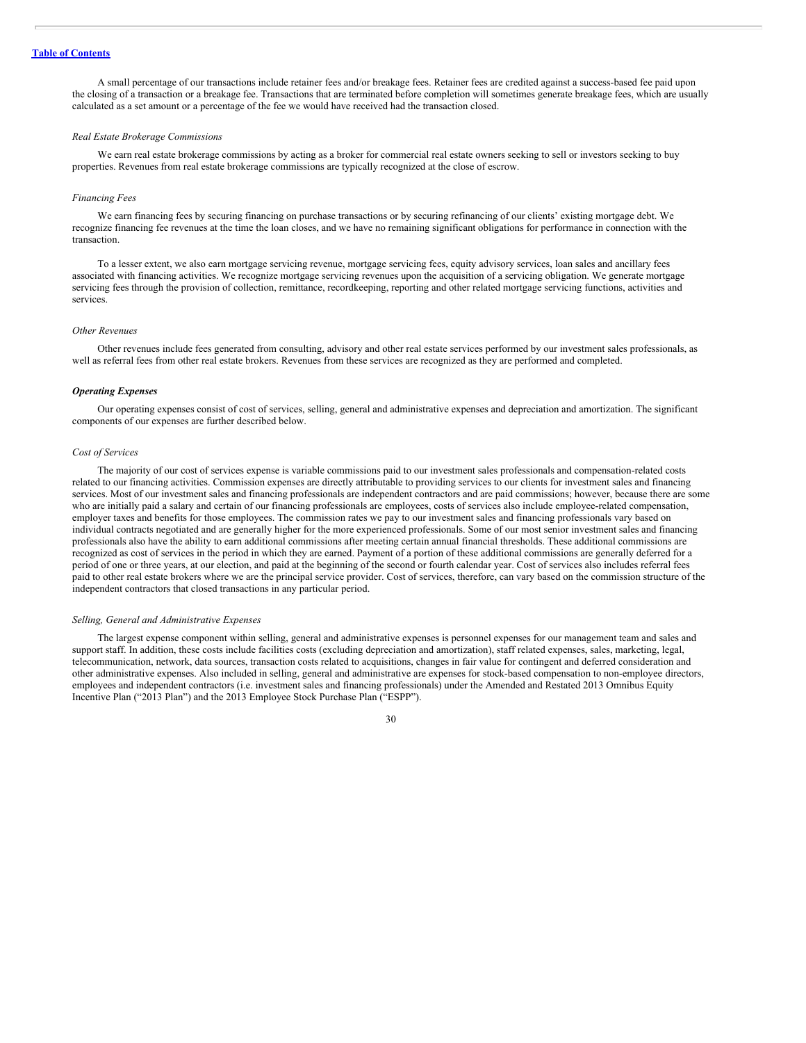A small percentage of our transactions include retainer fees and/or breakage fees. Retainer fees are credited against a success-based fee paid upon the closing of a transaction or a breakage fee. Transactions that are terminated before completion will sometimes generate breakage fees, which are usually calculated as a set amount or a percentage of the fee we would have received had the transaction closed.

*Real Estate Brokerage Commissions*

We earn real estate brokerage commissions by acting as a broker for commercial real estate owners seeking to sell or investors seeking to buy properties. Revenues from real estate brokerage commissions are typically recognized at the close of escrow.

*Financing Fees*

We earn financing fees by securing financing on purchase transactions or by securing refinancing of our clients' existing mortgage debt. We recognize financing fee revenues at the time the loan closes, and we have no remaining significant obligations for performance in connection with the transaction.

To a lesser extent, we also earn mortgage servicing revenue, mortgage servicing fees, equity advisory services, loan sales and ancillary fees associated with financing activities. We recognize mortgage servicing revenues upon the acquisition of a servicing obligation. We generate mortgage servicing fees through the provision of collection, remittance, recordkeeping, reporting and other related mortgage servicing functions, activities and services.

*Other Revenues*

Other revenues include fees generated from consulting, advisory and other real estate services performed by our investment sales professionals, as well as referral fees from other real estate brokers. Revenues from these services are recognized as they are performed and completed.

***Operating Expenses***

Our operating expenses consist of cost of services, selling, general and administrative expenses and depreciation and amortization. The significant components of our expenses are further described below.

*Cost of Services*

The majority of our cost of services expense is variable commissions paid to our investment sales professionals and compensation-related costs related to our financing activities. Commission expenses are directly attributable to providing services to our clients for investment sales and financing services. Most of our investment sales and financing professionals are independent contractors and are paid commissions; however, because there are some who are initially paid a salary and certain of our financing professionals are employees, costs of services also include employee-related compensation, employer taxes and benefits for those employees. The commission rates we pay to our investment sales and financing professionals vary based on individual contracts negotiated and are generally higher for the more experienced professionals. Some of our most senior investment sales and financing professionals also have the ability to earn additional commissions after meeting certain annual financial thresholds. These additional commissions are recognized as cost of services in the period in which they are earned. Payment of a portion of these additional commissions are generally deferred for a period of one or three years, at our election, and paid at the beginning of the second or fourth calendar year. Cost of services also includes referral fees paid to other real estate brokers where we are the principal service provider. Cost of services, therefore, can vary based on the commission structure of the independent contractors that closed transactions in any particular period.

*Selling, General and Administrative Expenses*

The largest expense component within selling, general and administrative expenses is personnel expenses for our management team and sales and support staff. In addition, these costs include facilities costs (excluding depreciation and amortization), staff related expenses, sales, marketing, legal, telecommunication, network, data sources, transaction costs related to acquisitions, changes in fair value for contingent and deferred consideration and other administrative expenses. Also included in selling, general and administrative are expenses for stock-based compensation to non-employee directors, employees and independent contractors (i.e. investment sales and financing professionals) under the Amended and Restated 2013 Omnibus Equity Incentive Plan ("2013 Plan") and the 2013 Employee Stock Purchase Plan ("ESPP").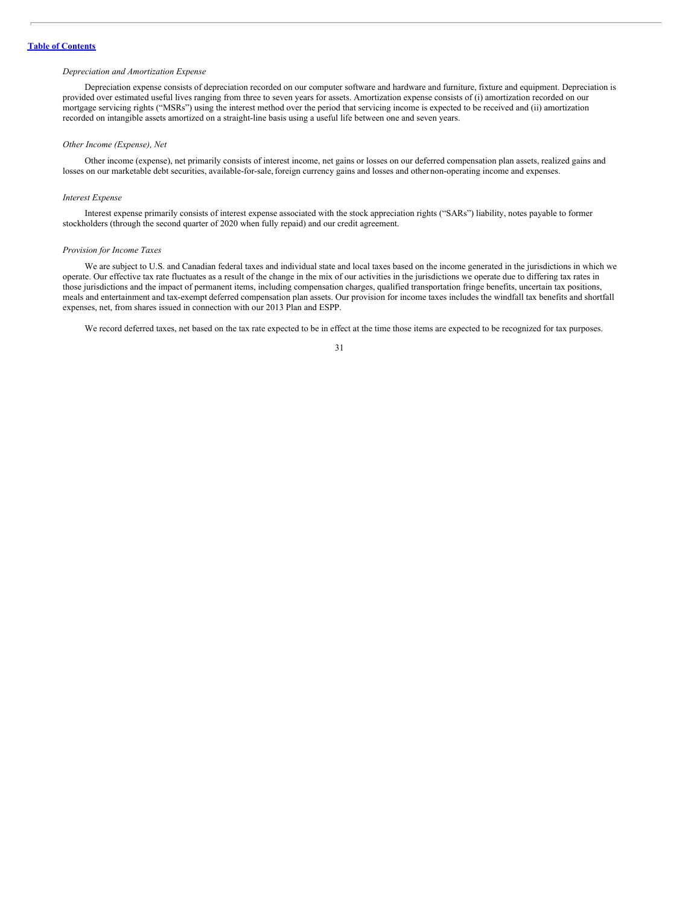*Depreciation and Amortization Expense*

Depreciation expense consists of depreciation recorded on our computer software and hardware and furniture, fixture and equipment. Depreciation is provided over estimated useful lives ranging from three to seven years for assets. Amortization expense consists of (i) amortization recorded on our mortgage servicing rights ("MSRs") using the interest method over the period that servicing income is expected to be received and (ii) amortization recorded on intangible assets amortized on a straight-line basis using a useful life between one and seven years.

*Other Income (Expense), Net*

Other income (expense), net primarily consists of interest income, net gains or losses on our deferred compensation plan assets, realized gains and losses on our marketable debt securities, available-for-sale, foreign currency gains and losses and other non-operating income and expenses.

*Interest Expense*

Interest expense primarily consists of interest expense associated with the stock appreciation rights ("SARs") liability, notes payable to former stockholders (through the second quarter of 2020 when fully repaid) and our credit agreement.

*Provision for Income Taxes*

We are subject to U.S. and Canadian federal taxes and individual state and local taxes based on the income generated in the jurisdictions in which we operate. Our effective tax rate fluctuates as a result of the change in the mix of our activities in the jurisdictions we operate due to differing tax rates in those jurisdictions and the impact of permanent items, including compensation charges, qualified transportation fringe benefits, uncertain tax positions, meals and entertainment and tax-exempt deferred compensation plan assets. Our provision for income taxes includes the windfall tax benefits and shortfall expenses, net, from shares issued in connection with our 2013 Plan and ESPP.

We record deferred taxes, net based on the tax rate expected to be in effect at the time those items are expected to be recognized for tax purposes.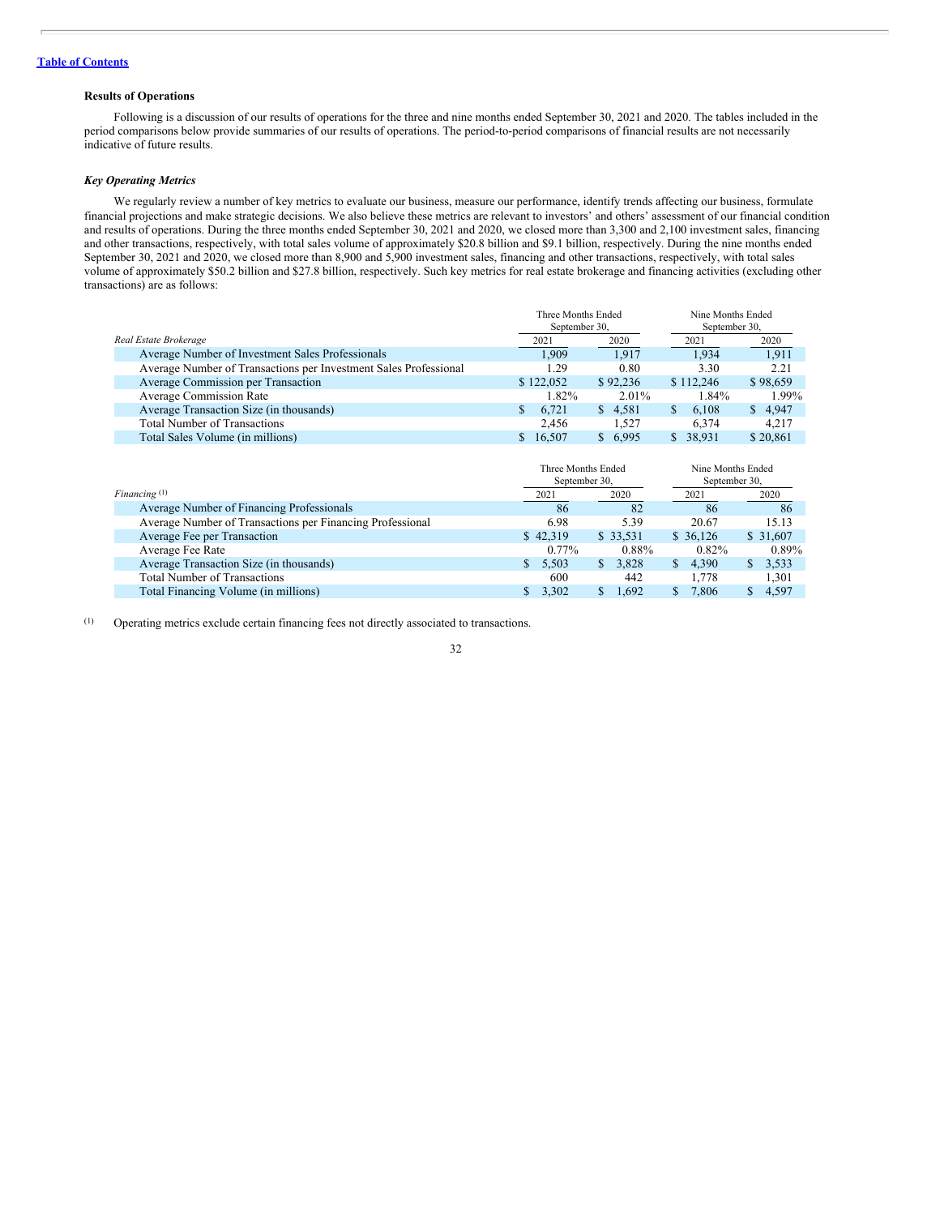[Table of Contents](#)

**Results of Operations**

Following is a discussion of our results of operations for the three and nine months ended September 30, 2021 and 2020. The tables included in the period comparisons below provide summaries of our results of operations. The period-to-period comparisons of financial results are not necessarily indicative of future results.

***Key Operating Metrics***

We regularly review a number of key metrics to evaluate our business, measure our performance, identify trends affecting our business, formulate financial projections and make strategic decisions. We also believe these metrics are relevant to investors' and others' assessment of our financial condition and results of operations. During the three months ended September 30, 2021 and 2020, we closed more than 3,300 and 2,100 investment sales, financing and other transactions, respectively, with total sales volume of approximately $20.8 billion and $9.1 billion, respectively. During the nine months ended September 30, 2021 and 2020, we closed more than 8,900 and 5,900 investment sales, financing and other transactions, respectively, with total sales volume of approximately $50.2 billion and $27.8 billion, respectively. Such key metrics for real estate brokerage and financing activities (excluding other transactions) are as follows:

| | Three Months Ended September 30, | | Nine Months Ended September 30, | |
|---|---|---|---|---|
| *Real Estate Brokerage* | 2021 | 2020 | 2021 | 2020 |
| Average Number of Investment Sales Professionals | 1,909 | 1,917 | 1,934 | 1,911 |
| Average Number of Transactions per Investment Sales Professional | 1.29 | 0.80 | 3.30 | 2.21 |
| Average Commission per Transaction | $ 122,052 | $ 92,236 | $ 112,246 | $ 98,659 |
| Average Commission Rate | 1.82% | 2.01% | 1.84% | 1.99% |
| Average Transaction Size (in thousands) | $ 6,721 | $ 4,581 | $ 6,108 | $ 4,947 |
| Total Number of Transactions | 2,456 | 1,527 | 6,374 | 4,217 |
| Total Sales Volume (in millions) | $ 16,507 | $ 6,995 | $ 38,931 | $ 20,861 |

| | Three Months Ended September 30, | | Nine Months Ended September 30, | |
|---|---|---|---|---|
| *Financing* [(1)] | 2021 | 2020 | 2021 | 2020 |
| Average Number of Financing Professionals | 86 | 82 | 86 | 86 |
| Average Number of Transactions per Financing Professional | 6.98 | 5.39 | 20.67 | 15.13 |
| Average Fee per Transaction | $ 42,319 | $ 33,531 | $ 36,126 | $ 31,607 |
| Average Fee Rate | 0.77% | 0.88% | 0.82% | 0.89% |
| Average Transaction Size (in thousands) | $ 5,503 | $ 3,828 | $ 4,390 | $ 3,533 |
| Total Number of Transactions | 600 | 442 | 1,778 | 1,301 |
| Total Financing Volume (in millions) | $ 3,302 | $ 1,692 | $ 7,806 | $ 4,597 |

(1) Operating metrics exclude certain financing fees not directly associated to transactions.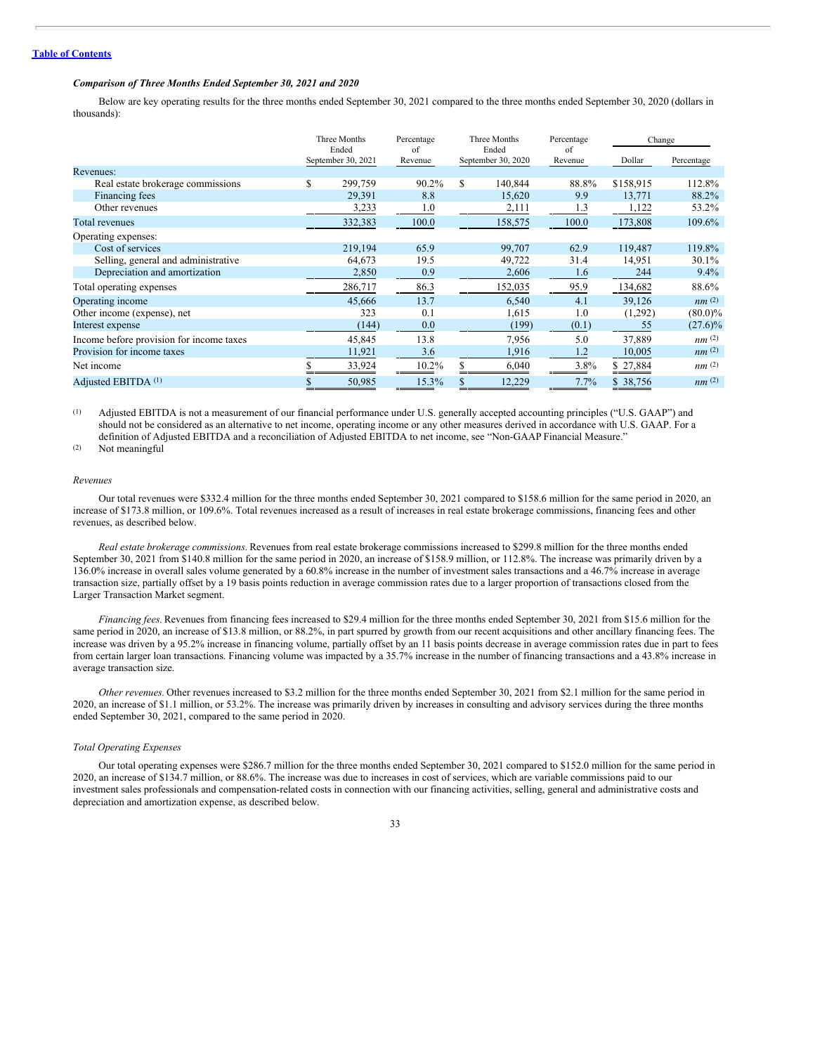### *Comparison of Three Months Ended September 30, 2021 and 2020*

Below are key operating results for the three months ended September 30, 2021 compared to the three months ended September 30, 2020 (dollars in thousands):

| | Three Months Ended September 30, 2021 | Percentage of Revenue | Three Months Ended September 30, 2020 | Percentage of Revenue | Change | |
|---|---|---|---|---|---|---|
| | | | | | Dollar | Percentage |
| Revenues: | | | | | | |
| Real estate brokerage commissions | $ 299,759 | 90.2% | $ 140,844 | 88.8% | $158,915 | 112.8% |
| Financing fees | 29,391 | 8.8 | 15,620 | 9.9 | 13,771 | 88.2% |
| Other revenues | 3,233 | 1.0 | 2,111 | 1.3 | 1,122 | 53.2% |
| Total revenues | 332,383 | 100.0 | 158,575 | 100.0 | 173,808 | 109.6% |
| Operating expenses: | | | | | | |
| Cost of services | 219,194 | 65.9 | 99,707 | 62.9 | 119,487 | 119.8% |
| Selling, general and administrative | 64,673 | 19.5 | 49,722 | 31.4 | 14,951 | 30.1% |
| Depreciation and amortization | 2,850 | 0.9 | 2,606 | 1.6 | 244 | 9.4% |
| Total operating expenses | 286,717 | 86.3 | 152,035 | 95.9 | 134,682 | 88.6% |
| Operating income | 45,666 | 13.7 | 6,540 | 4.1 | 39,126 | *nm* [(2)] |
| Other income (expense), net | 323 | 0.1 | 1,615 | 1.0 | (1,292) | (80.0)% |
| Interest expense | (144) | 0.0 | (199) | (0.1) | 55 | (27.6)% |
| Income before provision for income taxes | 45,845 | 13.8 | 7,956 | 5.0 | 37,889 | *nm* [(2)] |
| Provision for income taxes | 11,921 | 3.6 | 1,916 | 1.2 | 10,005 | *nm* [(2)] |
| Net income | $ 33,924 | 10.2% | $ 6,040 | 3.8% | $ 27,884 | *nm* [(2)] |
| Adjusted EBITDA [(1)] | $ 50,985 | 15.3% | $ 12,229 | 7.7% | $ 38,756 | *nm* [(2)] |

(1) Adjusted EBITDA is not a measurement of our financial performance under U.S. generally accepted accounting principles ("U.S. GAAP") and should not be considered as an alternative to net income, operating income or any other measures derived in accordance with U.S. GAAP. For a definition of Adjusted EBITDA and a reconciliation of Adjusted EBITDA to net income, see "Non-GAAP Financial Measure."

(2) Not meaningful

*Revenues*

Our total revenues were $332.4 million for the three months ended September 30, 2021 compared to $158.6 million for the same period in 2020, an increase of $173.8 million, or 109.6%. Total revenues increased as a result of increases in real estate brokerage commissions, financing fees and other revenues, as described below.

*Real estate brokerage commissions.* Revenues from real estate brokerage commissions increased to $299.8 million for the three months ended September 30, 2021 from $140.8 million for the same period in 2020, an increase of $158.9 million, or 112.8%. The increase was primarily driven by a 136.0% increase in overall sales volume generated by a 60.8% increase in the number of investment sales transactions and a 46.7% increase in average transaction size, partially offset by a 19 basis points reduction in average commission rates due to a larger proportion of transactions closed from the Larger Transaction Market segment.

*Financing fees.* Revenues from financing fees increased to $29.4 million for the three months ended September 30, 2021 from $15.6 million for the same period in 2020, an increase of $13.8 million, or 88.2%, in part spurred by growth from our recent acquisitions and other ancillary financing fees. The increase was driven by a 95.2% increase in financing volume, partially offset by an 11 basis points decrease in average commission rates due in part to fees from certain larger loan transactions. Financing volume was impacted by a 35.7% increase in the number of financing transactions and a 43.8% increase in average transaction size.

*Other revenues.* Other revenues increased to $3.2 million for the three months ended September 30, 2021 from $2.1 million for the same period in 2020, an increase of $1.1 million, or 53.2%. The increase was primarily driven by increases in consulting and advisory services during the three months ended September 30, 2021, compared to the same period in 2020.

*Total Operating Expenses*

Our total operating expenses were $286.7 million for the three months ended September 30, 2021 compared to $152.0 million for the same period in 2020, an increase of $134.7 million, or 88.6%. The increase was due to increases in cost of services, which are variable commissions paid to our investment sales professionals and compensation-related costs in connection with our financing activities, selling, general and administrative costs and depreciation and amortization expense, as described below.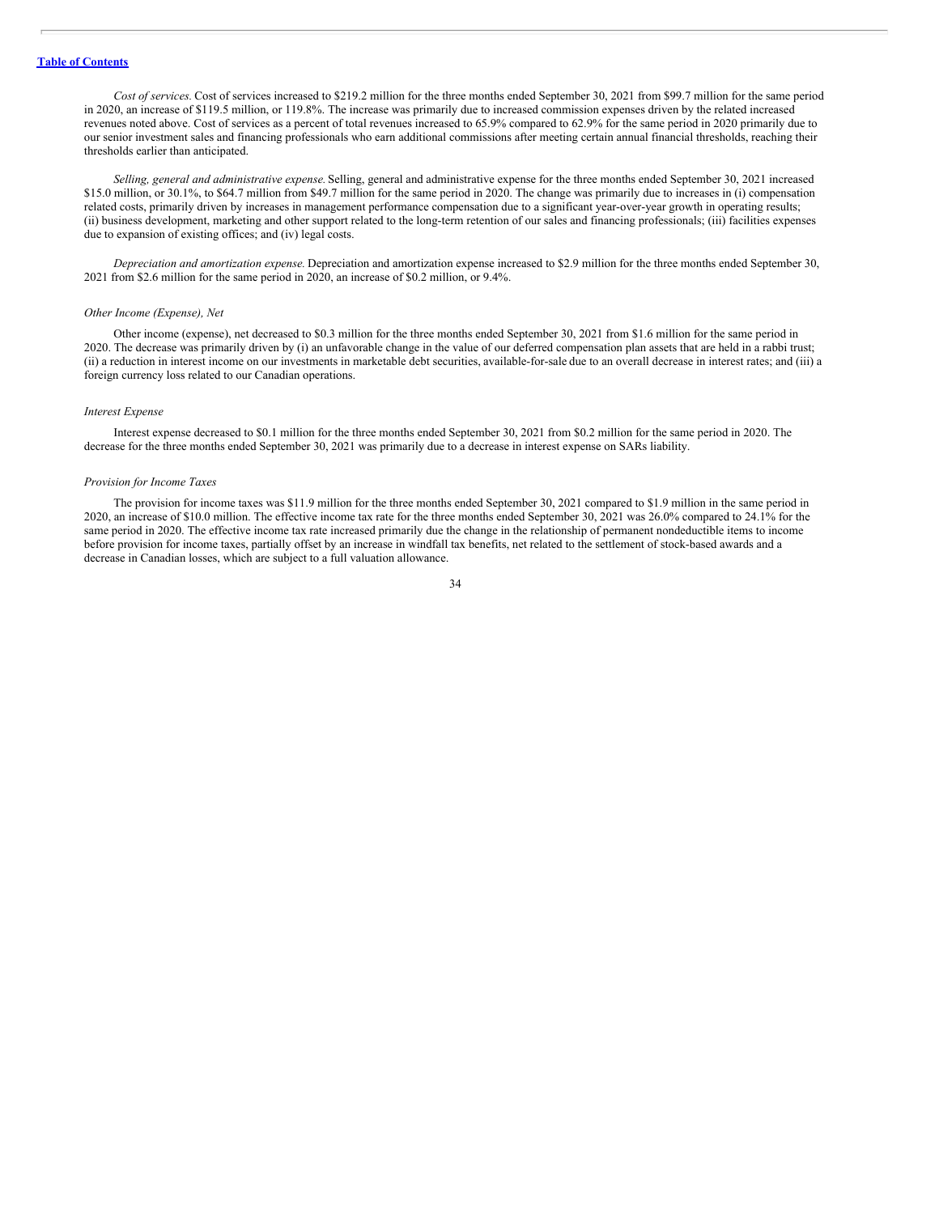*Cost of services.* Cost of services increased to $219.2 million for the three months ended September 30, 2021 from $99.7 million for the same period in 2020, an increase of $119.5 million, or 119.8%. The increase was primarily due to increased commission expenses driven by the related increased revenues noted above. Cost of services as a percent of total revenues increased to 65.9% compared to 62.9% for the same period in 2020 primarily due to our senior investment sales and financing professionals who earn additional commissions after meeting certain annual financial thresholds, reaching their thresholds earlier than anticipated.

*Selling, general and administrative expense.* Selling, general and administrative expense for the three months ended September 30, 2021 increased $15.0 million, or 30.1%, to $64.7 million from $49.7 million for the same period in 2020. The change was primarily due to increases in (i) compensation related costs, primarily driven by increases in management performance compensation due to a significant year-over-year growth in operating results; (ii) business development, marketing and other support related to the long-term retention of our sales and financing professionals; (iii) facilities expenses due to expansion of existing offices; and (iv) legal costs.

*Depreciation and amortization expense.* Depreciation and amortization expense increased to $2.9 million for the three months ended September 30, 2021 from $2.6 million for the same period in 2020, an increase of $0.2 million, or 9.4%.

*Other Income (Expense), Net*

Other income (expense), net decreased to $0.3 million for the three months ended September 30, 2021 from $1.6 million for the same period in 2020. The decrease was primarily driven by (i) an unfavorable change in the value of our deferred compensation plan assets that are held in a rabbi trust; (ii) a reduction in interest income on our investments in marketable debt securities, available-for-sale due to an overall decrease in interest rates; and (iii) a foreign currency loss related to our Canadian operations.

*Interest Expense*

Interest expense decreased to $0.1 million for the three months ended September 30, 2021 from $0.2 million for the same period in 2020. The decrease for the three months ended September 30, 2021 was primarily due to a decrease in interest expense on SARs liability.

*Provision for Income Taxes*

The provision for income taxes was $11.9 million for the three months ended September 30, 2021 compared to $1.9 million in the same period in 2020, an increase of $10.0 million. The effective income tax rate for the three months ended September 30, 2021 was 26.0% compared to 24.1% for the same period in 2020. The effective income tax rate increased primarily due the change in the relationship of permanent nondeductible items to income before provision for income taxes, partially offset by an increase in windfall tax benefits, net related to the settlement of stock-based awards and a decrease in Canadian losses, which are subject to a full valuation allowance.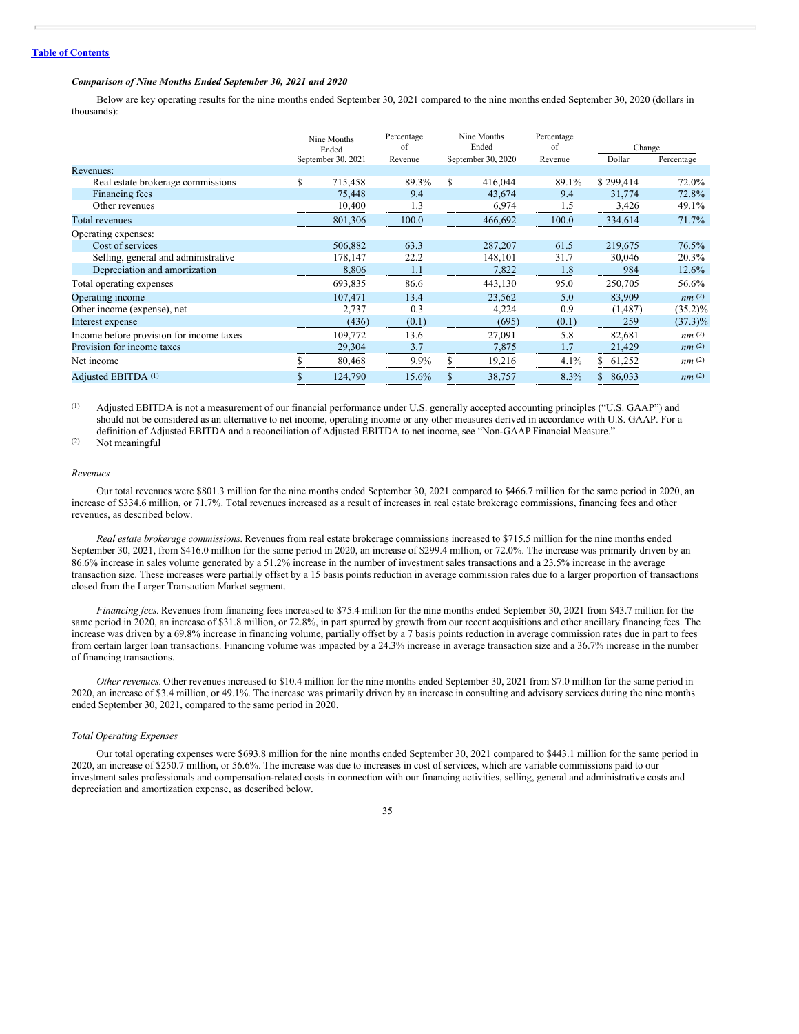[Table of Contents](#)

### *Comparison of Nine Months Ended September 30, 2021 and 2020*

Below are key operating results for the nine months ended September 30, 2021 compared to the nine months ended September 30, 2020 (dollars in thousands):

| | Nine Months Ended September 30, 2021 | Percentage of Revenue | Nine Months Ended September 30, 2020 | Percentage of Revenue | Change | |
|---|---|---|---|---|---|---|
| | | | | | Dollar | Percentage |
| Revenues: | | | | | | |
| Real estate brokerage commissions | $ 715,458 | 89.3% | $ 416,044 | 89.1% | $ 299,414 | 72.0% |
| Financing fees | 75,448 | 9.4 | 43,674 | 9.4 | 31,774 | 72.8% |
| Other revenues | 10,400 | 1.3 | 6,974 | 1.5 | 3,426 | 49.1% |
| Total revenues | 801,306 | 100.0 | 466,692 | 100.0 | 334,614 | 71.7% |
| Operating expenses: | | | | | | |
| Cost of services | 506,882 | 63.3 | 287,207 | 61.5 | 219,675 | 76.5% |
| Selling, general and administrative | 178,147 | 22.2 | 148,101 | 31.7 | 30,046 | 20.3% |
| Depreciation and amortization | 8,806 | 1.1 | 7,822 | 1.8 | 984 | 12.6% |
| Total operating expenses | 693,835 | 86.6 | 443,130 | 95.0 | 250,705 | 56.6% |
| Operating income | 107,471 | 13.4 | 23,562 | 5.0 | 83,909 | *nm* [(2)] |
| Other income (expense), net | 2,737 | 0.3 | 4,224 | 0.9 | (1,487) | (35.2)% |
| Interest expense | (436) | (0.1) | (695) | (0.1) | 259 | (37.3)% |
| Income before provision for income taxes | 109,772 | 13.6 | 27,091 | 5.8 | 82,681 | *nm* [(2)] |
| Provision for income taxes | 29,304 | 3.7 | 7,875 | 1.7 | 21,429 | *nm* [(2)] |
| Net income | $ 80,468 | 9.9% | $ 19,216 | 4.1% | $ 61,252 | *nm* [(2)] |
| Adjusted EBITDA [(1)] | $ 124,790 | 15.6% | $ 38,757 | 8.3% | $ 86,033 | *nm* [(2)] |

(1) Adjusted EBITDA is not a measurement of our financial performance under U.S. generally accepted accounting principles ("U.S. GAAP") and should not be considered as an alternative to net income, operating income or any other measures derived in accordance with U.S. GAAP. For a definition of Adjusted EBITDA and a reconciliation of Adjusted EBITDA to net income, see "Non-GAAP Financial Measure."

(2) Not meaningful

*Revenues*

Our total revenues were $801.3 million for the nine months ended September 30, 2021 compared to $466.7 million for the same period in 2020, an increase of $334.6 million, or 71.7%. Total revenues increased as a result of increases in real estate brokerage commissions, financing fees and other revenues, as described below.

*Real estate brokerage commissions.* Revenues from real estate brokerage commissions increased to $715.5 million for the nine months ended September 30, 2021, from $416.0 million for the same period in 2020, an increase of $299.4 million, or 72.0%. The increase was primarily driven by an 86.6% increase in sales volume generated by a 51.2% increase in the number of investment sales transactions and a 23.5% increase in the average transaction size. These increases were partially offset by a 15 basis points reduction in average commission rates due to a larger proportion of transactions closed from the Larger Transaction Market segment.

*Financing fees.* Revenues from financing fees increased to $75.4 million for the nine months ended September 30, 2021 from $43.7 million for the same period in 2020, an increase of $31.8 million, or 72.8%, in part spurred by growth from our recent acquisitions and other ancillary financing fees. The increase was driven by a 69.8% increase in financing volume, partially offset by a 7 basis points reduction in average commission rates due in part to fees from certain larger loan transactions. Financing volume was impacted by a 24.3% increase in average transaction size and a 36.7% increase in the number of financing transactions.

*Other revenues.* Other revenues increased to $10.4 million for the nine months ended September 30, 2021 from $7.0 million for the same period in 2020, an increase of $3.4 million, or 49.1%. The increase was primarily driven by an increase in consulting and advisory services during the nine months ended September 30, 2021, compared to the same period in 2020.

*Total Operating Expenses*

Our total operating expenses were $693.8 million for the nine months ended September 30, 2021 compared to $443.1 million for the same period in 2020, an increase of $250.7 million, or 56.6%. The increase was due to increases in cost of services, which are variable commissions paid to our investment sales professionals and compensation-related costs in connection with our financing activities, selling, general and administrative costs and depreciation and amortization expense, as described below.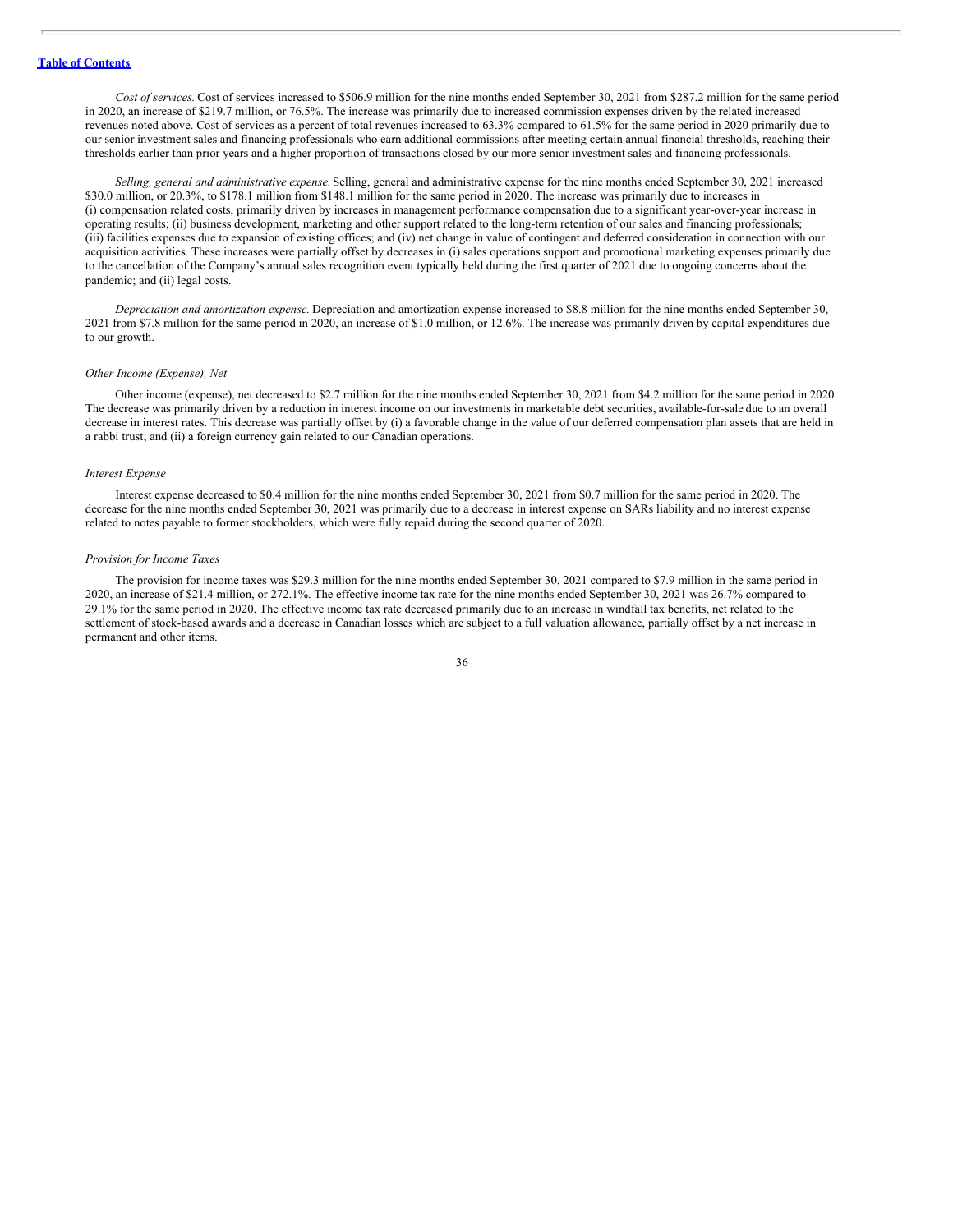*Cost of services.* Cost of services increased to $506.9 million for the nine months ended September 30, 2021 from $287.2 million for the same period in 2020, an increase of $219.7 million, or 76.5%. The increase was primarily due to increased commission expenses driven by the related increased revenues noted above. Cost of services as a percent of total revenues increased to 63.3% compared to 61.5% for the same period in 2020 primarily due to our senior investment sales and financing professionals who earn additional commissions after meeting certain annual financial thresholds, reaching their thresholds earlier than prior years and a higher proportion of transactions closed by our more senior investment sales and financing professionals.

*Selling, general and administrative expense.* Selling, general and administrative expense for the nine months ended September 30, 2021 increased $30.0 million, or 20.3%, to $178.1 million from $148.1 million for the same period in 2020. The increase was primarily due to increases in (i) compensation related costs, primarily driven by increases in management performance compensation due to a significant year-over-year increase in operating results; (ii) business development, marketing and other support related to the long-term retention of our sales and financing professionals; (iii) facilities expenses due to expansion of existing offices; and (iv) net change in value of contingent and deferred consideration in connection with our acquisition activities. These increases were partially offset by decreases in (i) sales operations support and promotional marketing expenses primarily due to the cancellation of the Company's annual sales recognition event typically held during the first quarter of 2021 due to ongoing concerns about the pandemic; and (ii) legal costs.

*Depreciation and amortization expense.* Depreciation and amortization expense increased to $8.8 million for the nine months ended September 30, 2021 from $7.8 million for the same period in 2020, an increase of $1.0 million, or 12.6%. The increase was primarily driven by capital expenditures due to our growth.

### *Other Income (Expense), Net*

Other income (expense), net decreased to $2.7 million for the nine months ended September 30, 2021 from $4.2 million for the same period in 2020. The decrease was primarily driven by a reduction in interest income on our investments in marketable debt securities, available-for-sale due to an overall decrease in interest rates. This decrease was partially offset by (i) a favorable change in the value of our deferred compensation plan assets that are held in a rabbi trust; and (ii) a foreign currency gain related to our Canadian operations.

### *Interest Expense*

Interest expense decreased to $0.4 million for the nine months ended September 30, 2021 from $0.7 million for the same period in 2020. The decrease for the nine months ended September 30, 2021 was primarily due to a decrease in interest expense on SARs liability and no interest expense related to notes payable to former stockholders, which were fully repaid during the second quarter of 2020.

### *Provision for Income Taxes*

The provision for income taxes was $29.3 million for the nine months ended September 30, 2021 compared to $7.9 million in the same period in 2020, an increase of $21.4 million, or 272.1%. The effective income tax rate for the nine months ended September 30, 2021 was 26.7% compared to 29.1% for the same period in 2020. The effective income tax rate decreased primarily due to an increase in windfall tax benefits, net related to the settlement of stock-based awards and a decrease in Canadian losses which are subject to a full valuation allowance, partially offset by a net increase in permanent and other items.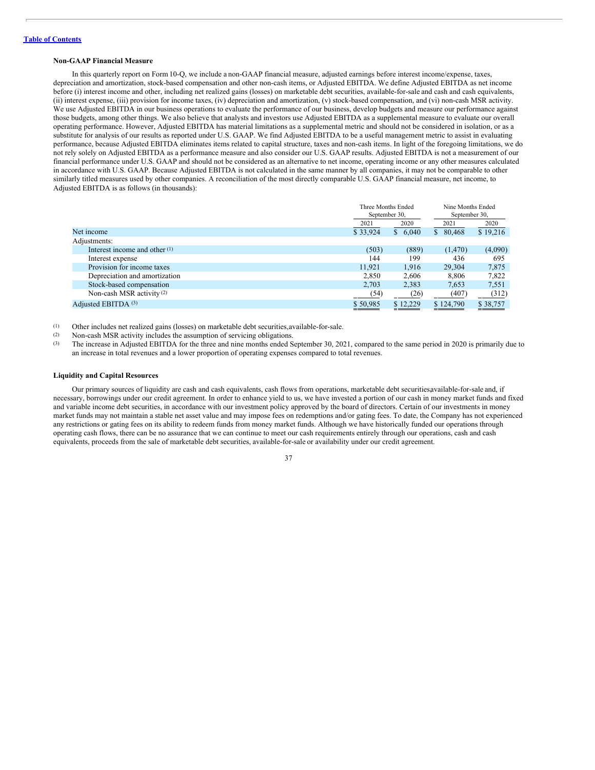### Non-GAAP Financial Measure

In this quarterly report on Form 10-Q, we include a non-GAAP financial measure, adjusted earnings before interest income/expense, taxes, depreciation and amortization, stock-based compensation and other non-cash items, or Adjusted EBITDA. We define Adjusted EBITDA as net income before (i) interest income and other, including net realized gains (losses) on marketable debt securities, available-for-sale and cash and cash equivalents, (ii) interest expense, (iii) provision for income taxes, (iv) depreciation and amortization, (v) stock-based compensation, and (vi) non-cash MSR activity. We use Adjusted EBITDA in our business operations to evaluate the performance of our business, develop budgets and measure our performance against those budgets, among other things. We also believe that analysts and investors use Adjusted EBITDA as a supplemental measure to evaluate our overall operating performance. However, Adjusted EBITDA has material limitations as a supplemental metric and should not be considered in isolation, or as a substitute for analysis of our results as reported under U.S. GAAP. We find Adjusted EBITDA to be a useful management metric to assist in evaluating performance, because Adjusted EBITDA eliminates items related to capital structure, taxes and non-cash items. In light of the foregoing limitations, we do not rely solely on Adjusted EBITDA as a performance measure and also consider our U.S. GAAP results. Adjusted EBITDA is not a measurement of our financial performance under U.S. GAAP and should not be considered as an alternative to net income, operating income or any other measures calculated in accordance with U.S. GAAP. Because Adjusted EBITDA is not calculated in the same manner by all companies, it may not be comparable to other similarly titled measures used by other companies. A reconciliation of the most directly comparable U.S. GAAP financial measure, net income, to Adjusted EBITDA is as follows (in thousands):

| | Three Months Ended September 30, | | Nine Months Ended September 30, | |
|---|---|---|---|---|
| | 2021 | 2020 | 2021 | 2020 |
| Net income | $ 33,924 | $ 6,040 | $ 80,468 | $ 19,216 |
| Adjustments: | | | | |
| Interest income and other [(1)] | (503) | (889) | (1,470) | (4,090) |
| Interest expense | 144 | 199 | 436 | 695 |
| Provision for income taxes | 11,921 | 1,916 | 29,304 | 7,875 |
| Depreciation and amortization | 2,850 | 2,606 | 8,806 | 7,822 |
| Stock-based compensation | 2,703 | 2,383 | 7,653 | 7,551 |
| Non-cash MSR activity [(2)] | (54) | (26) | (407) | (312) |
| Adjusted EBITDA [(3)] | $ 50,985 | $ 12,229 | $ 124,790 | $ 38,757 |

(1) Other includes net realized gains (losses) on marketable debt securities,available-for-sale.

(2) Non-cash MSR activity includes the assumption of servicing obligations.

(3) The increase in Adjusted EBITDA for the three and nine months ended September 30, 2021, compared to the same period in 2020 is primarily due to an increase in total revenues and a lower proportion of operating expenses compared to total revenues.

### Liquidity and Capital Resources

Our primary sources of liquidity are cash and cash equivalents, cash flows from operations, marketable debt securitiesavailable-for-sale and, if necessary, borrowings under our credit agreement. In order to enhance yield to us, we have invested a portion of our cash in money market funds and fixed and variable income debt securities, in accordance with our investment policy approved by the board of directors. Certain of our investments in money market funds may not maintain a stable net asset value and may impose fees on redemptions and/or gating fees. To date, the Company has not experienced any restrictions or gating fees on its ability to redeem funds from money market funds. Although we have historically funded our operations through operating cash flows, there can be no assurance that we can continue to meet our cash requirements entirely through our operations, cash and cash equivalents, proceeds from the sale of marketable debt securities, available-for-sale or availability under our credit agreement.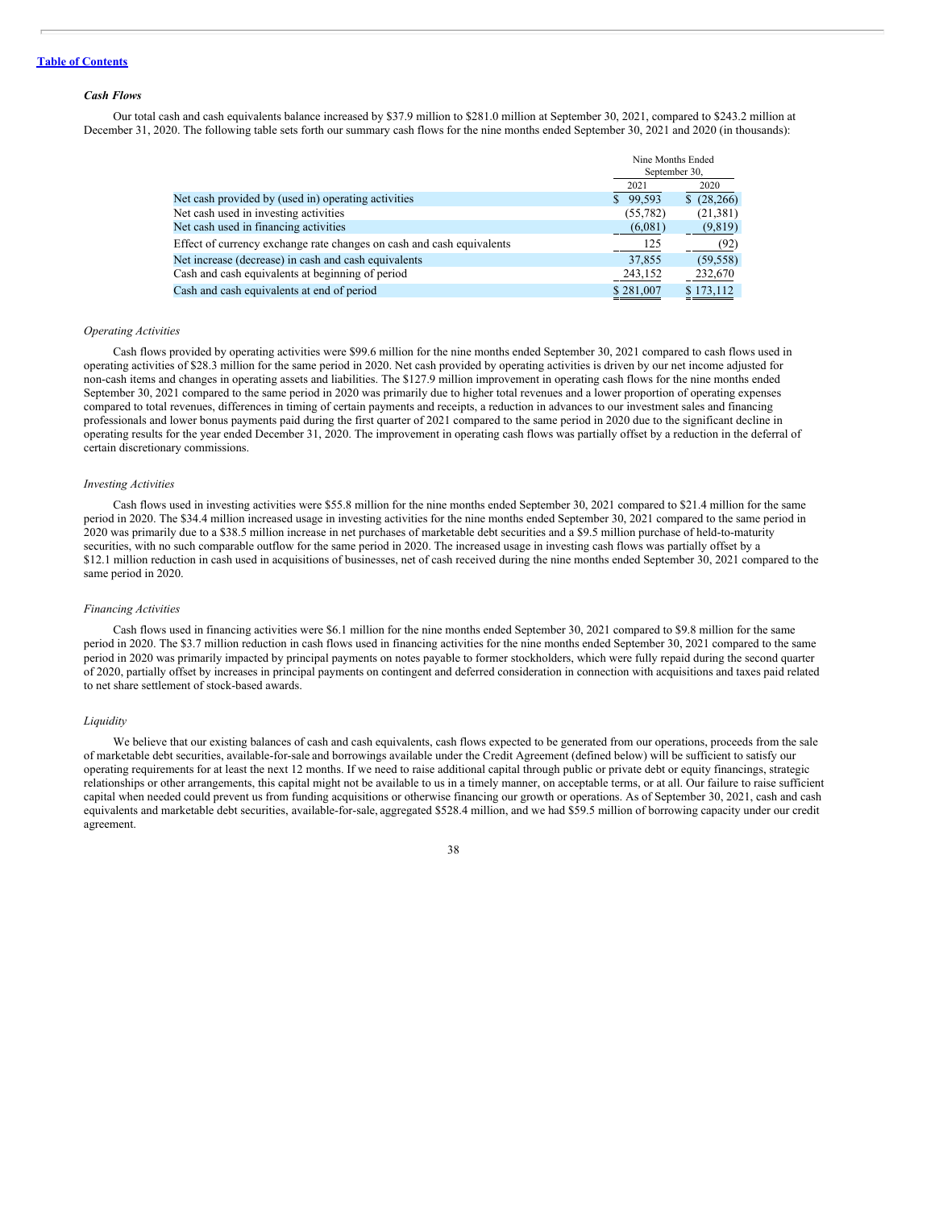[Table of Contents](#)

### *Cash Flows*

Our total cash and cash equivalents balance increased by $37.9 million to $281.0 million at September 30, 2021, compared to $243.2 million at December 31, 2020. The following table sets forth our summary cash flows for the nine months ended September 30, 2021 and 2020 (in thousands):

| | Nine Months Ended September 30, | |
|---|---|---|
| | 2021 | 2020 |
| Net cash provided by (used in) operating activities | $ 99,593 | $ (28,266) |
| Net cash used in investing activities | (55,782) | (21,381) |
| Net cash used in financing activities | (6,081) | (9,819) |
| Effect of currency exchange rate changes on cash and cash equivalents | 125 | (92) |
| Net increase (decrease) in cash and cash equivalents | 37,855 | (59,558) |
| Cash and cash equivalents at beginning of period | 243,152 | 232,670 |
| Cash and cash equivalents at end of period | $ 281,007 | $ 173,112 |

#### *Operating Activities*

Cash flows provided by operating activities were $99.6 million for the nine months ended September 30, 2021 compared to cash flows used in operating activities of $28.3 million for the same period in 2020. Net cash provided by operating activities is driven by our net income adjusted for non-cash items and changes in operating assets and liabilities. The $127.9 million improvement in operating cash flows for the nine months ended September 30, 2021 compared to the same period in 2020 was primarily due to higher total revenues and a lower proportion of operating expenses compared to total revenues, differences in timing of certain payments and receipts, a reduction in advances to our investment sales and financing professionals and lower bonus payments paid during the first quarter of 2021 compared to the same period in 2020 due to the significant decline in operating results for the year ended December 31, 2020. The improvement in operating cash flows was partially offset by a reduction in the deferral of certain discretionary commissions.

#### *Investing Activities*

Cash flows used in investing activities were $55.8 million for the nine months ended September 30, 2021 compared to $21.4 million for the same period in 2020. The $34.4 million increased usage in investing activities for the nine months ended September 30, 2021 compared to the same period in 2020 was primarily due to a $38.5 million increase in net purchases of marketable debt securities and a $9.5 million purchase of held-to-maturity securities, with no such comparable outflow for the same period in 2020. The increased usage in investing cash flows was partially offset by a $12.1 million reduction in cash used in acquisitions of businesses, net of cash received during the nine months ended September 30, 2021 compared to the same period in 2020.

#### *Financing Activities*

Cash flows used in financing activities were $6.1 million for the nine months ended September 30, 2021 compared to $9.8 million for the same period in 2020. The $3.7 million reduction in cash flows used in financing activities for the nine months ended September 30, 2021 compared to the same period in 2020 was primarily impacted by principal payments on notes payable to former stockholders, which were fully repaid during the second quarter of 2020, partially offset by increases in principal payments on contingent and deferred consideration in connection with acquisitions and taxes paid related to net share settlement of stock-based awards.

#### *Liquidity*

We believe that our existing balances of cash and cash equivalents, cash flows expected to be generated from our operations, proceeds from the sale of marketable debt securities, available-for-sale and borrowings available under the Credit Agreement (defined below) will be sufficient to satisfy our operating requirements for at least the next 12 months. If we need to raise additional capital through public or private debt or equity financings, strategic relationships or other arrangements, this capital might not be available to us in a timely manner, on acceptable terms, or at all. Our failure to raise sufficient capital when needed could prevent us from funding acquisitions or otherwise financing our growth or operations. As of September 30, 2021, cash and cash equivalents and marketable debt securities, available-for-sale, aggregated $528.4 million, and we had $59.5 million of borrowing capacity under our credit agreement.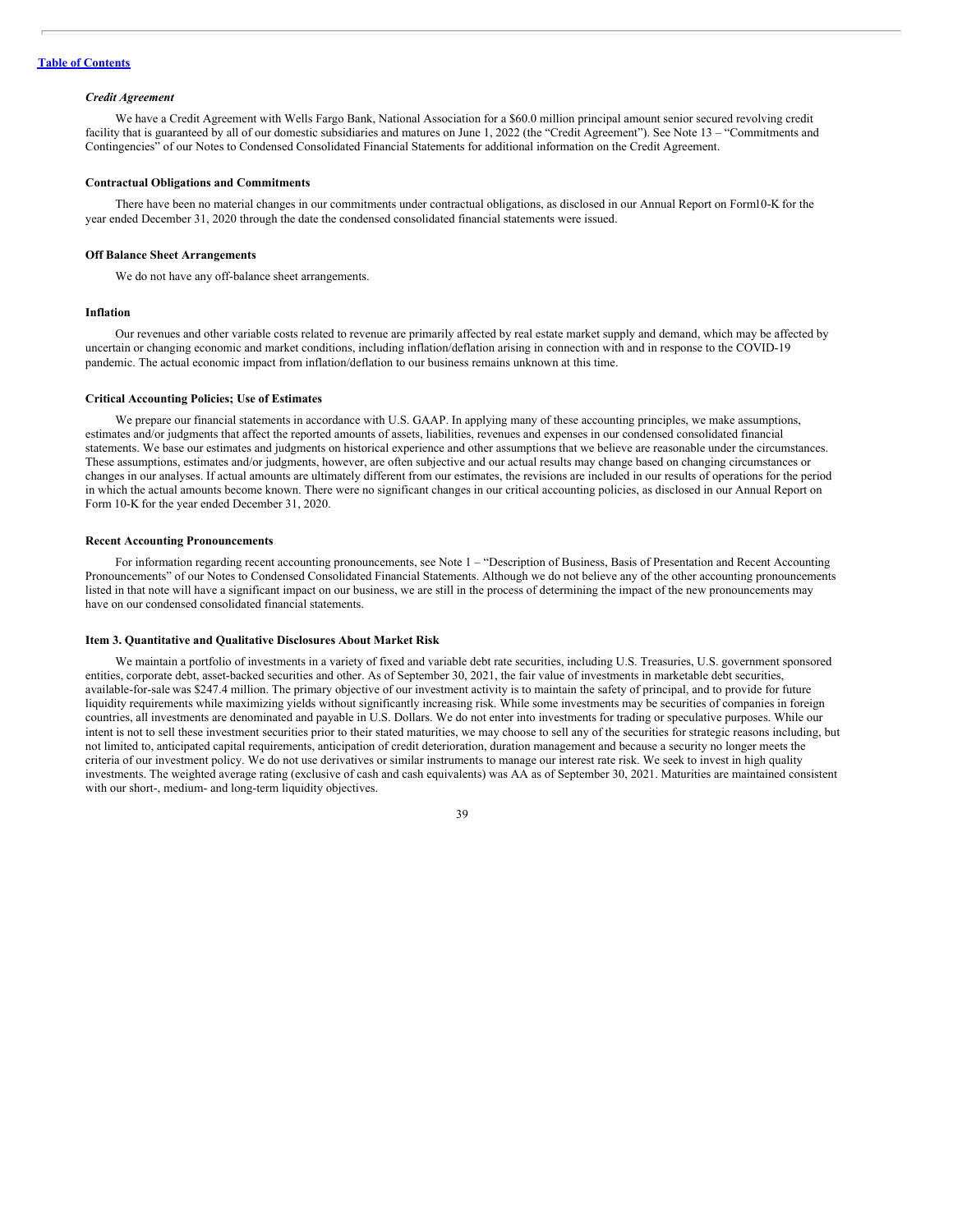*Credit Agreement*

We have a Credit Agreement with Wells Fargo Bank, National Association for a $60.0 million principal amount senior secured revolving credit facility that is guaranteed by all of our domestic subsidiaries and matures on June 1, 2022 (the "Credit Agreement"). See Note 13 – "Commitments and Contingencies" of our Notes to Condensed Consolidated Financial Statements for additional information on the Credit Agreement.

**Contractual Obligations and Commitments**

There have been no material changes in our commitments under contractual obligations, as disclosed in our Annual Report on Form10-K for the year ended December 31, 2020 through the date the condensed consolidated financial statements were issued.

**Off Balance Sheet Arrangements**

We do not have any off-balance sheet arrangements.

**Inflation**

Our revenues and other variable costs related to revenue are primarily affected by real estate market supply and demand, which may be affected by uncertain or changing economic and market conditions, including inflation/deflation arising in connection with and in response to the COVID-19 pandemic. The actual economic impact from inflation/deflation to our business remains unknown at this time.

**Critical Accounting Policies; Use of Estimates**

We prepare our financial statements in accordance with U.S. GAAP. In applying many of these accounting principles, we make assumptions, estimates and/or judgments that affect the reported amounts of assets, liabilities, revenues and expenses in our condensed consolidated financial statements. We base our estimates and judgments on historical experience and other assumptions that we believe are reasonable under the circumstances. These assumptions, estimates and/or judgments, however, are often subjective and our actual results may change based on changing circumstances or changes in our analyses. If actual amounts are ultimately different from our estimates, the revisions are included in our results of operations for the period in which the actual amounts become known. There were no significant changes in our critical accounting policies, as disclosed in our Annual Report on Form 10-K for the year ended December 31, 2020.

**Recent Accounting Pronouncements**

For information regarding recent accounting pronouncements, see Note 1 – "Description of Business, Basis of Presentation and Recent Accounting Pronouncements" of our Notes to Condensed Consolidated Financial Statements. Although we do not believe any of the other accounting pronouncements listed in that note will have a significant impact on our business, we are still in the process of determining the impact of the new pronouncements may have on our condensed consolidated financial statements.

**Item 3. Quantitative and Qualitative Disclosures About Market Risk**

We maintain a portfolio of investments in a variety of fixed and variable debt rate securities, including U.S. Treasuries, U.S. government sponsored entities, corporate debt, asset-backed securities and other. As of September 30, 2021, the fair value of investments in marketable debt securities, available-for-sale was $247.4 million. The primary objective of our investment activity is to maintain the safety of principal, and to provide for future liquidity requirements while maximizing yields without significantly increasing risk. While some investments may be securities of companies in foreign countries, all investments are denominated and payable in U.S. Dollars. We do not enter into investments for trading or speculative purposes. While our intent is not to sell these investment securities prior to their stated maturities, we may choose to sell any of the securities for strategic reasons including, but not limited to, anticipated capital requirements, anticipation of credit deterioration, duration management and because a security no longer meets the criteria of our investment policy. We do not use derivatives or similar instruments to manage our interest rate risk. We seek to invest in high quality investments. The weighted average rating (exclusive of cash and cash equivalents) was AA as of September 30, 2021. Maturities are maintained consistent with our short-, medium- and long-term liquidity objectives.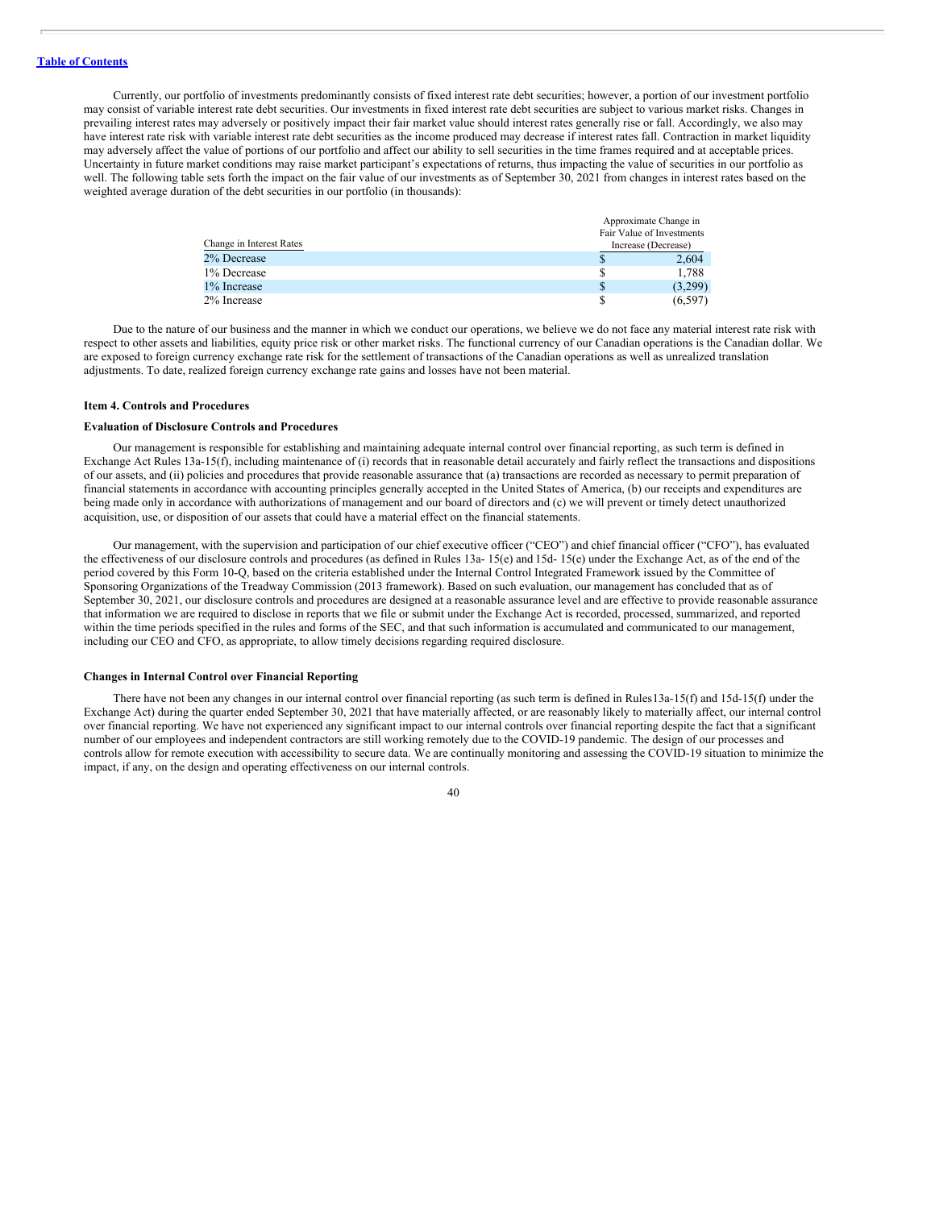Currently, our portfolio of investments predominantly consists of fixed interest rate debt securities; however, a portion of our investment portfolio may consist of variable interest rate debt securities. Our investments in fixed interest rate debt securities are subject to various market risks. Changes in prevailing interest rates may adversely or positively impact their fair market value should interest rates generally rise or fall. Accordingly, we also may have interest rate risk with variable interest rate debt securities as the income produced may decrease if interest rates fall. Contraction in market liquidity may adversely affect the value of portions of our portfolio and affect our ability to sell securities in the time frames required and at acceptable prices. Uncertainty in future market conditions may raise market participant's expectations of returns, thus impacting the value of securities in our portfolio as well. The following table sets forth the impact on the fair value of our investments as of September 30, 2021 from changes in interest rates based on the weighted average duration of the debt securities in our portfolio (in thousands):

| Change in Interest Rates | Approximate Change in Fair Value of Investments Increase (Decrease) |
|---|---|
| 2% Decrease | $ 2,604 |
| 1% Decrease | $ 1,788 |
| 1% Increase | $ (3,299) |
| 2% Increase | $ (6,597) |

Due to the nature of our business and the manner in which we conduct our operations, we believe we do not face any material interest rate risk with respect to other assets and liabilities, equity price risk or other market risks. The functional currency of our Canadian operations is the Canadian dollar. We are exposed to foreign currency exchange rate risk for the settlement of transactions of the Canadian operations as well as unrealized translation adjustments. To date, realized foreign currency exchange rate gains and losses have not been material.

### Item 4. Controls and Procedures

#### Evaluation of Disclosure Controls and Procedures

Our management is responsible for establishing and maintaining adequate internal control over financial reporting, as such term is defined in Exchange Act Rules 13a-15(f), including maintenance of (i) records that in reasonable detail accurately and fairly reflect the transactions and dispositions of our assets, and (ii) policies and procedures that provide reasonable assurance that (a) transactions are recorded as necessary to permit preparation of financial statements in accordance with accounting principles generally accepted in the United States of America, (b) our receipts and expenditures are being made only in accordance with authorizations of management and our board of directors and (c) we will prevent or timely detect unauthorized acquisition, use, or disposition of our assets that could have a material effect on the financial statements.

Our management, with the supervision and participation of our chief executive officer ("CEO") and chief financial officer ("CFO"), has evaluated the effectiveness of our disclosure controls and procedures (as defined in Rules 13a- 15(e) and 15d- 15(e) under the Exchange Act, as of the end of the period covered by this Form 10-Q, based on the criteria established under the Internal Control Integrated Framework issued by the Committee of Sponsoring Organizations of the Treadway Commission (2013 framework). Based on such evaluation, our management has concluded that as of September 30, 2021, our disclosure controls and procedures are designed at a reasonable assurance level and are effective to provide reasonable assurance that information we are required to disclose in reports that we file or submit under the Exchange Act is recorded, processed, summarized, and reported within the time periods specified in the rules and forms of the SEC, and that such information is accumulated and communicated to our management, including our CEO and CFO, as appropriate, to allow timely decisions regarding required disclosure.

#### Changes in Internal Control over Financial Reporting

There have not been any changes in our internal control over financial reporting (as such term is defined in Rules13a-15(f) and 15d-15(f) under the Exchange Act) during the quarter ended September 30, 2021 that have materially affected, or are reasonably likely to materially affect, our internal control over financial reporting. We have not experienced any significant impact to our internal controls over financial reporting despite the fact that a significant number of our employees and independent contractors are still working remotely due to the COVID-19 pandemic. The design of our processes and controls allow for remote execution with accessibility to secure data. We are continually monitoring and assessing the COVID-19 situation to minimize the impact, if any, on the design and operating effectiveness on our internal controls.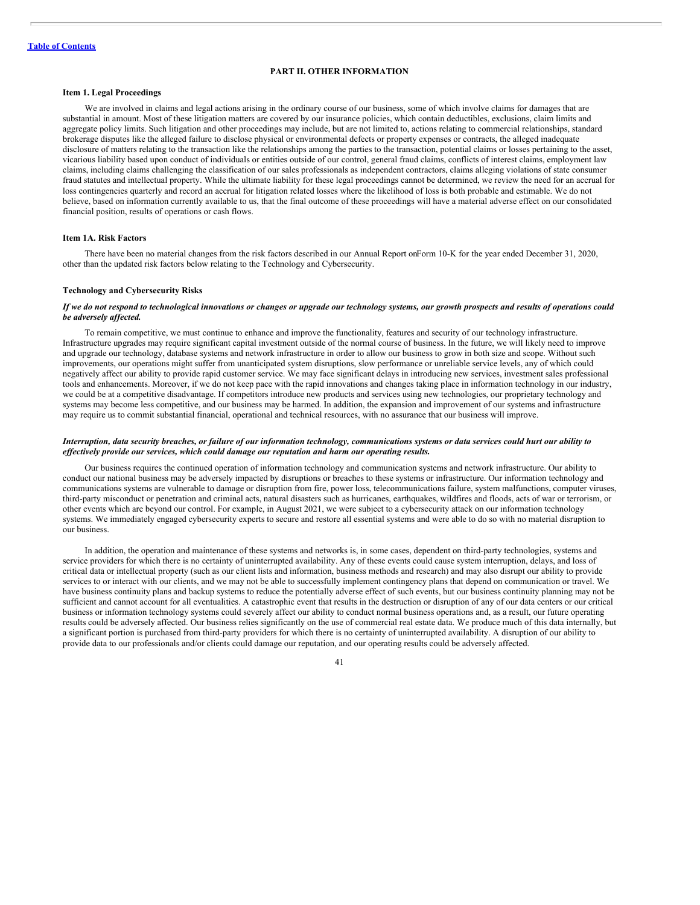[Table of Contents](#)

## PART II. OTHER INFORMATION

### Item 1. Legal Proceedings

We are involved in claims and legal actions arising in the ordinary course of our business, some of which involve claims for damages that are substantial in amount. Most of these litigation matters are covered by our insurance policies, which contain deductibles, exclusions, claim limits and aggregate policy limits. Such litigation and other proceedings may include, but are not limited to, actions relating to commercial relationships, standard brokerage disputes like the alleged failure to disclose physical or environmental defects or property expenses or contracts, the alleged inadequate disclosure of matters relating to the transaction like the relationships among the parties to the transaction, potential claims or losses pertaining to the asset, vicarious liability based upon conduct of individuals or entities outside of our control, general fraud claims, conflicts of interest claims, employment law claims, including claims challenging the classification of our sales professionals as independent contractors, claims alleging violations of state consumer fraud statutes and intellectual property. While the ultimate liability for these legal proceedings cannot be determined, we review the need for an accrual for loss contingencies quarterly and record an accrual for litigation related losses where the likelihood of loss is both probable and estimable. We do not believe, based on information currently available to us, that the final outcome of these proceedings will have a material adverse effect on our consolidated financial position, results of operations or cash flows.

### Item 1A. Risk Factors

There have been no material changes from the risk factors described in our Annual Report on Form 10-K for the year ended December 31, 2020, other than the updated risk factors below relating to the Technology and Cybersecurity.

#### Technology and Cybersecurity Risks

***If we do not respond to technological innovations or changes or upgrade our technology systems, our growth prospects and results of operations could be adversely affected.***

To remain competitive, we must continue to enhance and improve the functionality, features and security of our technology infrastructure. Infrastructure upgrades may require significant capital investment outside of the normal course of business. In the future, we will likely need to improve and upgrade our technology, database systems and network infrastructure in order to allow our business to grow in both size and scope. Without such improvements, our operations might suffer from unanticipated system disruptions, slow performance or unreliable service levels, any of which could negatively affect our ability to provide rapid customer service. We may face significant delays in introducing new services, investment sales professional tools and enhancements. Moreover, if we do not keep pace with the rapid innovations and changes taking place in information technology in our industry, we could be at a competitive disadvantage. If competitors introduce new products and services using new technologies, our proprietary technology and systems may become less competitive, and our business may be harmed. In addition, the expansion and improvement of our systems and infrastructure may require us to commit substantial financial, operational and technical resources, with no assurance that our business will improve.

***Interruption, data security breaches, or failure of our information technology, communications systems or data services could hurt our ability to effectively provide our services, which could damage our reputation and harm our operating results.***

Our business requires the continued operation of information technology and communication systems and network infrastructure. Our ability to conduct our national business may be adversely impacted by disruptions or breaches to these systems or infrastructure. Our information technology and communications systems are vulnerable to damage or disruption from fire, power loss, telecommunications failure, system malfunctions, computer viruses, third-party misconduct or penetration and criminal acts, natural disasters such as hurricanes, earthquakes, wildfires and floods, acts of war or terrorism, or other events which are beyond our control. For example, in August 2021, we were subject to a cybersecurity attack on our information technology systems. We immediately engaged cybersecurity experts to secure and restore all essential systems and were able to do so with no material disruption to our business.

In addition, the operation and maintenance of these systems and networks is, in some cases, dependent on third-party technologies, systems and service providers for which there is no certainty of uninterrupted availability. Any of these events could cause system interruption, delays, and loss of critical data or intellectual property (such as our client lists and information, business methods and research) and may also disrupt our ability to provide services to or interact with our clients, and we may not be able to successfully implement contingency plans that depend on communication or travel. We have business continuity plans and backup systems to reduce the potentially adverse effect of such events, but our business continuity planning may not be sufficient and cannot account for all eventualities. A catastrophic event that results in the destruction or disruption of any of our data centers or our critical business or information technology systems could severely affect our ability to conduct normal business operations and, as a result, our future operating results could be adversely affected. Our business relies significantly on the use of commercial real estate data. We produce much of this data internally, but a significant portion is purchased from third-party providers for which there is no certainty of uninterrupted availability. A disruption of our ability to provide data to our professionals and/or clients could damage our reputation, and our operating results could be adversely affected.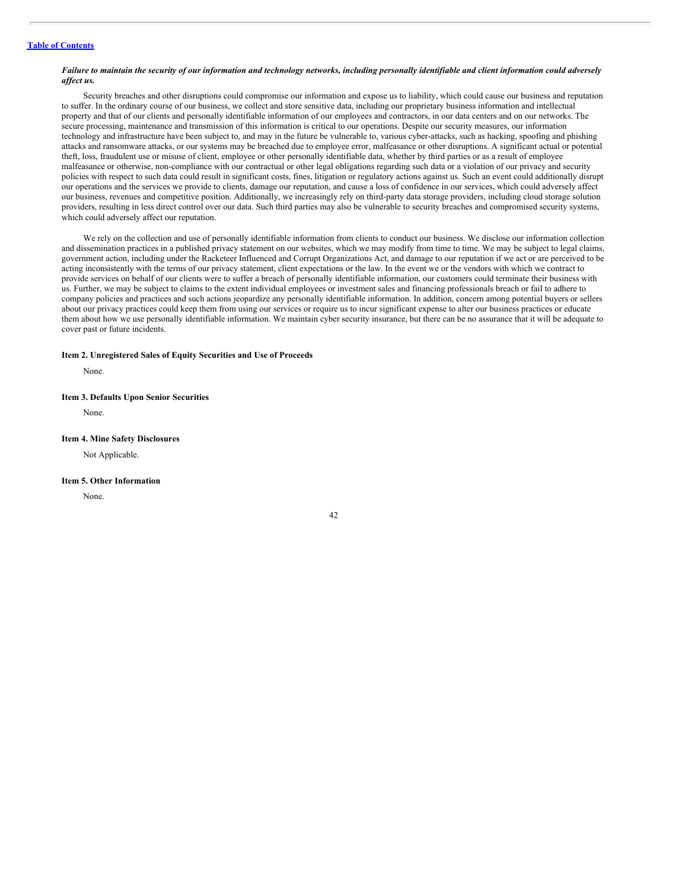***Failure to maintain the security of our information and technology networks, including personally identifiable and client information could adversely affect us.***

Security breaches and other disruptions could compromise our information and expose us to liability, which could cause our business and reputation to suffer. In the ordinary course of our business, we collect and store sensitive data, including our proprietary business information and intellectual property and that of our clients and personally identifiable information of our employees and contractors, in our data centers and on our networks. The secure processing, maintenance and transmission of this information is critical to our operations. Despite our security measures, our information technology and infrastructure have been subject to, and may in the future be vulnerable to, various cyber-attacks, such as hacking, spoofing and phishing attacks and ransomware attacks, or our systems may be breached due to employee error, malfeasance or other disruptions. A significant actual or potential theft, loss, fraudulent use or misuse of client, employee or other personally identifiable data, whether by third parties or as a result of employee malfeasance or otherwise, non-compliance with our contractual or other legal obligations regarding such data or a violation of our privacy and security policies with respect to such data could result in significant costs, fines, litigation or regulatory actions against us. Such an event could additionally disrupt our operations and the services we provide to clients, damage our reputation, and cause a loss of confidence in our services, which could adversely affect our business, revenues and competitive position. Additionally, we increasingly rely on third-party data storage providers, including cloud storage solution providers, resulting in less direct control over our data. Such third parties may also be vulnerable to security breaches and compromised security systems, which could adversely affect our reputation.

We rely on the collection and use of personally identifiable information from clients to conduct our business. We disclose our information collection and dissemination practices in a published privacy statement on our websites, which we may modify from time to time. We may be subject to legal claims, government action, including under the Racketeer Influenced and Corrupt Organizations Act, and damage to our reputation if we act or are perceived to be acting inconsistently with the terms of our privacy statement, client expectations or the law. In the event we or the vendors with which we contract to provide services on behalf of our clients were to suffer a breach of personally identifiable information, our customers could terminate their business with us. Further, we may be subject to claims to the extent individual employees or investment sales and financing professionals breach or fail to adhere to company policies and practices and such actions jeopardize any personally identifiable information. In addition, concern among potential buyers or sellers about our privacy practices could keep them from using our services or require us to incur significant expense to alter our business practices or educate them about how we use personally identifiable information. We maintain cyber security insurance, but there can be no assurance that it will be adequate to cover past or future incidents.

#### Item 2. Unregistered Sales of Equity Securities and Use of Proceeds

None.

#### Item 3. Defaults Upon Senior Securities

None.

#### Item 4. Mine Safety Disclosures

Not Applicable.

#### Item 5. Other Information

None.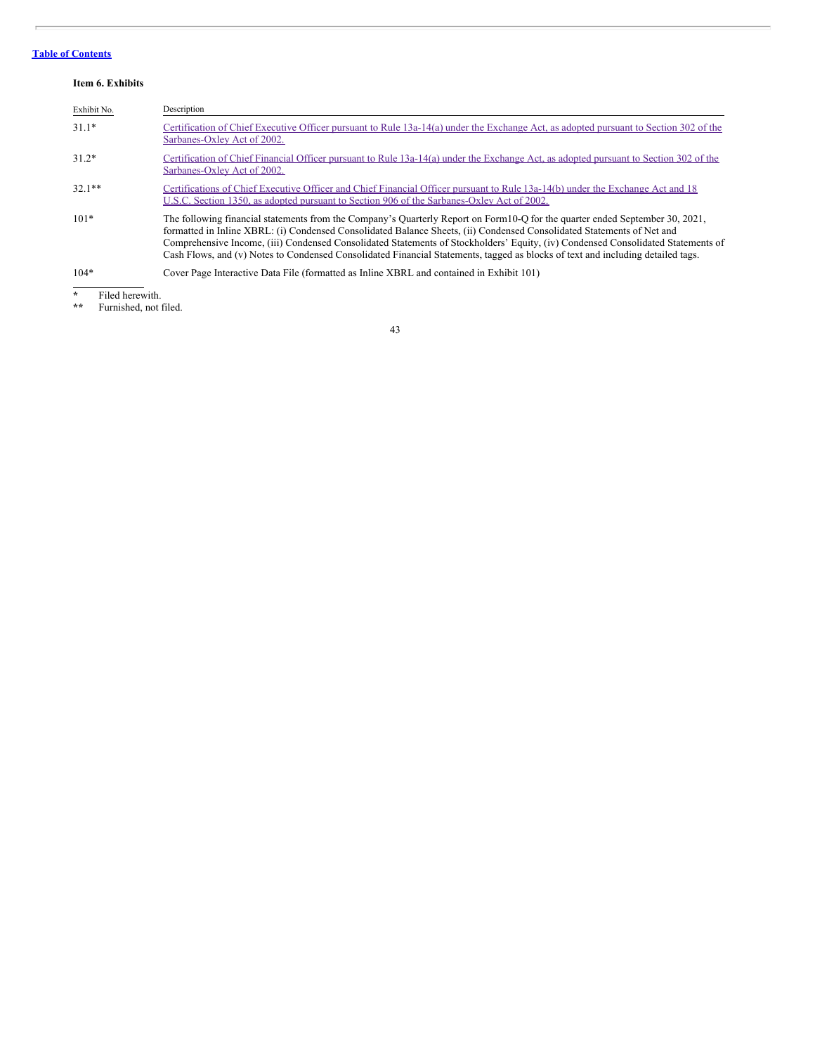Table of Contents

**Item 6. Exhibits**

| Exhibit No. | Description |
|---|---|
| 31.1* | Certification of Chief Executive Officer pursuant to Rule 13a-14(a) under the Exchange Act, as adopted pursuant to Section 302 of the Sarbanes-Oxley Act of 2002. |
| 31.2* | Certification of Chief Financial Officer pursuant to Rule 13a-14(a) under the Exchange Act, as adopted pursuant to Section 302 of the Sarbanes-Oxley Act of 2002. |
| 32.1** | Certifications of Chief Executive Officer and Chief Financial Officer pursuant to Rule 13a-14(b) under the Exchange Act and 18 U.S.C. Section 1350, as adopted pursuant to Section 906 of the Sarbanes-Oxley Act of 2002. |
| 101* | The following financial statements from the Company's Quarterly Report on Form10-Q for the quarter ended September 30, 2021, formatted in Inline XBRL: (i) Condensed Consolidated Balance Sheets, (ii) Condensed Consolidated Statements of Net and Comprehensive Income, (iii) Condensed Consolidated Statements of Stockholders' Equity, (iv) Condensed Consolidated Statements of Cash Flows, and (v) Notes to Condensed Consolidated Financial Statements, tagged as blocks of text and including detailed tags. |
| 104* | Cover Page Interactive Data File (formatted as Inline XBRL and contained in Exhibit 101) |

\* Filed herewith.

\** Furnished, not filed.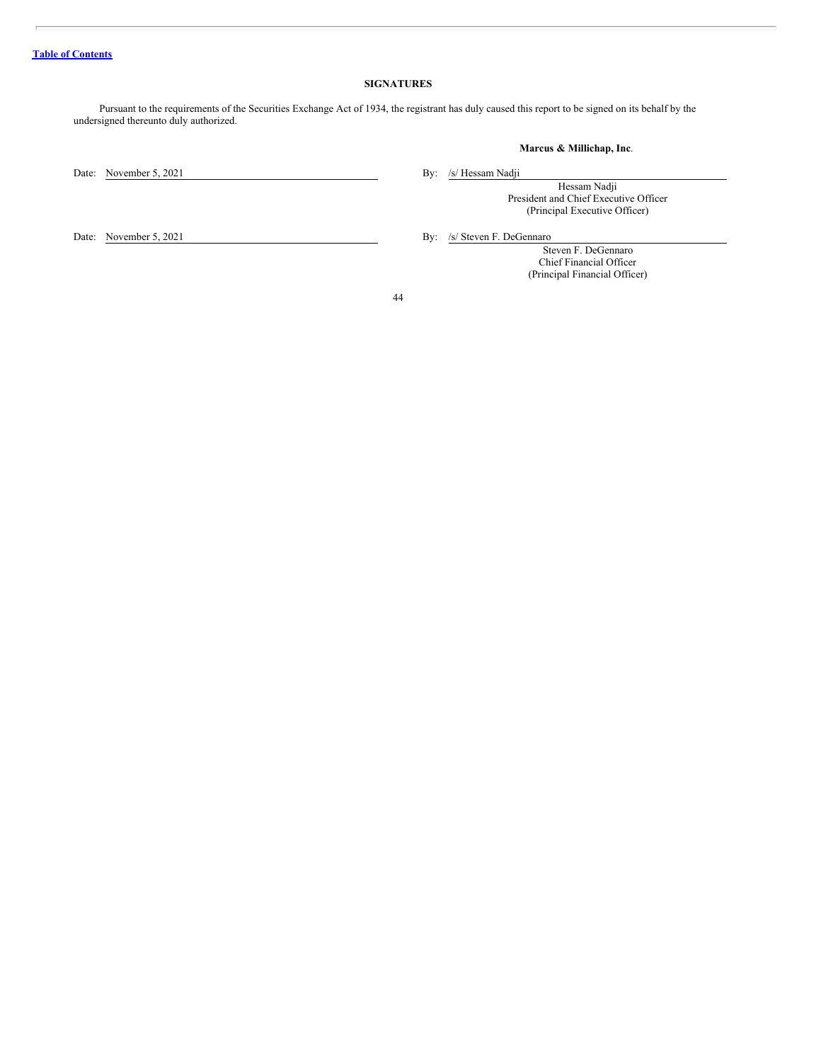## SIGNATURES

Pursuant to the requirements of the Securities Exchange Act of 1934, the registrant has duly caused this report to be signed on its behalf by the undersigned thereunto duly authorized.

**Marcus & Millichap, Inc**.

Date: November 5, 2021

By: /s/ Hessam Nadji
Hessam Nadji
President and Chief Executive Officer
(Principal Executive Officer)

Date: November 5, 2021

By: /s/ Steven F. DeGennaro
Steven F. DeGennaro
Chief Financial Officer
(Principal Financial Officer)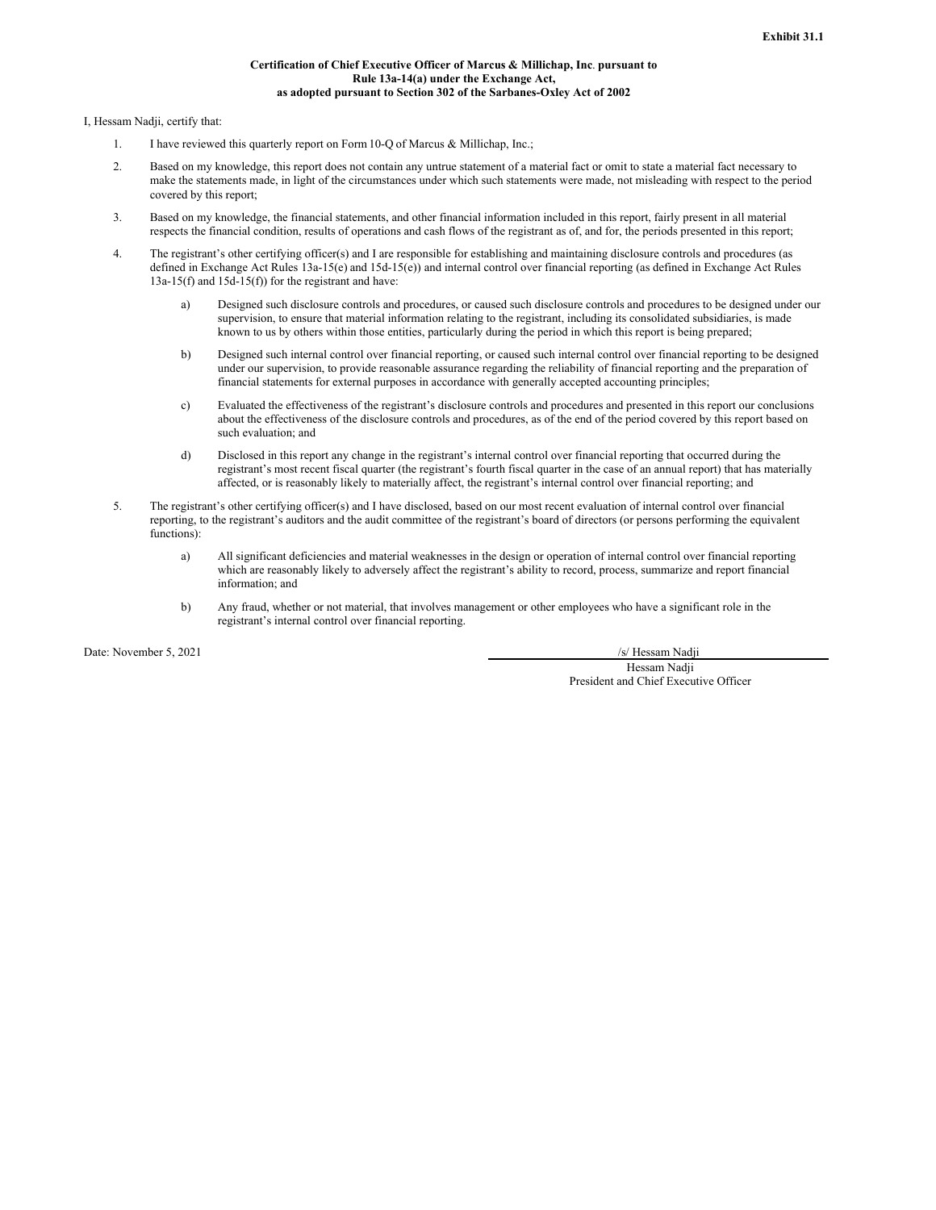**Exhibit 31.1**

**Certification of Chief Executive Officer of Marcus & Millichap, Inc. pursuant to Rule 13a-14(a) under the Exchange Act, as adopted pursuant to Section 302 of the Sarbanes-Oxley Act of 2002**

I, Hessam Nadji, certify that:

1. I have reviewed this quarterly report on Form 10-Q of Marcus & Millichap, Inc.;
2. Based on my knowledge, this report does not contain any untrue statement of a material fact or omit to state a material fact necessary to make the statements made, in light of the circumstances under which such statements were made, not misleading with respect to the period covered by this report;
3. Based on my knowledge, the financial statements, and other financial information included in this report, fairly present in all material respects the financial condition, results of operations and cash flows of the registrant as of, and for, the periods presented in this report;
4. The registrant's other certifying officer(s) and I are responsible for establishing and maintaining disclosure controls and procedures (as defined in Exchange Act Rules 13a-15(e) and 15d-15(e)) and internal control over financial reporting (as defined in Exchange Act Rules 13a-15(f) and 15d-15(f)) for the registrant and have:
   a) Designed such disclosure controls and procedures, or caused such disclosure controls and procedures to be designed under our supervision, to ensure that material information relating to the registrant, including its consolidated subsidiaries, is made known to us by others within those entities, particularly during the period in which this report is being prepared;
   b) Designed such internal control over financial reporting, or caused such internal control over financial reporting to be designed under our supervision, to provide reasonable assurance regarding the reliability of financial reporting and the preparation of financial statements for external purposes in accordance with generally accepted accounting principles;
   c) Evaluated the effectiveness of the registrant's disclosure controls and procedures and presented in this report our conclusions about the effectiveness of the disclosure controls and procedures, as of the end of the period covered by this report based on such evaluation; and
   d) Disclosed in this report any change in the registrant's internal control over financial reporting that occurred during the registrant's most recent fiscal quarter (the registrant's fourth fiscal quarter in the case of an annual report) that has materially affected, or is reasonably likely to materially affect, the registrant's internal control over financial reporting; and
5. The registrant's other certifying officer(s) and I have disclosed, based on our most recent evaluation of internal control over financial reporting, to the registrant's auditors and the audit committee of the registrant's board of directors (or persons performing the equivalent functions):
   a) All significant deficiencies and material weaknesses in the design or operation of internal control over financial reporting which are reasonably likely to adversely affect the registrant's ability to record, process, summarize and report financial information; and
   b) Any fraud, whether or not material, that involves management or other employees who have a significant role in the registrant's internal control over financial reporting.

Date: November 5, 2021

/s/ Hessam Nadji
Hessam Nadji
President and Chief Executive Officer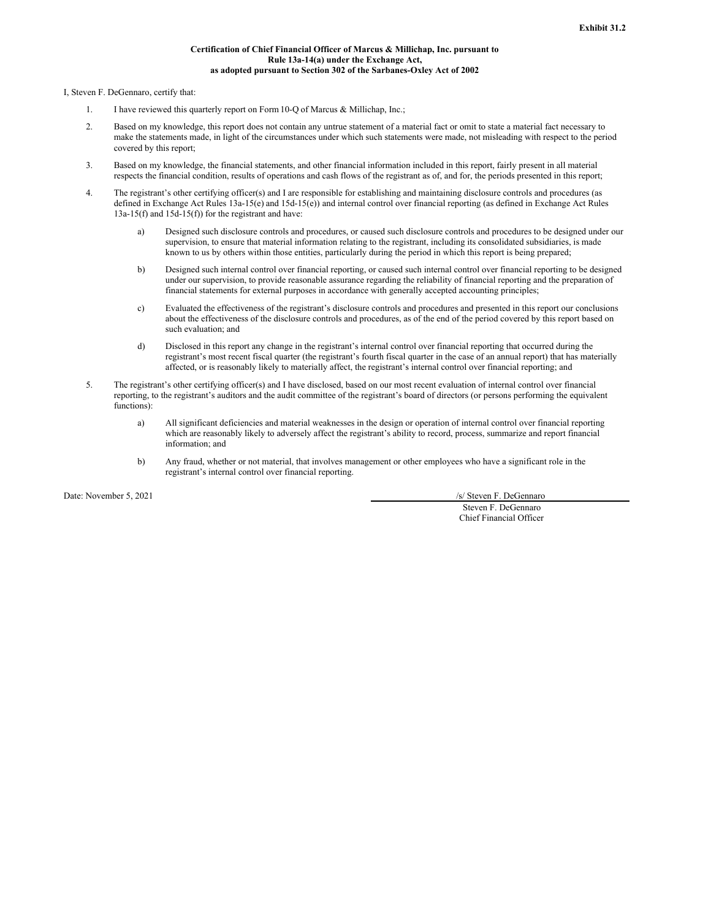**Exhibit 31.2**

**Certification of Chief Financial Officer of Marcus & Millichap, Inc. pursuant to Rule 13a-14(a) under the Exchange Act, as adopted pursuant to Section 302 of the Sarbanes-Oxley Act of 2002**

I, Steven F. DeGennaro, certify that:

1. I have reviewed this quarterly report on Form 10-Q of Marcus & Millichap, Inc.;
2. Based on my knowledge, this report does not contain any untrue statement of a material fact or omit to state a material fact necessary to make the statements made, in light of the circumstances under which such statements were made, not misleading with respect to the period covered by this report;
3. Based on my knowledge, the financial statements, and other financial information included in this report, fairly present in all material respects the financial condition, results of operations and cash flows of the registrant as of, and for, the periods presented in this report;
4. The registrant's other certifying officer(s) and I are responsible for establishing and maintaining disclosure controls and procedures (as defined in Exchange Act Rules 13a-15(e) and 15d-15(e)) and internal control over financial reporting (as defined in Exchange Act Rules 13a-15(f) and 15d-15(f)) for the registrant and have:
   a) Designed such disclosure controls and procedures, or caused such disclosure controls and procedures to be designed under our supervision, to ensure that material information relating to the registrant, including its consolidated subsidiaries, is made known to us by others within those entities, particularly during the period in which this report is being prepared;
   b) Designed such internal control over financial reporting, or caused such internal control over financial reporting to be designed under our supervision, to provide reasonable assurance regarding the reliability of financial reporting and the preparation of financial statements for external purposes in accordance with generally accepted accounting principles;
   c) Evaluated the effectiveness of the registrant's disclosure controls and procedures and presented in this report our conclusions about the effectiveness of the disclosure controls and procedures, as of the end of the period covered by this report based on such evaluation; and
   d) Disclosed in this report any change in the registrant's internal control over financial reporting that occurred during the registrant's most recent fiscal quarter (the registrant's fourth fiscal quarter in the case of an annual report) that has materially affected, or is reasonably likely to materially affect, the registrant's internal control over financial reporting; and
5. The registrant's other certifying officer(s) and I have disclosed, based on our most recent evaluation of internal control over financial reporting, to the registrant's auditors and the audit committee of the registrant's board of directors (or persons performing the equivalent functions):
   a) All significant deficiencies and material weaknesses in the design or operation of internal control over financial reporting which are reasonably likely to adversely affect the registrant's ability to record, process, summarize and report financial information; and
   b) Any fraud, whether or not material, that involves management or other employees who have a significant role in the registrant's internal control over financial reporting.

Date: November 5, 2021

/s/ Steven F. DeGennaro

Steven F. DeGennaro
Chief Financial Officer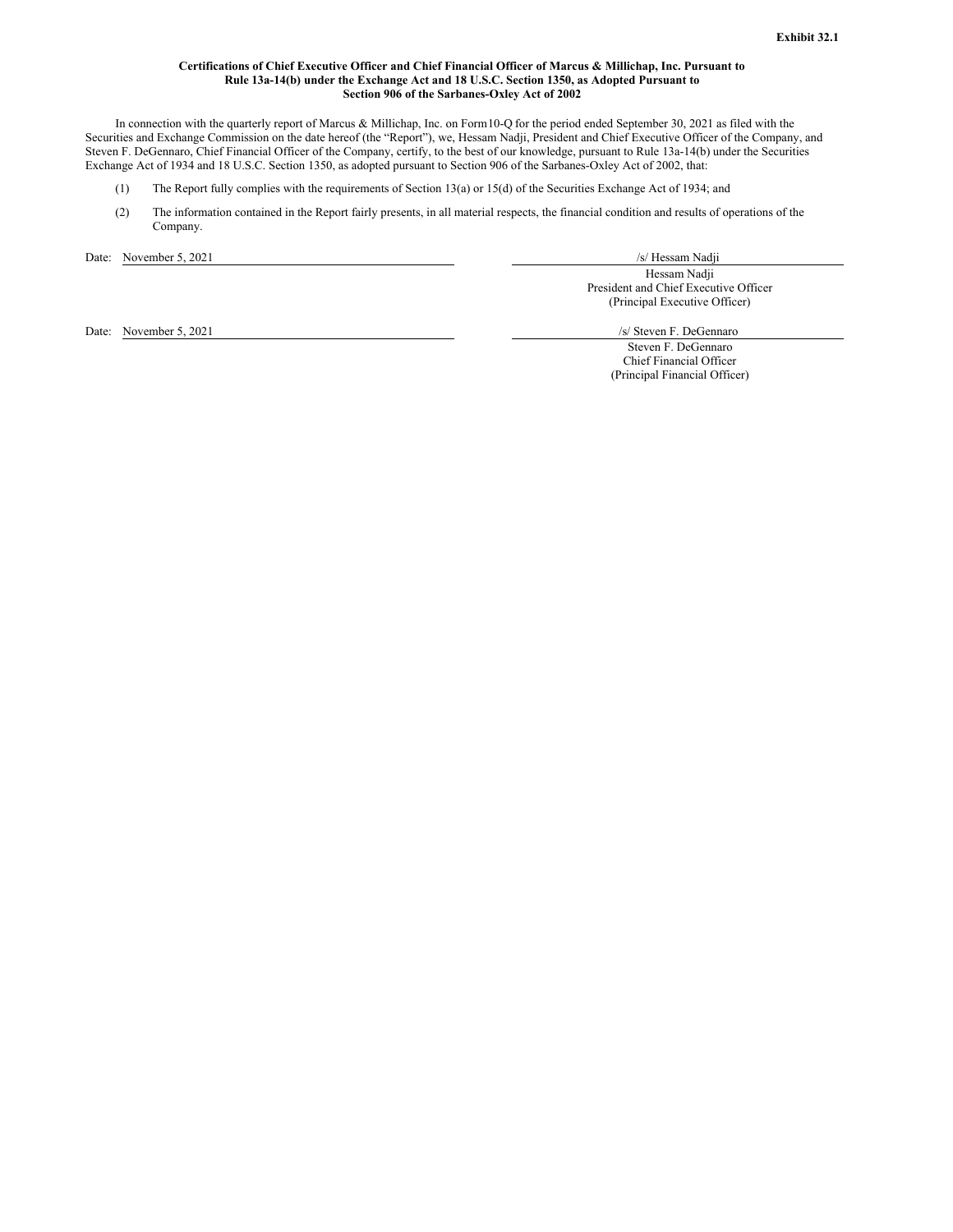**Exhibit 32.1**

**Certifications of Chief Executive Officer and Chief Financial Officer of Marcus & Millichap, Inc. Pursuant to Rule 13a-14(b) under the Exchange Act and 18 U.S.C. Section 1350, as Adopted Pursuant to Section 906 of the Sarbanes-Oxley Act of 2002**

In connection with the quarterly report of Marcus & Millichap, Inc. on Form10-Q for the period ended September 30, 2021 as filed with the Securities and Exchange Commission on the date hereof (the "Report"), we, Hessam Nadji, President and Chief Executive Officer of the Company, and Steven F. DeGennaro, Chief Financial Officer of the Company, certify, to the best of our knowledge, pursuant to Rule 13a-14(b) under the Securities Exchange Act of 1934 and 18 U.S.C. Section 1350, as adopted pursuant to Section 906 of the Sarbanes-Oxley Act of 2002, that:

(1) The Report fully complies with the requirements of Section 13(a) or 15(d) of the Securities Exchange Act of 1934; and

(2) The information contained in the Report fairly presents, in all material respects, the financial condition and results of operations of the Company.

Date: November 5, 2021

/s/ Hessam Nadji
Hessam Nadji
President and Chief Executive Officer
(Principal Executive Officer)

Date: November 5, 2021

/s/ Steven F. DeGennaro
Steven F. DeGennaro
Chief Financial Officer
(Principal Financial Officer)